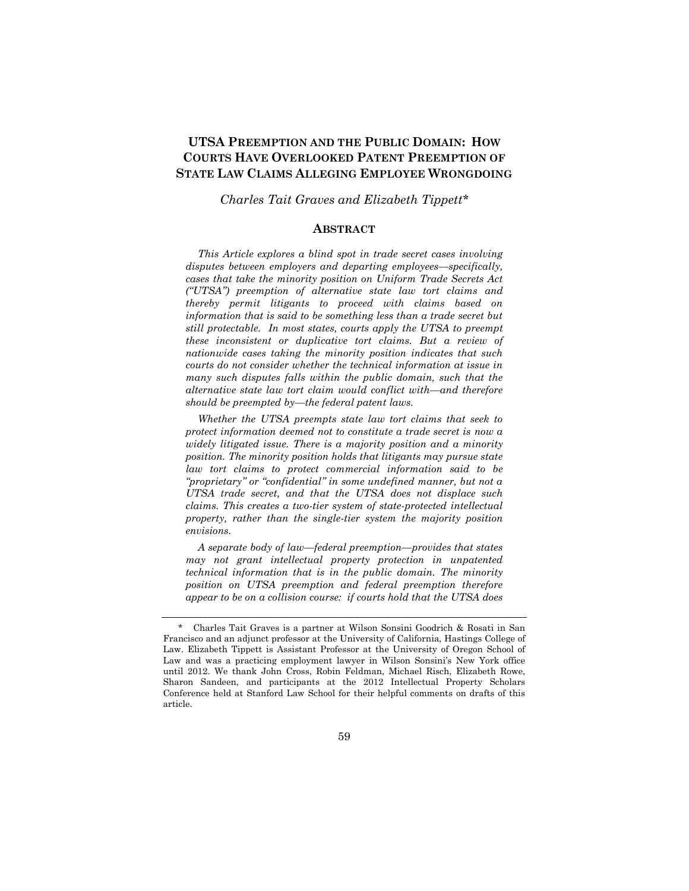# UTSA PREEMPTION AND THE PUBLIC DOMAIN: HOW COURTS HAVE OVERLOOKED PATENT PREEMPTION OF STATE LAW CLAIMS ALLEGING EMPLOYEE WRONGDOING

*Charles Tait Graves and Elizabeth Tippett\**

## ABSTRACT

*This Article explores a blind spot in trade secret cases involving disputes between employers and departing employees—specifically, cases that take the minority position on Uniform Trade Secrets Act ("UTSA") preemption of alternative state law tort claims and thereby permit litigants to proceed with claims based on information that is said to be something less than a trade secret but still protectable. In most states, courts apply the UTSA to preempt these inconsistent or duplicative tort claims. But a review of nationwide cases taking the minority position indicates that such courts do not consider whether the technical information at issue in many such disputes falls within the public domain, such that the alternative state law tort claim would conflict with—and therefore should be preempted by—the federal patent laws.*

*Whether the UTSA preempts state law tort claims that seek to protect information deemed not to constitute a trade secret is now a widely litigated issue. There is a majority position and a minority position. The minority position holds that litigants may pursue state law tort claims to protect commercial information said to be "proprietary" or "confidential" in some undefined manner, but not a UTSA trade secret, and that the UTSA does not displace such claims. This creates a two-tier system of state-protected intellectual property, rather than the single-tier system the majority position envisions.*

*A separate body of law—federal preemption—provides that states may not grant intellectual property protection in unpatented technical information that is in the public domain. The minority position on UTSA preemption and federal preemption therefore appear to be on a collision course: if courts hold that the UTSA does*

---

\* Charles Tait Graves is a partner at Wilson Sonsini Goodrich & Rosati in San Francisco and an adjunct professor at the University of California, Hastings College of Law. Elizabeth Tippett is Assistant Professor at the University of Oregon School of Law and was a practicing employment lawyer in Wilson Sonsini's New York office until 2012. We thank John Cross, Robin Feldman, Michael Risch, Elizabeth Rowe, Sharon Sandeen, and participants at the 2012 Intellectual Property Scholars Conference held at Stanford Law School for their helpful comments on drafts of this article.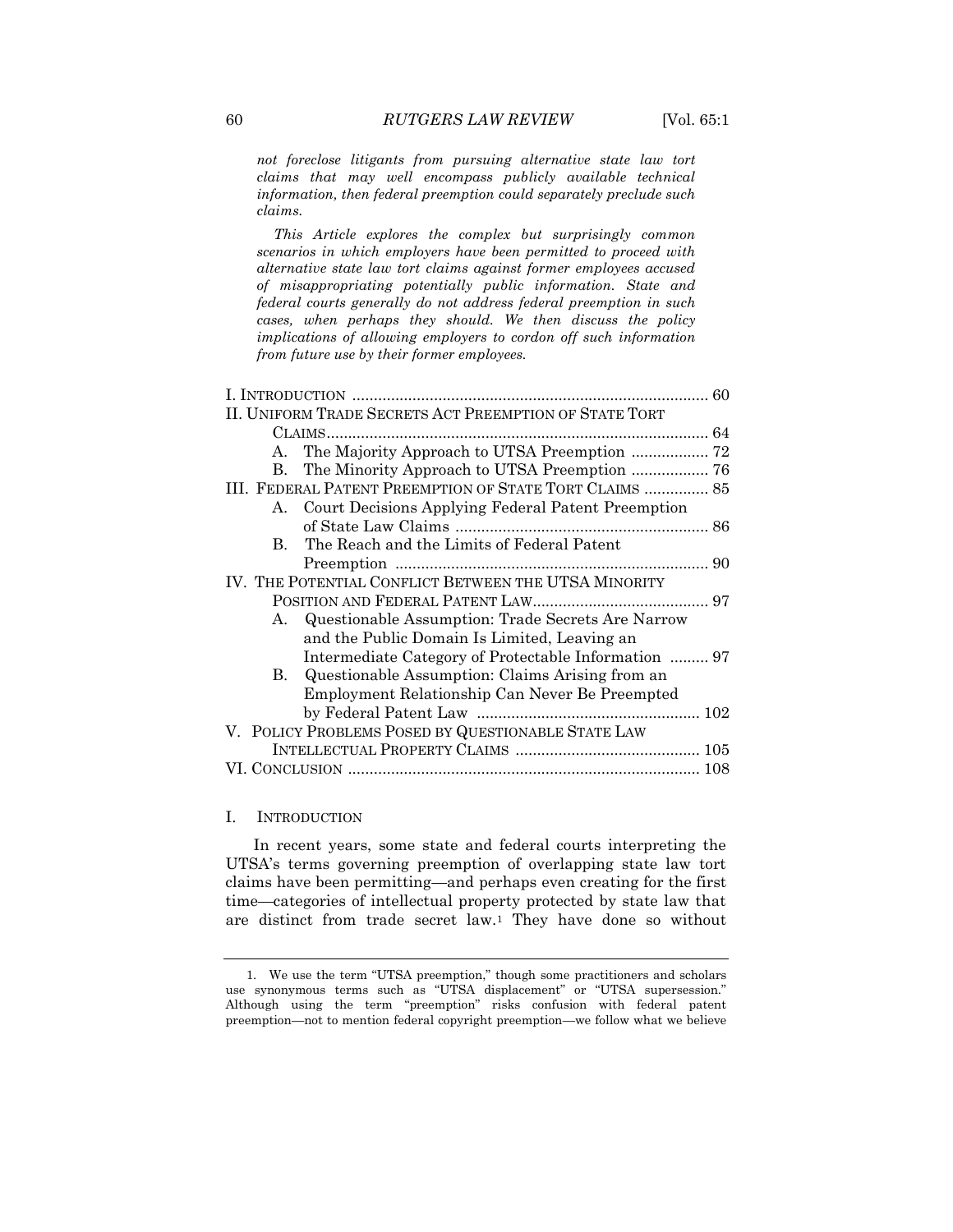*not foreclose litigants from pursuing alternative state law tort claims that may well encompass publicly available technical information, then federal preemption could separately preclude such claims.*

*This Article explores the complex but surprisingly common scenarios in which employers have been permitted to proceed with alternative state law tort claims against former employees accused of misappropriating potentially public information. State and federal courts generally do not address federal preemption in such cases, when perhaps they should. We then discuss the policy implications of allowing employers to cordon off such information from future use by their former employees.*

I. INTRODUCTION .................................................................................. 60
II. UNIFORM TRADE SECRETS ACT PREEMPTION OF STATE TORT CLAIMS ........................................................................................ 64
  A. The Majority Approach to UTSA Preemption .................. 72
  B. The Minority Approach to UTSA Preemption .................. 76
III. FEDERAL PATENT PREEMPTION OF STATE TORT CLAIMS ............... 85
  A. Court Decisions Applying Federal Patent Preemption of State Law Claims ........................................................... 86
  B. The Reach and the Limits of Federal Patent Preemption ......................................................................... 90
IV. THE POTENTIAL CONFLICT BETWEEN THE UTSA MINORITY POSITION AND FEDERAL PATENT LAW ......................................... 97
  A. Questionable Assumption: Trade Secrets Are Narrow and the Public Domain Is Limited, Leaving an Intermediate Category of Protectable Information ......... 97
  B. Questionable Assumption: Claims Arising from an Employment Relationship Can Never Be Preempted by Federal Patent Law .................................................... 102
V. POLICY PROBLEMS POSED BY QUESTIONABLE STATE LAW INTELLECTUAL PROPERTY CLAIMS ........................................... 105
VI. CONCLUSION ................................................................................. 108

## I. INTRODUCTION

In recent years, some state and federal courts interpreting the UTSA's terms governing preemption of overlapping state law tort claims have been permitting—and perhaps even creating for the first time—categories of intellectual property protected by state law that are distinct from trade secret law.[1] They have done so without

1. We use the term "UTSA preemption," though some practitioners and scholars use synonymous terms such as "UTSA displacement" or "UTSA supersession." Although using the term "preemption" risks confusion with federal patent preemption—not to mention federal copyright preemption—we follow what we believe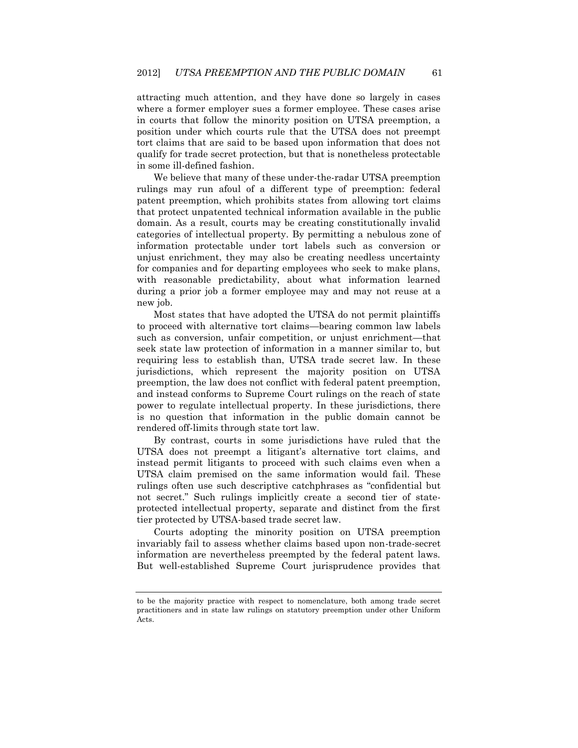attracting much attention, and they have done so largely in cases where a former employer sues a former employee. These cases arise in courts that follow the minority position on UTSA preemption, a position under which courts rule that the UTSA does not preempt tort claims that are said to be based upon information that does not qualify for trade secret protection, but that is nonetheless protectable in some ill-defined fashion.

We believe that many of these under-the-radar UTSA preemption rulings may run afoul of a different type of preemption: federal patent preemption, which prohibits states from allowing tort claims that protect unpatented technical information available in the public domain. As a result, courts may be creating constitutionally invalid categories of intellectual property. By permitting a nebulous zone of information protectable under tort labels such as conversion or unjust enrichment, they may also be creating needless uncertainty for companies and for departing employees who seek to make plans, with reasonable predictability, about what information learned during a prior job a former employee may and may not reuse at a new job.

Most states that have adopted the UTSA do not permit plaintiffs to proceed with alternative tort claims—bearing common law labels such as conversion, unfair competition, or unjust enrichment—that seek state law protection of information in a manner similar to, but requiring less to establish than, UTSA trade secret law. In these jurisdictions, which represent the majority position on UTSA preemption, the law does not conflict with federal patent preemption, and instead conforms to Supreme Court rulings on the reach of state power to regulate intellectual property. In these jurisdictions, there is no question that information in the public domain cannot be rendered off-limits through state tort law.

By contrast, courts in some jurisdictions have ruled that the UTSA does not preempt a litigant's alternative tort claims, and instead permit litigants to proceed with such claims even when a UTSA claim premised on the same information would fail. These rulings often use such descriptive catchphrases as "confidential but not secret." Such rulings implicitly create a second tier of state-protected intellectual property, separate and distinct from the first tier protected by UTSA-based trade secret law.

Courts adopting the minority position on UTSA preemption invariably fail to assess whether claims based upon non-trade-secret information are nevertheless preempted by the federal patent laws. But well-established Supreme Court jurisprudence provides that

---

to be the majority practice with respect to nomenclature, both among trade secret practitioners and in state law rulings on statutory preemption under other Uniform Acts.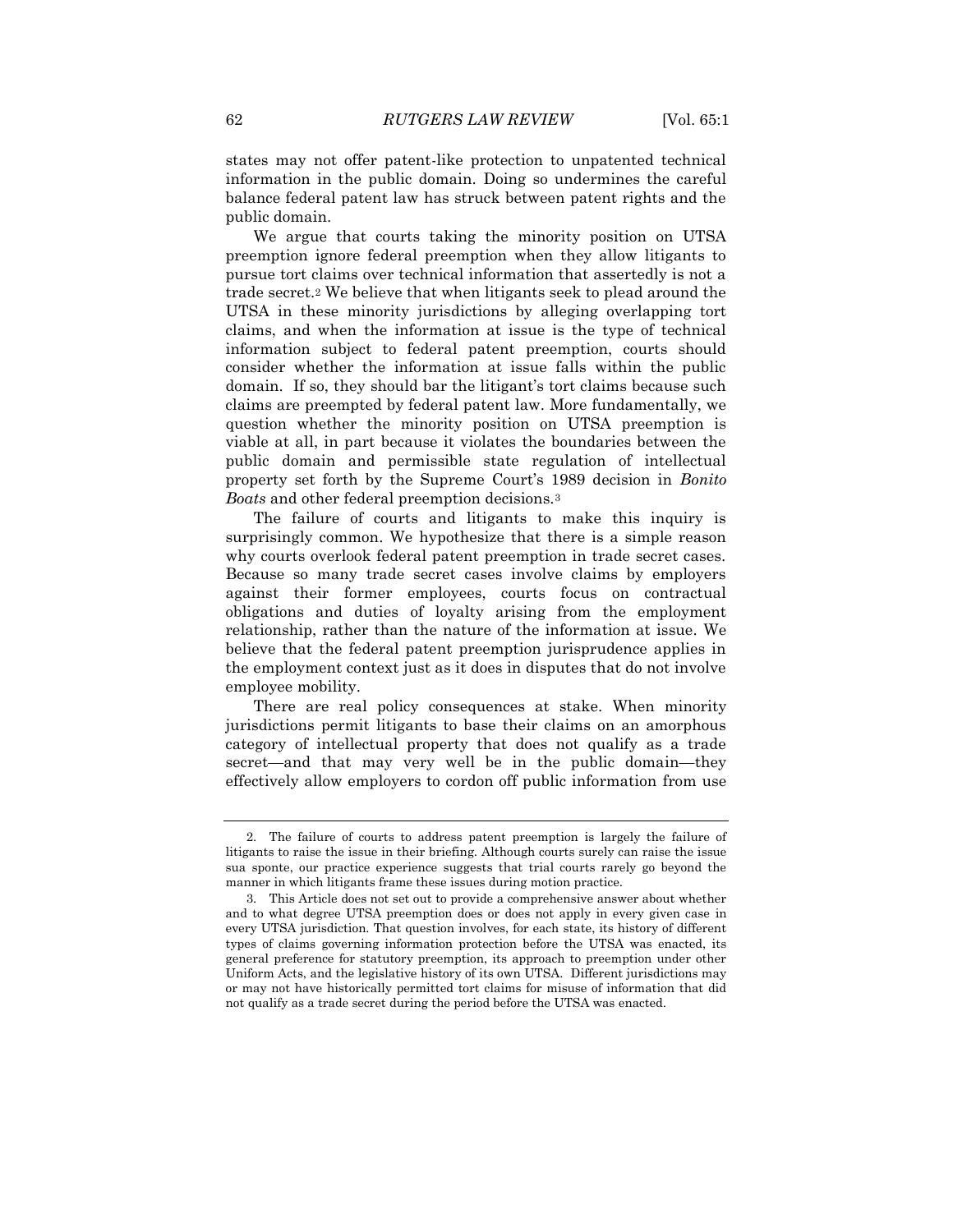states may not offer patent-like protection to unpatented technical information in the public domain. Doing so undermines the careful balance federal patent law has struck between patent rights and the public domain.

We argue that courts taking the minority position on UTSA preemption ignore federal preemption when they allow litigants to pursue tort claims over technical information that assertedly is not a trade secret.[2] We believe that when litigants seek to plead around the UTSA in these minority jurisdictions by alleging overlapping tort claims, and when the information at issue is the type of technical information subject to federal patent preemption, courts should consider whether the information at issue falls within the public domain. If so, they should bar the litigant's tort claims because such claims are preempted by federal patent law. More fundamentally, we question whether the minority position on UTSA preemption is viable at all, in part because it violates the boundaries between the public domain and permissible state regulation of intellectual property set forth by the Supreme Court's 1989 decision in *Bonito Boats* and other federal preemption decisions.[3]

The failure of courts and litigants to make this inquiry is surprisingly common. We hypothesize that there is a simple reason why courts overlook federal patent preemption in trade secret cases. Because so many trade secret cases involve claims by employers against their former employees, courts focus on contractual obligations and duties of loyalty arising from the employment relationship, rather than the nature of the information at issue. We believe that the federal patent preemption jurisprudence applies in the employment context just as it does in disputes that do not involve employee mobility.

There are real policy consequences at stake. When minority jurisdictions permit litigants to base their claims on an amorphous category of intellectual property that does not qualify as a trade secret—and that may very well be in the public domain—they effectively allow employers to cordon off public information from use

---

2. The failure of courts to address patent preemption is largely the failure of litigants to raise the issue in their briefing. Although courts surely can raise the issue sua sponte, our practice experience suggests that trial courts rarely go beyond the manner in which litigants frame these issues during motion practice.

3. This Article does not set out to provide a comprehensive answer about whether and to what degree UTSA preemption does or does not apply in every given case in every UTSA jurisdiction. That question involves, for each state, its history of different types of claims governing information protection before the UTSA was enacted, its general preference for statutory preemption, its approach to preemption under other Uniform Acts, and the legislative history of its own UTSA. Different jurisdictions may or may not have historically permitted tort claims for misuse of information that did not qualify as a trade secret during the period before the UTSA was enacted.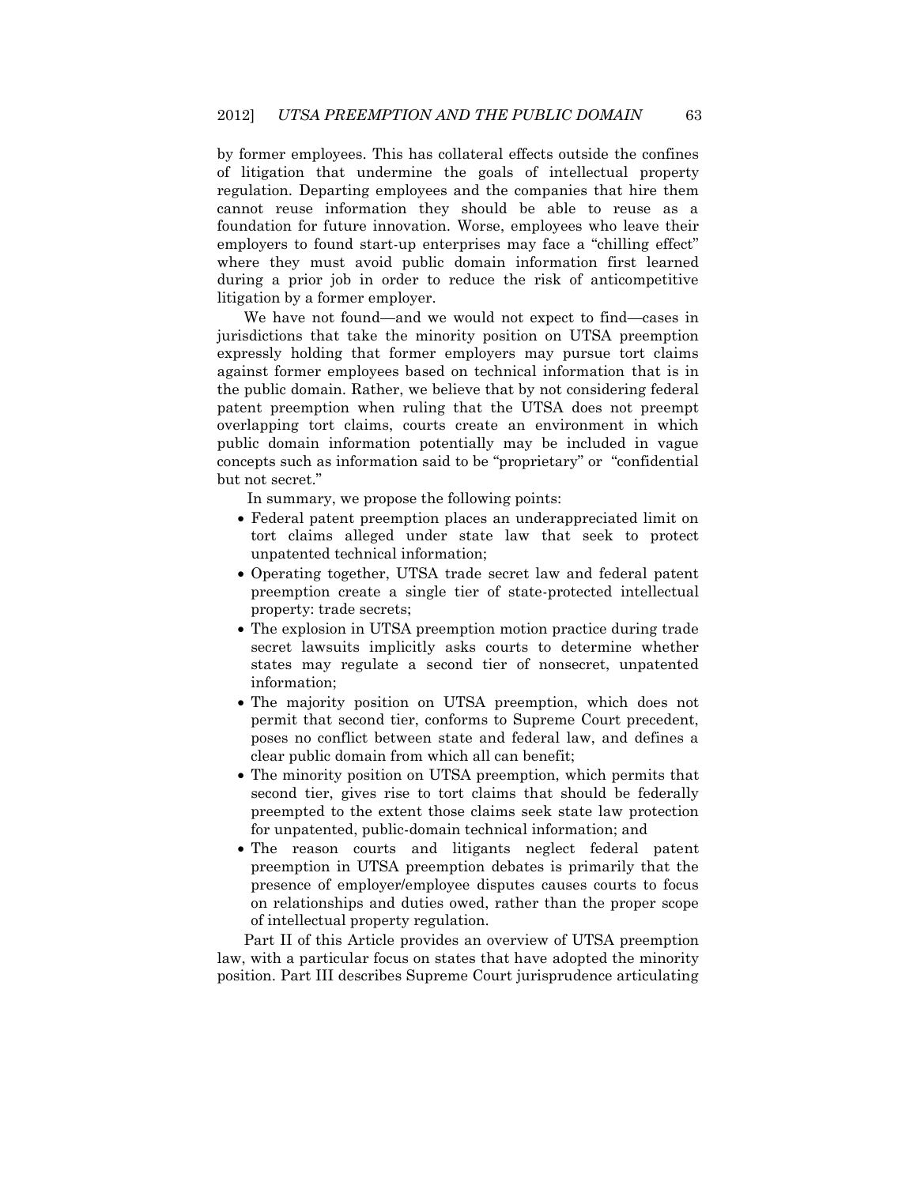by former employees. This has collateral effects outside the confines of litigation that undermine the goals of intellectual property regulation. Departing employees and the companies that hire them cannot reuse information they should be able to reuse as a foundation for future innovation. Worse, employees who leave their employers to found start-up enterprises may face a "chilling effect" where they must avoid public domain information first learned during a prior job in order to reduce the risk of anticompetitive litigation by a former employer.

We have not found—and we would not expect to find—cases in jurisdictions that take the minority position on UTSA preemption expressly holding that former employers may pursue tort claims against former employees based on technical information that is in the public domain. Rather, we believe that by not considering federal patent preemption when ruling that the UTSA does not preempt overlapping tort claims, courts create an environment in which public domain information potentially may be included in vague concepts such as information said to be "proprietary" or "confidential but not secret."

In summary, we propose the following points:

- Federal patent preemption places an underappreciated limit on tort claims alleged under state law that seek to protect unpatented technical information;
- Operating together, UTSA trade secret law and federal patent preemption create a single tier of state-protected intellectual property: trade secrets;
- The explosion in UTSA preemption motion practice during trade secret lawsuits implicitly asks courts to determine whether states may regulate a second tier of nonsecret, unpatented information;
- The majority position on UTSA preemption, which does not permit that second tier, conforms to Supreme Court precedent, poses no conflict between state and federal law, and defines a clear public domain from which all can benefit;
- The minority position on UTSA preemption, which permits that second tier, gives rise to tort claims that should be federally preempted to the extent those claims seek state law protection for unpatented, public-domain technical information; and
- The reason courts and litigants neglect federal patent preemption in UTSA preemption debates is primarily that the presence of employer/employee disputes causes courts to focus on relationships and duties owed, rather than the proper scope of intellectual property regulation.

Part II of this Article provides an overview of UTSA preemption law, with a particular focus on states that have adopted the minority position. Part III describes Supreme Court jurisprudence articulating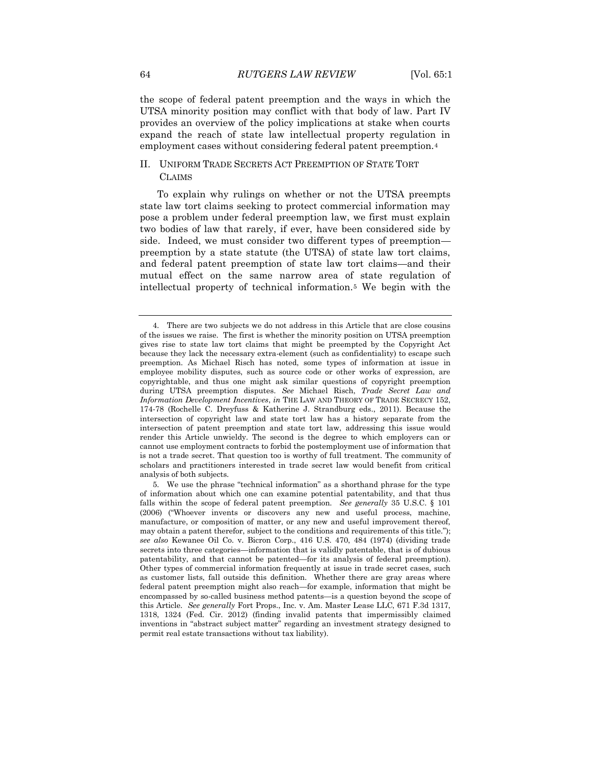the scope of federal patent preemption and the ways in which the UTSA minority position may conflict with that body of law. Part IV provides an overview of the policy implications at stake when courts expand the reach of state law intellectual property regulation in employment cases without considering federal patent preemption.[4]

## II. UNIFORM TRADE SECRETS ACT PREEMPTION OF STATE TORT CLAIMS

To explain why rulings on whether or not the UTSA preempts state law tort claims seeking to protect commercial information may pose a problem under federal preemption law, we first must explain two bodies of law that rarely, if ever, have been considered side by side. Indeed, we must consider two different types of preemption—preemption by a state statute (the UTSA) of state law tort claims, and federal patent preemption of state law tort claims—and their mutual effect on the same narrow area of state regulation of intellectual property of technical information.[5] We begin with the

---

4. There are two subjects we do not address in this Article that are close cousins of the issues we raise. The first is whether the minority position on UTSA preemption gives rise to state law tort claims that might be preempted by the Copyright Act because they lack the necessary extra-element (such as confidentiality) to escape such preemption. As Michael Risch has noted, some types of information at issue in employee mobility disputes, such as source code or other works of expression, are copyrightable, and thus one might ask similar questions of copyright preemption during UTSA preemption disputes. *See* Michael Risch, *Trade Secret Law and Information Development Incentives*, *in* THE LAW AND THEORY OF TRADE SECRECY 152, 174-78 (Rochelle C. Dreyfuss & Katherine J. Strandburg eds., 2011). Because the intersection of copyright law and state tort law has a history separate from the intersection of patent preemption and state tort law, addressing this issue would render this Article unwieldy. The second is the degree to which employers can or cannot use employment contracts to forbid the postemployment use of information that is not a trade secret. That question too is worthy of full treatment. The community of scholars and practitioners interested in trade secret law would benefit from critical analysis of both subjects.

5. We use the phrase "technical information" as a shorthand phrase for the type of information about which one can examine potential patentability, and that thus falls within the scope of federal patent preemption. *See generally* 35 U.S.C. § 101 (2006) ("Whoever invents or discovers any new and useful process, machine, manufacture, or composition of matter, or any new and useful improvement thereof, may obtain a patent therefor, subject to the conditions and requirements of this title."); *see also* Kewanee Oil Co. v. Bicron Corp., 416 U.S. 470, 484 (1974) (dividing trade secrets into three categories—information that is validly patentable, that is of dubious patentability, and that cannot be patented—for its analysis of federal preemption). Other types of commercial information frequently at issue in trade secret cases, such as customer lists, fall outside this definition. Whether there are gray areas where federal patent preemption might also reach—for example, information that might be encompassed by so-called business method patents—is a question beyond the scope of this Article. *See generally* Fort Props., Inc. v. Am. Master Lease LLC, 671 F.3d 1317, 1318, 1324 (Fed. Cir. 2012) (finding invalid patents that impermissibly claimed inventions in "abstract subject matter" regarding an investment strategy designed to permit real estate transactions without tax liability).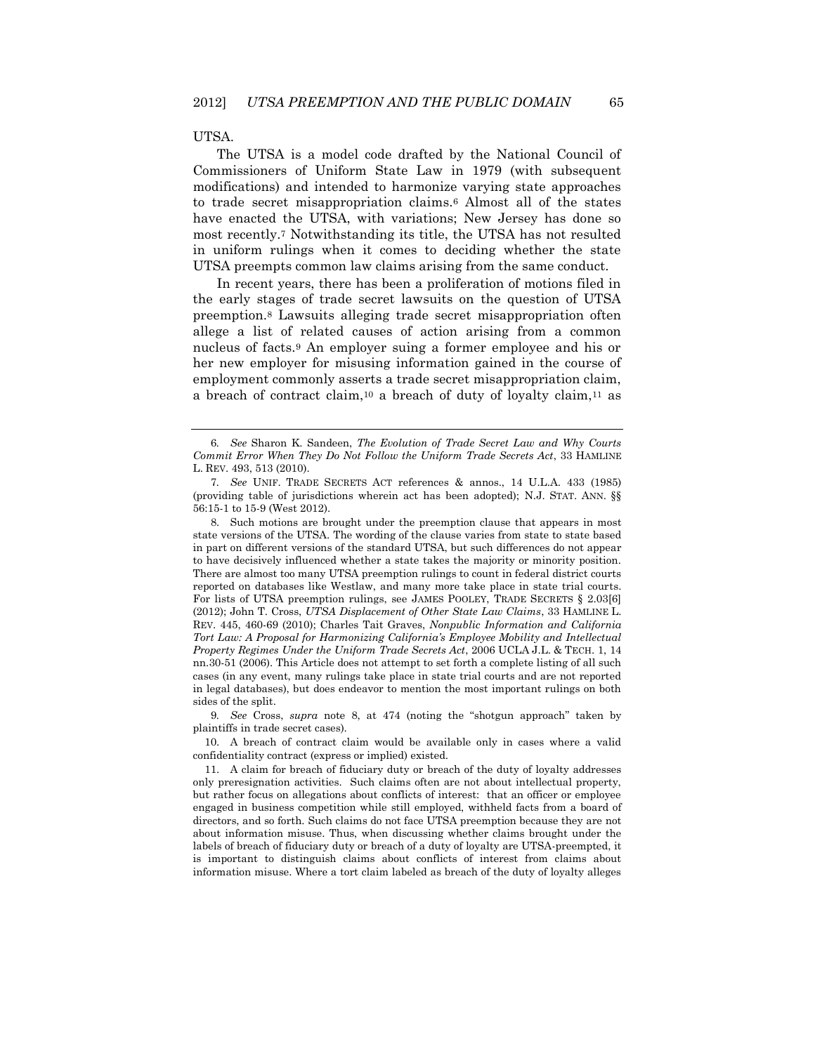UTSA.

The UTSA is a model code drafted by the National Council of Commissioners of Uniform State Law in 1979 (with subsequent modifications) and intended to harmonize varying state approaches to trade secret misappropriation claims.[6] Almost all of the states have enacted the UTSA, with variations; New Jersey has done so most recently.[7] Notwithstanding its title, the UTSA has not resulted in uniform rulings when it comes to deciding whether the state UTSA preempts common law claims arising from the same conduct.

In recent years, there has been a proliferation of motions filed in the early stages of trade secret lawsuits on the question of UTSA preemption.[8] Lawsuits alleging trade secret misappropriation often allege a list of related causes of action arising from a common nucleus of facts.[9] An employer suing a former employee and his or her new employer for misusing information gained in the course of employment commonly asserts a trade secret misappropriation claim, a breach of contract claim,[10] a breach of duty of loyalty claim,[11] as

---

6. *See* Sharon K. Sandeen, *The Evolution of Trade Secret Law and Why Courts Commit Error When They Do Not Follow the Uniform Trade Secrets Act*, 33 HAMLINE L. REV. 493, 513 (2010).

7. *See* UNIF. TRADE SECRETS ACT references & annos., 14 U.L.A. 433 (1985) (providing table of jurisdictions wherein act has been adopted); N.J. STAT. ANN. §§ 56:15-1 to 15-9 (West 2012).

8. Such motions are brought under the preemption clause that appears in most state versions of the UTSA. The wording of the clause varies from state to state based in part on different versions of the standard UTSA, but such differences do not appear to have decisively influenced whether a state takes the majority or minority position. There are almost too many UTSA preemption rulings to count in federal district courts reported on databases like Westlaw, and many more take place in state trial courts. For lists of UTSA preemption rulings, see JAMES POOLEY, TRADE SECRETS § 2.03[6] (2012); John T. Cross, *UTSA Displacement of Other State Law Claims*, 33 HAMLINE L. REV. 445, 460-69 (2010); Charles Tait Graves, *Nonpublic Information and California Tort Law: A Proposal for Harmonizing California's Employee Mobility and Intellectual Property Regimes Under the Uniform Trade Secrets Act*, 2006 UCLA J.L. & TECH. 1, 14 nn.30-51 (2006). This Article does not attempt to set forth a complete listing of all such cases (in any event, many rulings take place in state trial courts and are not reported in legal databases), but does endeavor to mention the most important rulings on both sides of the split.

9. *See* Cross, *supra* note 8, at 474 (noting the "shotgun approach" taken by plaintiffs in trade secret cases).

10. A breach of contract claim would be available only in cases where a valid confidentiality contract (express or implied) existed.

11. A claim for breach of fiduciary duty or breach of the duty of loyalty addresses only preresignation activities. Such claims often are not about intellectual property, but rather focus on allegations about conflicts of interest: that an officer or employee engaged in business competition while still employed, withheld facts from a board of directors, and so forth. Such claims do not face UTSA preemption because they are not about information misuse. Thus, when discussing whether claims brought under the labels of breach of fiduciary duty or breach of a duty of loyalty are UTSA-preempted, it is important to distinguish claims about conflicts of interest from claims about information misuse. Where a tort claim labeled as breach of the duty of loyalty alleges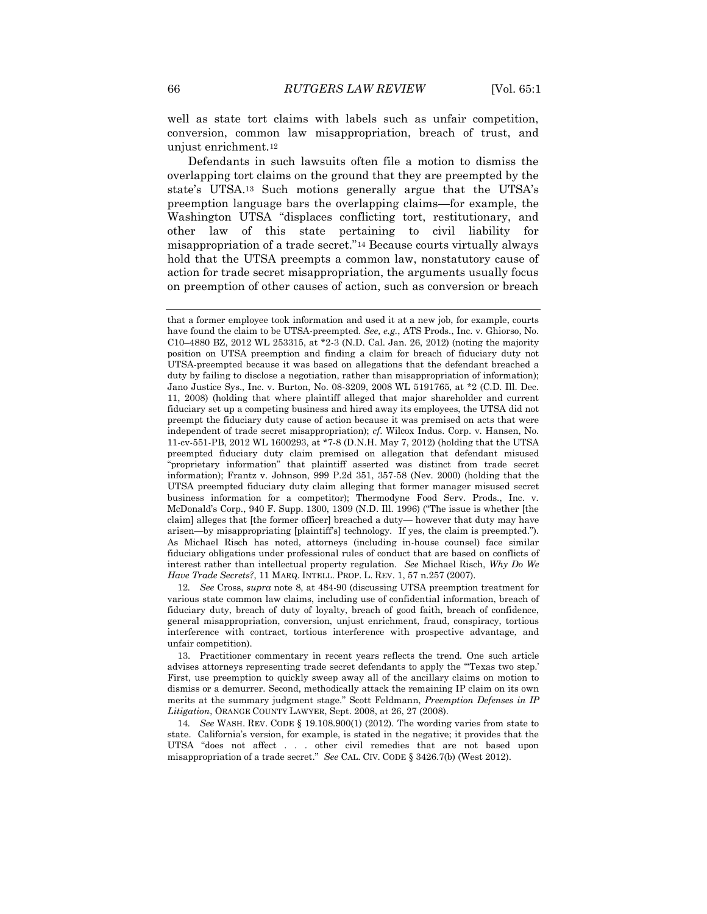well as state tort claims with labels such as unfair competition, conversion, common law misappropriation, breach of trust, and unjust enrichment.[12]

Defendants in such lawsuits often file a motion to dismiss the overlapping tort claims on the ground that they are preempted by the state's UTSA.[13] Such motions generally argue that the UTSA's preemption language bars the overlapping claims—for example, the Washington UTSA "displaces conflicting tort, restitutionary, and other law of this state pertaining to civil liability for misappropriation of a trade secret."[14] Because courts virtually always hold that the UTSA preempts a common law, nonstatutory cause of action for trade secret misappropriation, the arguments usually focus on preemption of other causes of action, such as conversion or breach

---

that a former employee took information and used it at a new job, for example, courts have found the claim to be UTSA-preempted. *See, e.g.*, ATS Prods., Inc. v. Ghiorso, No. C10–4880 BZ, 2012 WL 253315, at *2-3 (N.D. Cal. Jan. 26, 2012) (noting the majority position on UTSA preemption and finding a claim for breach of fiduciary duty not UTSA-preempted because it was based on allegations that the defendant breached a duty by failing to disclose a negotiation, rather than misappropriation of information); Jano Justice Sys., Inc. v. Burton, No. 08-3209, 2008 WL 5191765, at *2 (C.D. Ill. Dec. 11, 2008) (holding that where plaintiff alleged that major shareholder and current fiduciary set up a competing business and hired away its employees, the UTSA did not preempt the fiduciary duty cause of action because it was premised on acts that were independent of trade secret misappropriation); *cf.* Wilcox Indus. Corp. v. Hansen, No. 11-cv-551-PB, 2012 WL 1600293, at *7-8 (D.N.H. May 7, 2012) (holding that the UTSA preempted fiduciary duty claim premised on allegation that defendant misused "proprietary information" that plaintiff asserted was distinct from trade secret information); Frantz v. Johnson, 999 P.2d 351, 357-58 (Nev. 2000) (holding that the UTSA preempted fiduciary duty claim alleging that former manager misused secret business information for a competitor); Thermodyne Food Serv. Prods., Inc. v. McDonald's Corp., 940 F. Supp. 1300, 1309 (N.D. Ill. 1996) ("The issue is whether [the claim] alleges that [the former officer] breached a duty— however that duty may have arisen—by misappropriating [plaintiff's] technology. If yes, the claim is preempted."). As Michael Risch has noted, attorneys (including in-house counsel) face similar fiduciary obligations under professional rules of conduct that are based on conflicts of interest rather than intellectual property regulation. *See* Michael Risch, *Why Do We Have Trade Secrets?*, 11 MARQ. INTELL. PROP. L. REV. 1, 57 n.257 (2007).

12. *See* Cross, *supra* note 8, at 484-90 (discussing UTSA preemption treatment for various state common law claims, including use of confidential information, breach of fiduciary duty, breach of duty of loyalty, breach of good faith, breach of confidence, general misappropriation, conversion, unjust enrichment, fraud, conspiracy, tortious interference with contract, tortious interference with prospective advantage, and unfair competition).

13. Practitioner commentary in recent years reflects the trend. One such article advises attorneys representing trade secret defendants to apply the "'Texas two step.' First, use preemption to quickly sweep away all of the ancillary claims on motion to dismiss or a demurrer. Second, methodically attack the remaining IP claim on its own merits at the summary judgment stage." Scott Feldmann, *Preemption Defenses in IP Litigation*, ORANGE COUNTY LAWYER, Sept. 2008, at 26, 27 (2008).

14. *See* WASH. REV. CODE § 19.108.900(1) (2012). The wording varies from state to state. California's version, for example, is stated in the negative; it provides that the UTSA "does not affect . . . other civil remedies that are not based upon misappropriation of a trade secret." *See* CAL. CIV. CODE § 3426.7(b) (West 2012).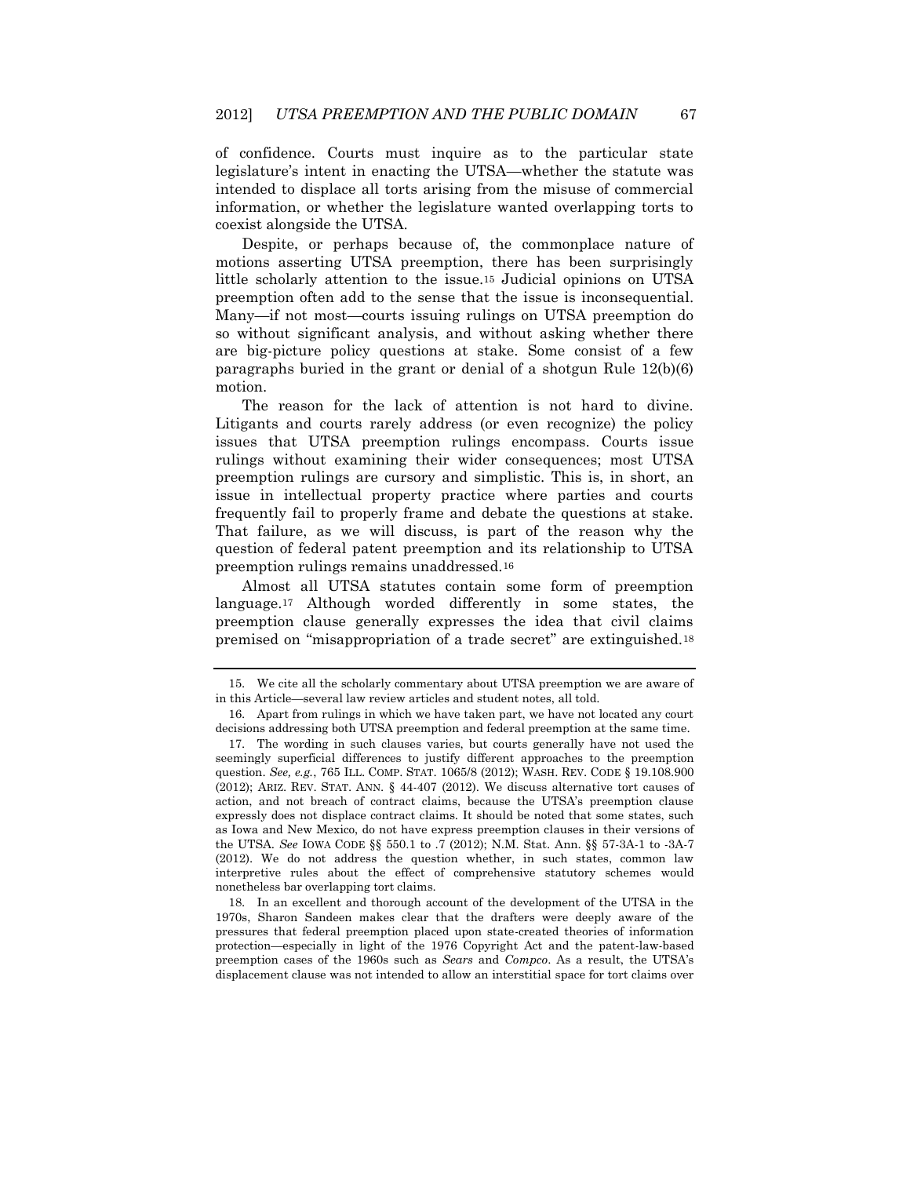of confidence. Courts must inquire as to the particular state legislature's intent in enacting the UTSA—whether the statute was intended to displace all torts arising from the misuse of commercial information, or whether the legislature wanted overlapping torts to coexist alongside the UTSA.

Despite, or perhaps because of, the commonplace nature of motions asserting UTSA preemption, there has been surprisingly little scholarly attention to the issue.[15] Judicial opinions on UTSA preemption often add to the sense that the issue is inconsequential. Many—if not most—courts issuing rulings on UTSA preemption do so without significant analysis, and without asking whether there are big-picture policy questions at stake. Some consist of a few paragraphs buried in the grant or denial of a shotgun Rule 12(b)(6) motion.

The reason for the lack of attention is not hard to divine. Litigants and courts rarely address (or even recognize) the policy issues that UTSA preemption rulings encompass. Courts issue rulings without examining their wider consequences; most UTSA preemption rulings are cursory and simplistic. This is, in short, an issue in intellectual property practice where parties and courts frequently fail to properly frame and debate the questions at stake. That failure, as we will discuss, is part of the reason why the question of federal patent preemption and its relationship to UTSA preemption rulings remains unaddressed.[16]

Almost all UTSA statutes contain some form of preemption language.[17] Although worded differently in some states, the preemption clause generally expresses the idea that civil claims premised on "misappropriation of a trade secret" are extinguished.[18]

---

15. We cite all the scholarly commentary about UTSA preemption we are aware of in this Article—several law review articles and student notes, all told.

16. Apart from rulings in which we have taken part, we have not located any court decisions addressing both UTSA preemption and federal preemption at the same time.

17. The wording in such clauses varies, but courts generally have not used the seemingly superficial differences to justify different approaches to the preemption question. *See, e.g.*, 765 ILL. COMP. STAT. 1065/8 (2012); WASH. REV. CODE § 19.108.900 (2012); ARIZ. REV. STAT. ANN. § 44-407 (2012). We discuss alternative tort causes of action, and not breach of contract claims, because the UTSA's preemption clause expressly does not displace contract claims. It should be noted that some states, such as Iowa and New Mexico, do not have express preemption clauses in their versions of the UTSA. *See* IOWA CODE §§ 550.1 to .7 (2012); N.M. Stat. Ann. §§ 57-3A-1 to -3A-7 (2012). We do not address the question whether, in such states, common law interpretive rules about the effect of comprehensive statutory schemes would nonetheless bar overlapping tort claims.

18. In an excellent and thorough account of the development of the UTSA in the 1970s, Sharon Sandeen makes clear that the drafters were deeply aware of the pressures that federal preemption placed upon state-created theories of information protection—especially in light of the 1976 Copyright Act and the patent-law-based preemption cases of the 1960s such as *Sears* and *Compco*. As a result, the UTSA's displacement clause was not intended to allow an interstitial space for tort claims over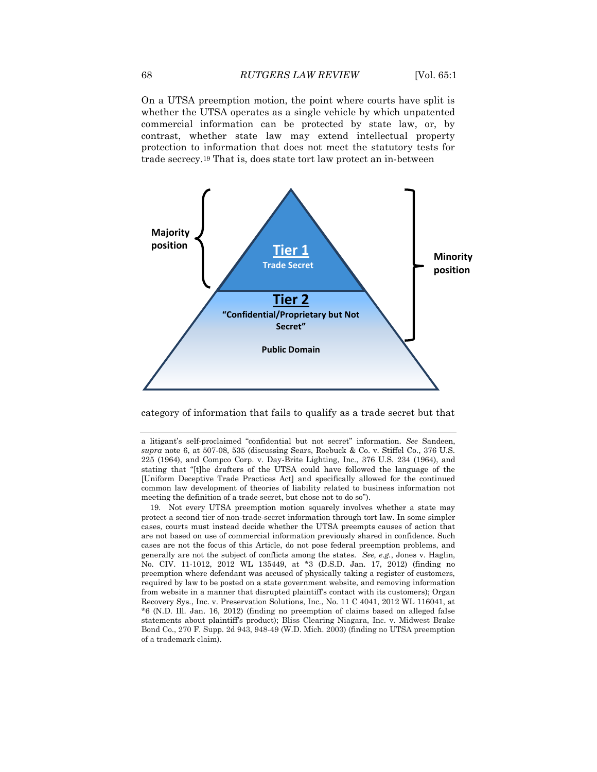On a UTSA preemption motion, the point where courts have split is whether the UTSA operates as a single vehicle by which unpatented commercial information can be protected by state law, or, by contrast, whether state law may extend intellectual property protection to information that does not meet the statutory tests for trade secrecy.[19] That is, does state tort law protect an in-between

Majority position

**Tier 1**
Trade Secret

**Tier 2**
"Confidential/Proprietary but Not Secret"

Public Domain

Minority position

category of information that fails to qualify as a trade secret but that

---

a litigant's self-proclaimed "confidential but not secret" information. *See* Sandeen, *supra* note 6, at 507-08, 535 (discussing Sears, Roebuck & Co. v. Stiffel Co., 376 U.S. 225 (1964), and Compco Corp. v. Day-Brite Lighting, Inc., 376 U.S. 234 (1964), and stating that "[t]he drafters of the UTSA could have followed the language of the [Uniform Deceptive Trade Practices Act] and specifically allowed for the continued common law development of theories of liability related to business information not meeting the definition of a trade secret, but chose not to do so").

19. Not every UTSA preemption motion squarely involves whether a state may protect a second tier of non-trade-secret information through tort law. In some simpler cases, courts must instead decide whether the UTSA preempts causes of action that are not based on use of commercial information previously shared in confidence. Such cases are not the focus of this Article, do not pose federal preemption problems, and generally are not the subject of conflicts among the states. *See, e.g.*, Jones v. Haglin, No. CIV. 11-1012, 2012 WL 135449, at *3 (D.S.D. Jan. 17, 2012) (finding no preemption where defendant was accused of physically taking a register of customers, required by law to be posted on a state government website, and removing information from website in a manner that disrupted plaintiff's contact with its customers); Organ Recovery Sys., Inc. v. Preservation Solutions, Inc., No. 11 C 4041, 2012 WL 116041, at *6 (N.D. Ill. Jan. 16, 2012) (finding no preemption of claims based on alleged false statements about plaintiff's product); Bliss Clearing Niagara, Inc. v. Midwest Brake Bond Co., 270 F. Supp. 2d 943, 948-49 (W.D. Mich. 2003) (finding no UTSA preemption of a trademark claim).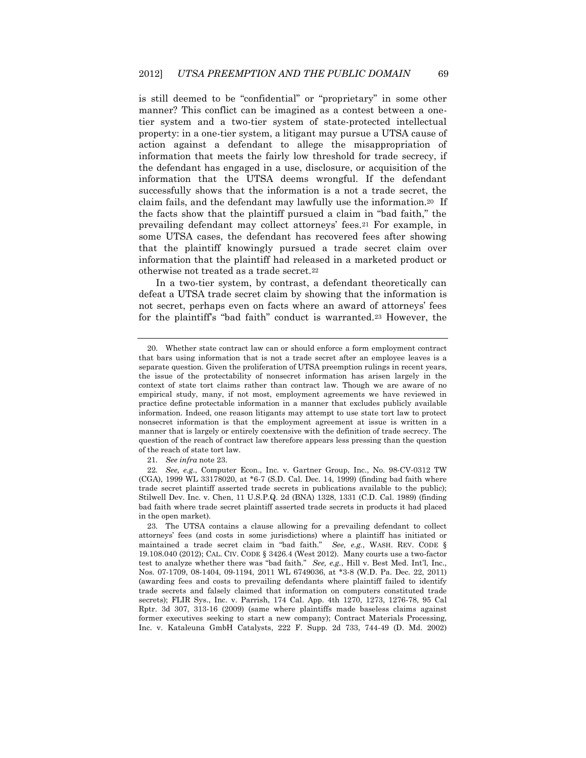is still deemed to be "confidential" or "proprietary" in some other manner? This conflict can be imagined as a contest between a one-tier system and a two-tier system of state-protected intellectual property: in a one-tier system, a litigant may pursue a UTSA cause of action against a defendant to allege the misappropriation of information that meets the fairly low threshold for trade secrecy, if the defendant has engaged in a use, disclosure, or acquisition of the information that the UTSA deems wrongful. If the defendant successfully shows that the information is a not a trade secret, the claim fails, and the defendant may lawfully use the information.[20] If the facts show that the plaintiff pursued a claim in "bad faith," the prevailing defendant may collect attorneys' fees.[21] For example, in some UTSA cases, the defendant has recovered fees after showing that the plaintiff knowingly pursued a trade secret claim over information that the plaintiff had released in a marketed product or otherwise not treated as a trade secret.[22]

In a two-tier system, by contrast, a defendant theoretically can defeat a UTSA trade secret claim by showing that the information is not secret, perhaps even on facts where an award of attorneys' fees for the plaintiff's "bad faith" conduct is warranted.[23] However, the

---

20. Whether state contract law can or should enforce a form employment contract that bars using information that is not a trade secret after an employee leaves is a separate question. Given the proliferation of UTSA preemption rulings in recent years, the issue of the protectability of nonsecret information has arisen largely in the context of state tort claims rather than contract law. Though we are aware of no empirical study, many, if not most, employment agreements we have reviewed in practice define protectable information in a manner that excludes publicly available information. Indeed, one reason litigants may attempt to use state tort law to protect nonsecret information is that the employment agreement at issue is written in a manner that is largely or entirely coextensive with the definition of trade secrecy. The question of the reach of contract law therefore appears less pressing than the question of the reach of state tort law.

21. *See infra* note 23.

22. *See, e.g.*, Computer Econ., Inc. v. Gartner Group, Inc., No. 98-CV-0312 TW (CGA), 1999 WL 33178020, at *6-7 (S.D. Cal. Dec. 14, 1999) (finding bad faith where trade secret plaintiff asserted trade secrets in publications available to the public); Stilwell Dev. Inc. v. Chen, 11 U.S.P.Q. 2d (BNA) 1328, 1331 (C.D. Cal. 1989) (finding bad faith where trade secret plaintiff asserted trade secrets in products it had placed in the open market).

23. The UTSA contains a clause allowing for a prevailing defendant to collect attorneys' fees (and costs in some jurisdictions) where a plaintiff has initiated or maintained a trade secret claim in "bad faith." *See, e.g.*, WASH. REV. CODE § 19.108.040 (2012); CAL. CIV. CODE § 3426.4 (West 2012). Many courts use a two-factor test to analyze whether there was "bad faith." *See, e.g.*, Hill v. Best Med. Int'l, Inc., Nos. 07-1709, 08-1404, 09-1194, 2011 WL 6749036, at *3-8 (W.D. Pa. Dec. 22, 2011) (awarding fees and costs to prevailing defendants where plaintiff failed to identify trade secrets and falsely claimed that information on computers constituted trade secrets); FLIR Sys., Inc. v. Parrish, 174 Cal. App. 4th 1270, 1273, 1276-78, 95 Cal Rptr. 3d 307, 313-16 (2009) (same where plaintiffs made baseless claims against former executives seeking to start a new company); Contract Materials Processing, Inc. v. Kataleuna GmbH Catalysts, 222 F. Supp. 2d 733, 744-49 (D. Md. 2002)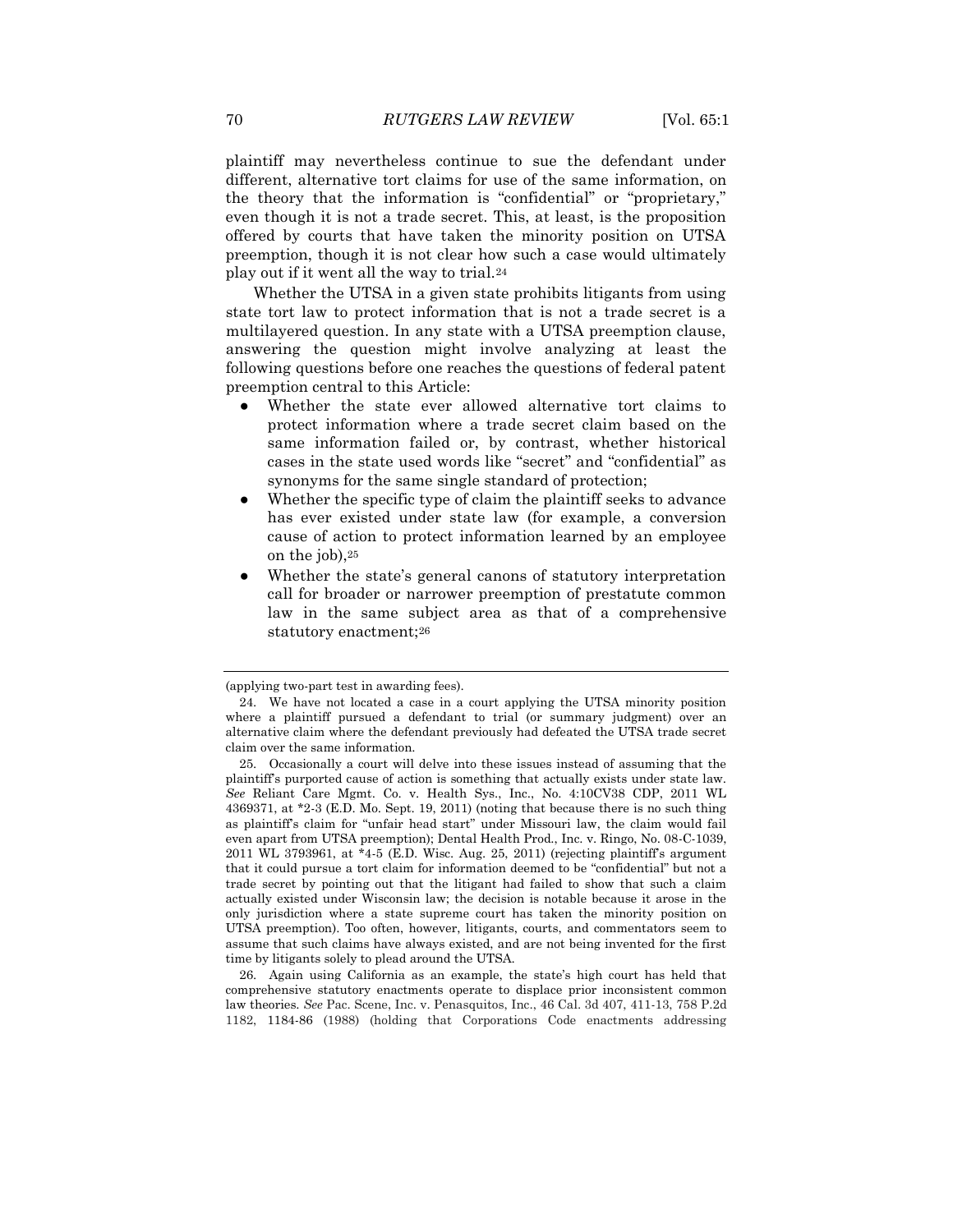plaintiff may nevertheless continue to sue the defendant under different, alternative tort claims for use of the same information, on the theory that the information is "confidential" or "proprietary," even though it is not a trade secret. This, at least, is the proposition offered by courts that have taken the minority position on UTSA preemption, though it is not clear how such a case would ultimately play out if it went all the way to trial.[24]

Whether the UTSA in a given state prohibits litigants from using state tort law to protect information that is not a trade secret is a multilayered question. In any state with a UTSA preemption clause, answering the question might involve analyzing at least the following questions before one reaches the questions of federal patent preemption central to this Article:

- Whether the state ever allowed alternative tort claims to protect information where a trade secret claim based on the same information failed or, by contrast, whether historical cases in the state used words like "secret" and "confidential" as synonyms for the same single standard of protection;
- Whether the specific type of claim the plaintiff seeks to advance has ever existed under state law (for example, a conversion cause of action to protect information learned by an employee on the job),[25]
- Whether the state's general canons of statutory interpretation call for broader or narrower preemption of prestatute common law in the same subject area as that of a comprehensive statutory enactment;[26]

---

(applying two-part test in awarding fees).

24. We have not located a case in a court applying the UTSA minority position where a plaintiff pursued a defendant to trial (or summary judgment) over an alternative claim where the defendant previously had defeated the UTSA trade secret claim over the same information.

25. Occasionally a court will delve into these issues instead of assuming that the plaintiff's purported cause of action is something that actually exists under state law. *See* Reliant Care Mgmt. Co. v. Health Sys., Inc., No. 4:10CV38 CDP, 2011 WL 4369371, at *2-3 (E.D. Mo. Sept. 19, 2011) (noting that because there is no such thing as plaintiff's claim for "unfair head start" under Missouri law, the claim would fail even apart from UTSA preemption); Dental Health Prod., Inc. v. Ringo, No. 08-C-1039, 2011 WL 3793961, at *4-5 (E.D. Wisc. Aug. 25, 2011) (rejecting plaintiff's argument that it could pursue a tort claim for information deemed to be "confidential" but not a trade secret by pointing out that the litigant had failed to show that such a claim actually existed under Wisconsin law; the decision is notable because it arose in the only jurisdiction where a state supreme court has taken the minority position on UTSA preemption). Too often, however, litigants, courts, and commentators seem to assume that such claims have always existed, and are not being invented for the first time by litigants solely to plead around the UTSA.

26. Again using California as an example, the state's high court has held that comprehensive statutory enactments operate to displace prior inconsistent common law theories. *See* Pac. Scene, Inc. v. Penasquitos, Inc., 46 Cal. 3d 407, 411-13, 758 P.2d 1182, 1184-86 (1988) (holding that Corporations Code enactments addressing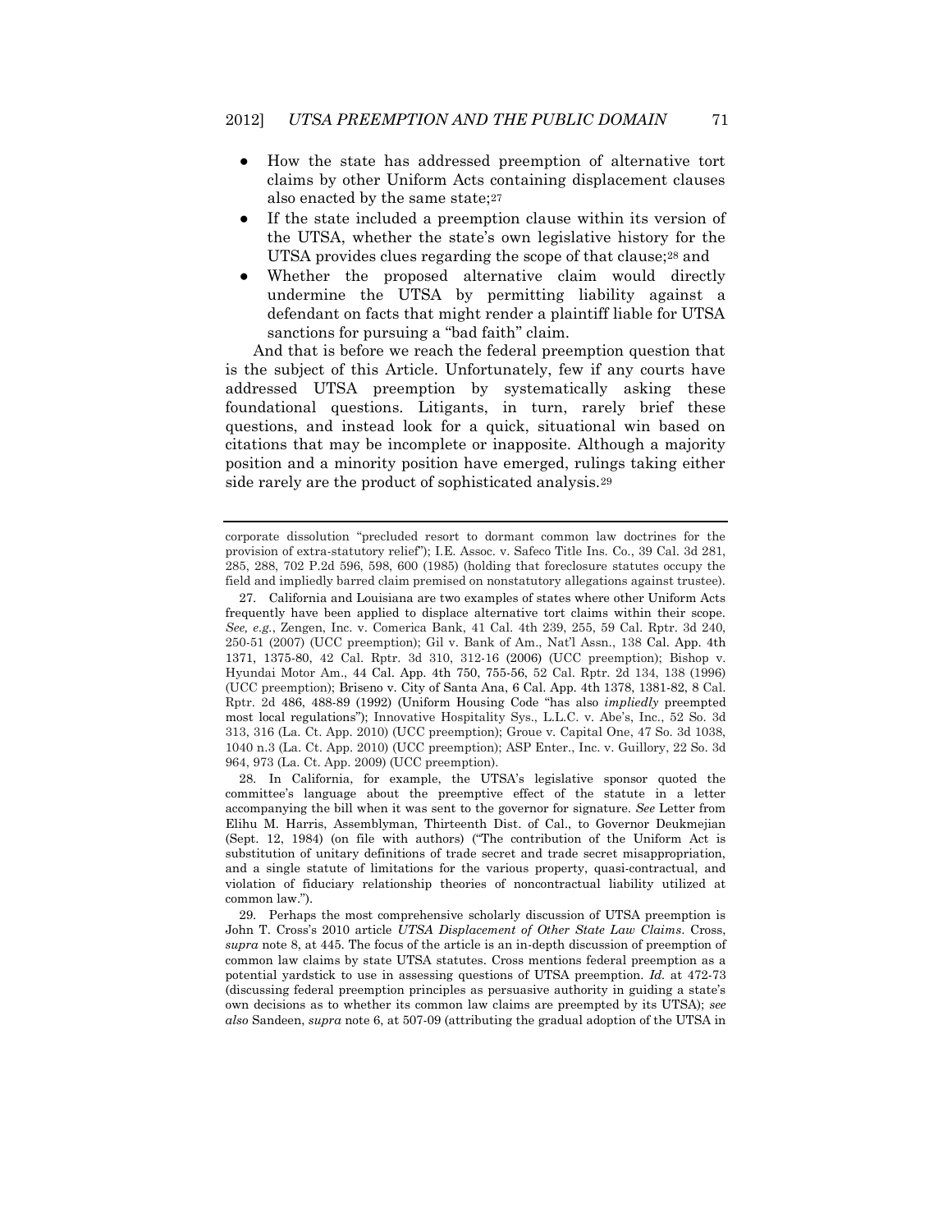- How the state has addressed preemption of alternative tort claims by other Uniform Acts containing displacement clauses also enacted by the same state;[27]
- If the state included a preemption clause within its version of the UTSA, whether the state's own legislative history for the UTSA provides clues regarding the scope of that clause;[28] and
- Whether the proposed alternative claim would directly undermine the UTSA by permitting liability against a defendant on facts that might render a plaintiff liable for UTSA sanctions for pursuing a "bad faith" claim.

And that is before we reach the federal preemption question that is the subject of this Article. Unfortunately, few if any courts have addressed UTSA preemption by systematically asking these foundational questions. Litigants, in turn, rarely brief these questions, and instead look for a quick, situational win based on citations that may be incomplete or inapposite. Although a majority position and a minority position have emerged, rulings taking either side rarely are the product of sophisticated analysis.[29]

---

corporate dissolution "precluded resort to dormant common law doctrines for the provision of extra-statutory relief"); I.E. Assoc. v. Safeco Title Ins. Co., 39 Cal. 3d 281, 285, 288, 702 P.2d 596, 598, 600 (1985) (holding that foreclosure statutes occupy the field and impliedly barred claim premised on nonstatutory allegations against trustee).

27. California and Louisiana are two examples of states where other Uniform Acts frequently have been applied to displace alternative tort claims within their scope. *See, e.g.*, Zengen, Inc. v. Comerica Bank, 41 Cal. 4th 239, 255, 59 Cal. Rptr. 3d 240, 250-51 (2007) (UCC preemption); Gil v. Bank of Am., Nat'l Assn., 138 Cal. App. 4th 1371, 1375-80, 42 Cal. Rptr. 3d 310, 312-16 (2006) (UCC preemption); Bishop v. Hyundai Motor Am., 44 Cal. App. 4th 750, 755-56, 52 Cal. Rptr. 2d 134, 138 (1996) (UCC preemption); Briseno v. City of Santa Ana, 6 Cal. App. 4th 1378, 1381-82, 8 Cal. Rptr. 2d 486, 488-89 (1992) (Uniform Housing Code "has also *impliedly* preempted most local regulations"); Innovative Hospitality Sys., L.L.C. v. Abe's, Inc., 52 So. 3d 313, 316 (La. Ct. App. 2010) (UCC preemption); Groue v. Capital One, 47 So. 3d 1038, 1040 n.3 (La. Ct. App. 2010) (UCC preemption); ASP Enter., Inc. v. Guillory, 22 So. 3d 964, 973 (La. Ct. App. 2009) (UCC preemption).

28. In California, for example, the UTSA's legislative sponsor quoted the committee's language about the preemptive effect of the statute in a letter accompanying the bill when it was sent to the governor for signature. *See* Letter from Elihu M. Harris, Assemblyman, Thirteenth Dist. of Cal., to Governor Deukmejian (Sept. 12, 1984) (on file with authors) ("The contribution of the Uniform Act is substitution of unitary definitions of trade secret and trade secret misappropriation, and a single statute of limitations for the various property, quasi-contractual, and violation of fiduciary relationship theories of noncontractual liability utilized at common law.").

29. Perhaps the most comprehensive scholarly discussion of UTSA preemption is John T. Cross's 2010 article *UTSA Displacement of Other State Law Claims*. Cross, *supra* note 8, at 445. The focus of the article is an in-depth discussion of preemption of common law claims by state UTSA statutes. Cross mentions federal preemption as a potential yardstick to use in assessing questions of UTSA preemption. *Id.* at 472-73 (discussing federal preemption principles as persuasive authority in guiding a state's own decisions as to whether its common law claims are preempted by its UTSA); *see also* Sandeen, *supra* note 6, at 507-09 (attributing the gradual adoption of the UTSA in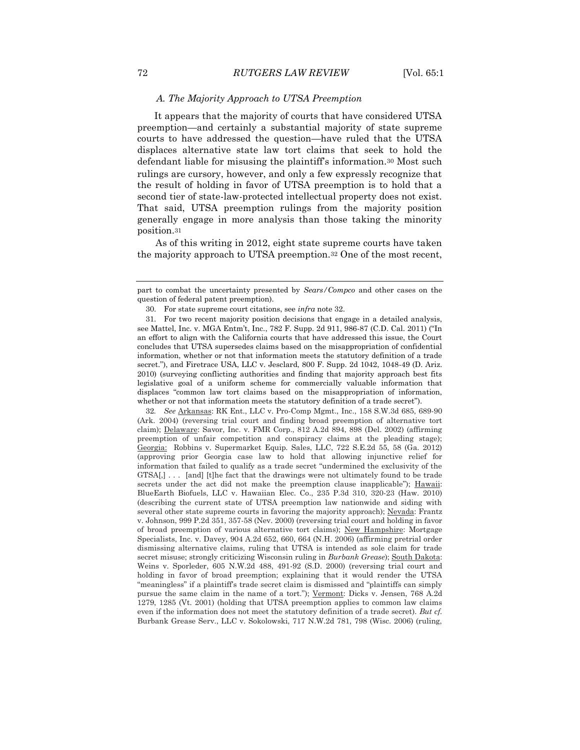### *A. The Majority Approach to UTSA Preemption*

It appears that the majority of courts that have considered UTSA preemption—and certainly a substantial majority of state supreme courts to have addressed the question—have ruled that the UTSA displaces alternative state law tort claims that seek to hold the defendant liable for misusing the plaintiff's information.[30] Most such rulings are cursory, however, and only a few expressly recognize that the result of holding in favor of UTSA preemption is to hold that a second tier of state-law-protected intellectual property does not exist. That said, UTSA preemption rulings from the majority position generally engage in more analysis than those taking the minority position.[31]

As of this writing in 2012, eight state supreme courts have taken the majority approach to UTSA preemption.[32] One of the most recent,

---

part to combat the uncertainty presented by *Sears/Compco* and other cases on the question of federal patent preemption).

30. For state supreme court citations, see *infra* note 32.

31. For two recent majority position decisions that engage in a detailed analysis, see Mattel, Inc. v. MGA Entm't, Inc., 782 F. Supp. 2d 911, 986-87 (C.D. Cal. 2011) ("In an effort to align with the California courts that have addressed this issue, the Court concludes that UTSA supersedes claims based on the misappropriation of confidential information, whether or not that information meets the statutory definition of a trade secret."), and Firetrace USA, LLC v. Jesclard, 800 F. Supp. 2d 1042, 1048-49 (D. Ariz. 2010) (surveying conflicting authorities and finding that majority approach best fits legislative goal of a uniform scheme for commercially valuable information that displaces "common law tort claims based on the misappropriation of information, whether or not that information meets the statutory definition of a trade secret").

32. *See* Arkansas: RK Ent., LLC v. Pro-Comp Mgmt., Inc., 158 S.W.3d 685, 689-90 (Ark. 2004) (reversing trial court and finding broad preemption of alternative tort claim); Delaware: Savor, Inc. v. FMR Corp., 812 A.2d 894, 898 (Del. 2002) (affirming preemption of unfair competition and conspiracy claims at the pleading stage); Georgia: Robbins v. Supermarket Equip. Sales, LLC, 722 S.E.2d 55, 58 (Ga. 2012) (approving prior Georgia case law to hold that allowing injunctive relief for information that failed to qualify as a trade secret "undermined the exclusivity of the GTSA[,] . . . [and] [t]he fact that the drawings were not ultimately found to be trade secrets under the act did not make the preemption clause inapplicable"); Hawaii: BlueEarth Biofuels, LLC v. Hawaiian Elec. Co., 235 P.3d 310, 320-23 (Haw. 2010) (describing the current state of UTSA preemption law nationwide and siding with several other state supreme courts in favoring the majority approach); Nevada: Frantz v. Johnson, 999 P.2d 351, 357-58 (Nev. 2000) (reversing trial court and holding in favor of broad preemption of various alternative tort claims); New Hampshire: Mortgage Specialists, Inc. v. Davey, 904 A.2d 652, 660, 664 (N.H. 2006) (affirming pretrial order dismissing alternative claims, ruling that UTSA is intended as sole claim for trade secret misuse; strongly criticizing Wisconsin ruling in *Burbank Grease*); South Dakota: Weins v. Sporleder, 605 N.W.2d 488, 491-92 (S.D. 2000) (reversing trial court and holding in favor of broad preemption; explaining that it would render the UTSA "meaningless" if a plaintiff's trade secret claim is dismissed and "plaintiffs can simply pursue the same claim in the name of a tort."); Vermont: Dicks v. Jensen, 768 A.2d 1279, 1285 (Vt. 2001) (holding that UTSA preemption applies to common law claims even if the information does not meet the statutory definition of a trade secret). *But cf.* Burbank Grease Serv., LLC v. Sokolowski, 717 N.W.2d 781, 798 (Wisc. 2006) (ruling,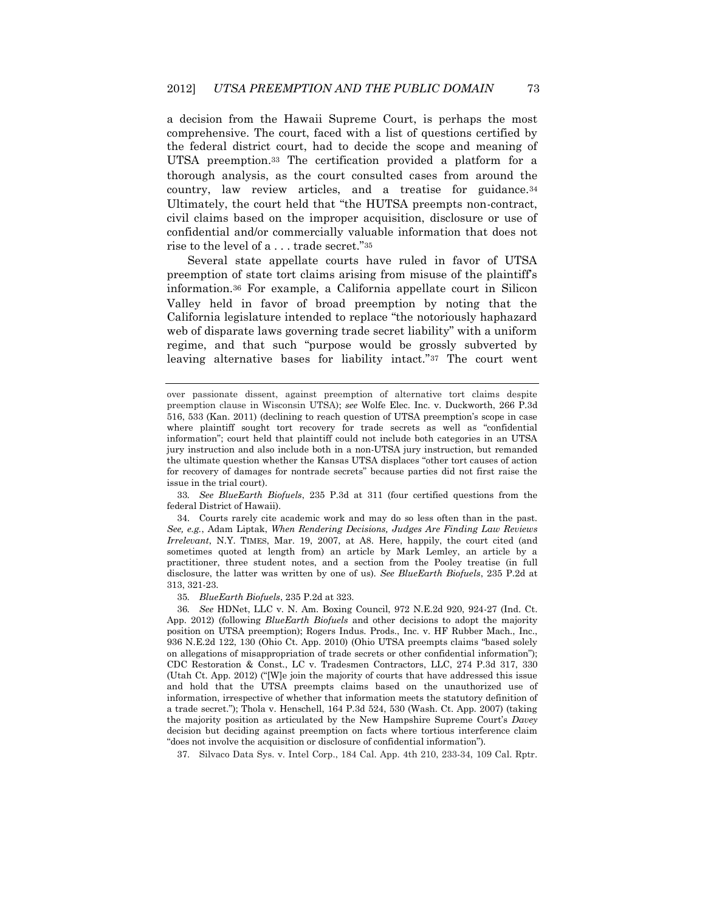a decision from the Hawaii Supreme Court, is perhaps the most comprehensive. The court, faced with a list of questions certified by the federal district court, had to decide the scope and meaning of UTSA preemption.[33] The certification provided a platform for a thorough analysis, as the court consulted cases from around the country, law review articles, and a treatise for guidance.[34] Ultimately, the court held that "the HUTSA preempts non-contract, civil claims based on the improper acquisition, disclosure or use of confidential and/or commercially valuable information that does not rise to the level of a . . . trade secret."[35]

Several state appellate courts have ruled in favor of UTSA preemption of state tort claims arising from misuse of the plaintiff's information.[36] For example, a California appellate court in Silicon Valley held in favor of broad preemption by noting that the California legislature intended to replace "the notoriously haphazard web of disparate laws governing trade secret liability" with a uniform regime, and that such "purpose would be grossly subverted by leaving alternative bases for liability intact."[37] The court went

---

over passionate dissent, against preemption of alternative tort claims despite preemption clause in Wisconsin UTSA); *see* Wolfe Elec. Inc. v. Duckworth, 266 P.3d 516, 533 (Kan. 2011) (declining to reach question of UTSA preemption's scope in case where plaintiff sought tort recovery for trade secrets as well as "confidential information"; court held that plaintiff could not include both categories in an UTSA jury instruction and also include both in a non-UTSA jury instruction, but remanded the ultimate question whether the Kansas UTSA displaces "other tort causes of action for recovery of damages for nontrade secrets" because parties did not first raise the issue in the trial court).

33. *See BlueEarth Biofuels*, 235 P.3d at 311 (four certified questions from the federal District of Hawaii).

34. Courts rarely cite academic work and may do so less often than in the past. *See, e.g.*, Adam Liptak, *When Rendering Decisions, Judges Are Finding Law Reviews Irrelevant*, N.Y. TIMES, Mar. 19, 2007, at A8. Here, happily, the court cited (and sometimes quoted at length from) an article by Mark Lemley, an article by a practitioner, three student notes, and a section from the Pooley treatise (in full disclosure, the latter was written by one of us). *See BlueEarth Biofuels*, 235 P.2d at 313, 321-23.

35. *BlueEarth Biofuels*, 235 P.2d at 323.

36. *See* HDNet, LLC v. N. Am. Boxing Council, 972 N.E.2d 920, 924-27 (Ind. Ct. App. 2012) (following *BlueEarth Biofuels* and other decisions to adopt the majority position on UTSA preemption); Rogers Indus. Prods., Inc. v. HF Rubber Mach., Inc., 936 N.E.2d 122, 130 (Ohio Ct. App. 2010) (Ohio UTSA preempts claims "based solely on allegations of misappropriation of trade secrets or other confidential information"); CDC Restoration & Const., LC v. Tradesmen Contractors, LLC, 274 P.3d 317, 330 (Utah Ct. App. 2012) ("[W]e join the majority of courts that have addressed this issue and hold that the UTSA preempts claims based on the unauthorized use of information, irrespective of whether that information meets the statutory definition of a trade secret."); Thola v. Henschell, 164 P.3d 524, 530 (Wash. Ct. App. 2007) (taking the majority position as articulated by the New Hampshire Supreme Court's *Davey* decision but deciding against preemption on facts where tortious interference claim "does not involve the acquisition or disclosure of confidential information").

37. Silvaco Data Sys. v. Intel Corp., 184 Cal. App. 4th 210, 233-34, 109 Cal. Rptr.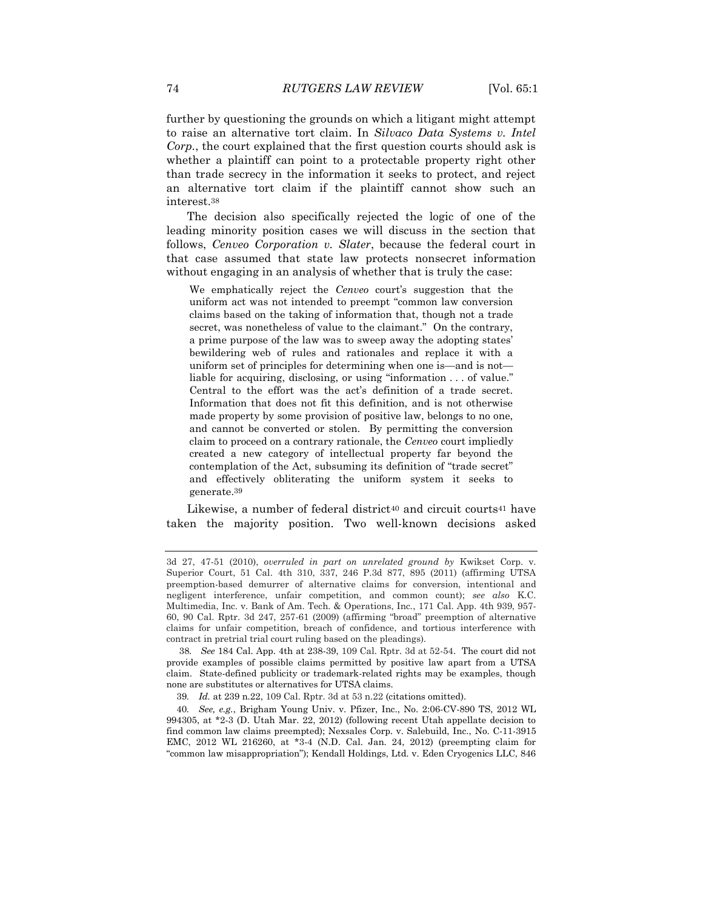further by questioning the grounds on which a litigant might attempt to raise an alternative tort claim. In *Silvaco Data Systems v. Intel Corp.*, the court explained that the first question courts should ask is whether a plaintiff can point to a protectable property right other than trade secrecy in the information it seeks to protect, and reject an alternative tort claim if the plaintiff cannot show such an interest.[38]

The decision also specifically rejected the logic of one of the leading minority position cases we will discuss in the section that follows, *Cenveo Corporation v. Slater*, because the federal court in that case assumed that state law protects nonsecret information without engaging in an analysis of whether that is truly the case:

> We emphatically reject the *Cenveo* court's suggestion that the uniform act was not intended to preempt "common law conversion claims based on the taking of information that, though not a trade secret, was nonetheless of value to the claimant." On the contrary, a prime purpose of the law was to sweep away the adopting states' bewildering web of rules and rationales and replace it with a uniform set of principles for determining when one is—and is not—liable for acquiring, disclosing, or using "information . . . of value." Central to the effort was the act's definition of a trade secret. Information that does not fit this definition, and is not otherwise made property by some provision of positive law, belongs to no one, and cannot be converted or stolen. By permitting the conversion claim to proceed on a contrary rationale, the *Cenveo* court impliedly created a new category of intellectual property far beyond the contemplation of the Act, subsuming its definition of "trade secret" and effectively obliterating the uniform system it seeks to generate.[39]

Likewise, a number of federal district[40] and circuit courts[41] have taken the majority position. Two well-known decisions asked

---

3d 27, 47-51 (2010), *overruled in part on unrelated ground by* Kwikset Corp. v. Superior Court, 51 Cal. 4th 310, 337, 246 P.3d 877, 895 (2011) (affirming UTSA preemption-based demurrer of alternative claims for conversion, intentional and negligent interference, unfair competition, and common count); *see also* K.C. Multimedia, Inc. v. Bank of Am. Tech. & Operations, Inc., 171 Cal. App. 4th 939, 957-60, 90 Cal. Rptr. 3d 247, 257-61 (2009) (affirming "broad" preemption of alternative claims for unfair competition, breach of confidence, and tortious interference with contract in pretrial trial court ruling based on the pleadings).

38. *See* 184 Cal. App. 4th at 238-39, 109 Cal. Rptr. 3d at 52-54. The court did not provide examples of possible claims permitted by positive law apart from a UTSA claim. State-defined publicity or trademark-related rights may be examples, though none are substitutes or alternatives for UTSA claims.

39. *Id.* at 239 n.22, 109 Cal. Rptr. 3d at 53 n.22 (citations omitted).

40. *See, e.g.*, Brigham Young Univ. v. Pfizer, Inc., No. 2:06-CV-890 TS, 2012 WL 994305, at *2-3 (D. Utah Mar. 22, 2012) (following recent Utah appellate decision to find common law claims preempted); Nexsales Corp. v. Salebuild, Inc., No. C-11-3915 EMC, 2012 WL 216260, at *3-4 (N.D. Cal. Jan. 24, 2012) (preempting claim for "common law misappropriation"); Kendall Holdings, Ltd. v. Eden Cryogenics LLC, 846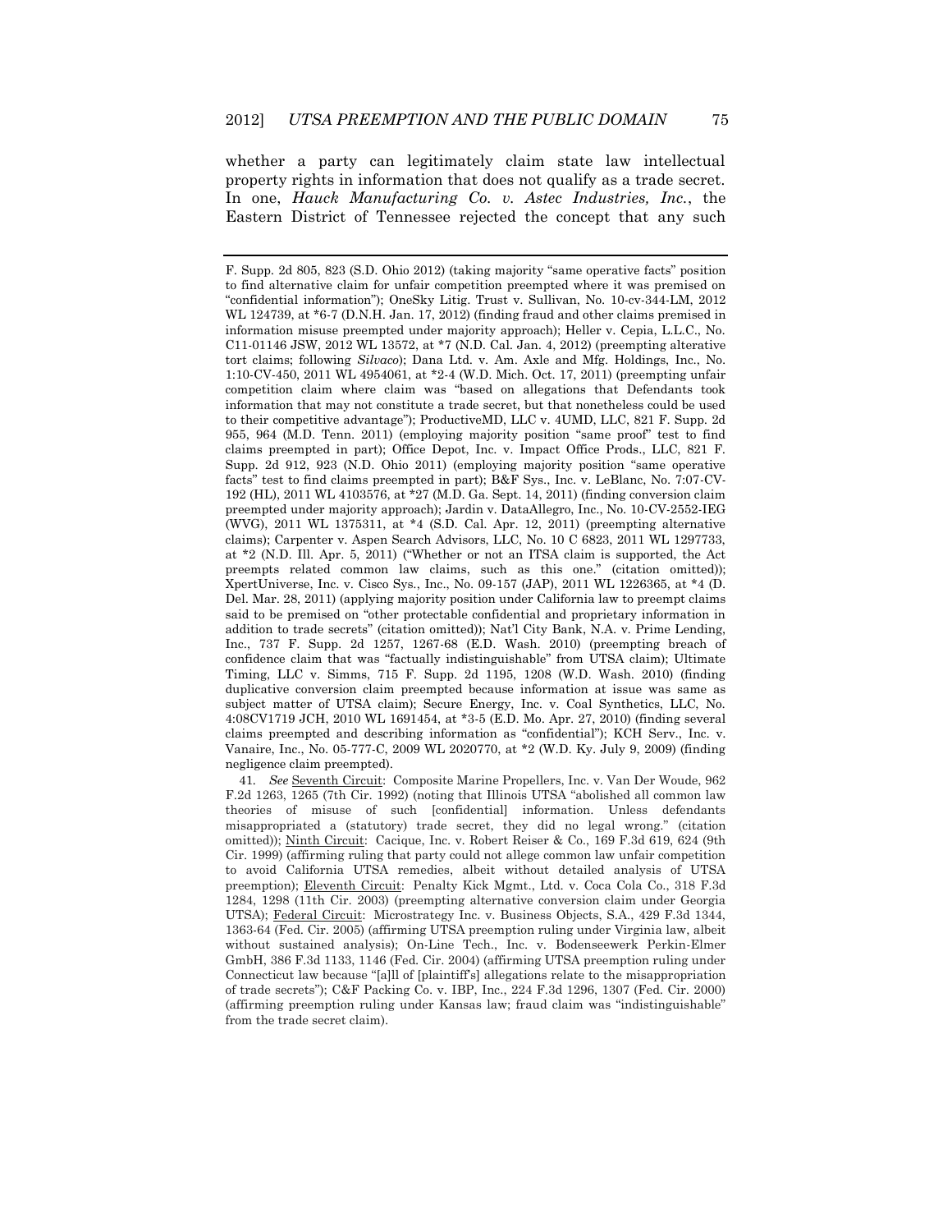whether a party can legitimately claim state law intellectual property rights in information that does not qualify as a trade secret. In one, *Hauck Manufacturing Co. v. Astec Industries, Inc.*, the Eastern District of Tennessee rejected the concept that any such

---

F. Supp. 2d 805, 823 (S.D. Ohio 2012) (taking majority "same operative facts" position to find alternative claim for unfair competition preempted where it was premised on "confidential information"); OneSky Litig. Trust v. Sullivan, No. 10-cv-344-LM, 2012 WL 124739, at *6-7 (D.N.H. Jan. 17, 2012) (finding fraud and other claims premised in information misuse preempted under majority approach); Heller v. Cepia, L.L.C., No. C11-01146 JSW, 2012 WL 13572, at *7 (N.D. Cal. Jan. 4, 2012) (preempting alterative tort claims; following *Silvaco*); Dana Ltd. v. Am. Axle and Mfg. Holdings, Inc., No. 1:10-CV-450, 2011 WL 4954061, at *2-4 (W.D. Mich. Oct. 17, 2011) (preempting unfair competition claim where claim was "based on allegations that Defendants took information that may not constitute a trade secret, but that nonetheless could be used to their competitive advantage"); ProductiveMD, LLC v. 4UMD, LLC, 821 F. Supp. 2d 955, 964 (M.D. Tenn. 2011) (employing majority position "same proof" test to find claims preempted in part); Office Depot, Inc. v. Impact Office Prods., LLC, 821 F. Supp. 2d 912, 923 (N.D. Ohio 2011) (employing majority position "same operative facts" test to find claims preempted in part); B&F Sys., Inc. v. LeBlanc, No. 7:07-CV-192 (HL), 2011 WL 4103576, at *27 (M.D. Ga. Sept. 14, 2011) (finding conversion claim preempted under majority approach); Jardin v. DataAllegro, Inc., No. 10-CV-2552-IEG (WVG), 2011 WL 1375311, at *4 (S.D. Cal. Apr. 12, 2011) (preempting alternative claims); Carpenter v. Aspen Search Advisors, LLC, No. 10 C 6823, 2011 WL 1297733, at *2 (N.D. Ill. Apr. 5, 2011) ("Whether or not an ITSA claim is supported, the Act preempts related common law claims, such as this one." (citation omitted)); XpertUniverse, Inc. v. Cisco Sys., Inc., No. 09-157 (JAP), 2011 WL 1226365, at *4 (D. Del. Mar. 28, 2011) (applying majority position under California law to preempt claims said to be premised on "other protectable confidential and proprietary information in addition to trade secrets" (citation omitted)); Nat'l City Bank, N.A. v. Prime Lending, Inc., 737 F. Supp. 2d 1257, 1267-68 (E.D. Wash. 2010) (preempting breach of confidence claim that was "factually indistinguishable" from UTSA claim); Ultimate Timing, LLC v. Simms, 715 F. Supp. 2d 1195, 1208 (W.D. Wash. 2010) (finding duplicative conversion claim preempted because information at issue was same as subject matter of UTSA claim); Secure Energy, Inc. v. Coal Synthetics, LLC, No. 4:08CV1719 JCH, 2010 WL 1691454, at *3-5 (E.D. Mo. Apr. 27, 2010) (finding several claims preempted and describing information as "confidential"); KCH Serv., Inc. v. Vanaire, Inc., No. 05-777-C, 2009 WL 2020770, at *2 (W.D. Ky. July 9, 2009) (finding negligence claim preempted).

41. *See* Seventh Circuit: Composite Marine Propellers, Inc. v. Van Der Woude, 962 F.2d 1263, 1265 (7th Cir. 1992) (noting that Illinois UTSA "abolished all common law theories of misuse of such [confidential] information. Unless defendants misappropriated a (statutory) trade secret, they did no legal wrong." (citation omitted)); Ninth Circuit: Cacique, Inc. v. Robert Reiser & Co., 169 F.3d 619, 624 (9th Cir. 1999) (affirming ruling that party could not allege common law unfair competition to avoid California UTSA remedies, albeit without detailed analysis of UTSA preemption); Eleventh Circuit: Penalty Kick Mgmt., Ltd. v. Coca Cola Co., 318 F.3d 1284, 1298 (11th Cir. 2003) (preempting alternative conversion claim under Georgia UTSA); Federal Circuit: Microstrategy Inc. v. Business Objects, S.A., 429 F.3d 1344, 1363-64 (Fed. Cir. 2005) (affirming UTSA preemption ruling under Virginia law, albeit without sustained analysis); On-Line Tech., Inc. v. Bodenseewerk Perkin-Elmer GmbH, 386 F.3d 1133, 1146 (Fed. Cir. 2004) (affirming UTSA preemption ruling under Connecticut law because "[a]ll of [plaintiff's] allegations relate to the misappropriation of trade secrets"); C&F Packing Co. v. IBP, Inc., 224 F.3d 1296, 1307 (Fed. Cir. 2000) (affirming preemption ruling under Kansas law; fraud claim was "indistinguishable" from the trade secret claim).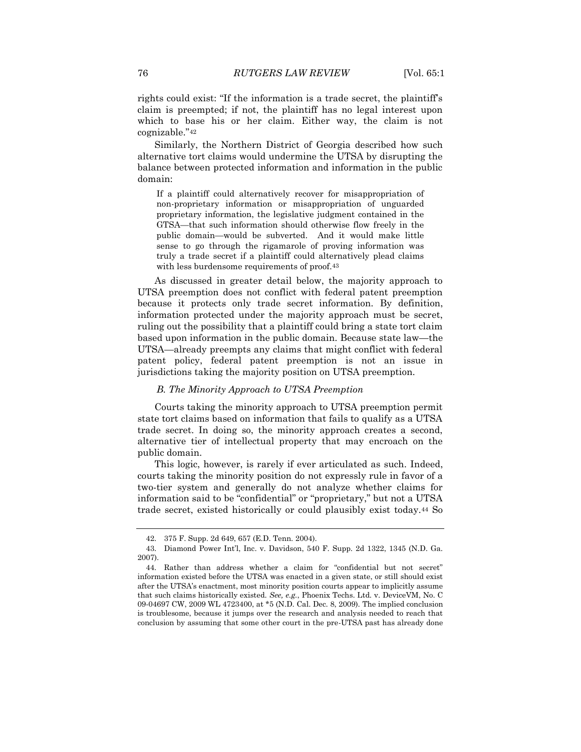rights could exist: "If the information is a trade secret, the plaintiff's claim is preempted; if not, the plaintiff has no legal interest upon which to base his or her claim. Either way, the claim is not cognizable."[42]

Similarly, the Northern District of Georgia described how such alternative tort claims would undermine the UTSA by disrupting the balance between protected information and information in the public domain:

> If a plaintiff could alternatively recover for misappropriation of non-proprietary information or misappropriation of unguarded proprietary information, the legislative judgment contained in the GTSA—that such information should otherwise flow freely in the public domain—would be subverted. And it would make little sense to go through the rigamarole of proving information was truly a trade secret if a plaintiff could alternatively plead claims with less burdensome requirements of proof.[43]

As discussed in greater detail below, the majority approach to UTSA preemption does not conflict with federal patent preemption because it protects only trade secret information. By definition, information protected under the majority approach must be secret, ruling out the possibility that a plaintiff could bring a state tort claim based upon information in the public domain. Because state law—the UTSA—already preempts any claims that might conflict with federal patent policy, federal patent preemption is not an issue in jurisdictions taking the majority position on UTSA preemption.

### *B. The Minority Approach to UTSA Preemption*

Courts taking the minority approach to UTSA preemption permit state tort claims based on information that fails to qualify as a UTSA trade secret. In doing so, the minority approach creates a second, alternative tier of intellectual property that may encroach on the public domain.

This logic, however, is rarely if ever articulated as such. Indeed, courts taking the minority position do not expressly rule in favor of a two-tier system and generally do not analyze whether claims for information said to be "confidential" or "proprietary," but not a UTSA trade secret, existed historically or could plausibly exist today.[44] So

---

42. 375 F. Supp. 2d 649, 657 (E.D. Tenn. 2004).

43. Diamond Power Int'l, Inc. v. Davidson, 540 F. Supp. 2d 1322, 1345 (N.D. Ga. 2007).

44. Rather than address whether a claim for "confidential but not secret" information existed before the UTSA was enacted in a given state, or still should exist after the UTSA's enactment, most minority position courts appear to implicitly assume that such claims historically existed. *See, e.g.*, Phoenix Techs. Ltd. v. DeviceVM, No. C 09-04697 CW, 2009 WL 4723400, at *5 (N.D. Cal. Dec. 8, 2009). The implied conclusion is troublesome, because it jumps over the research and analysis needed to reach that conclusion by assuming that some other court in the pre-UTSA past has already done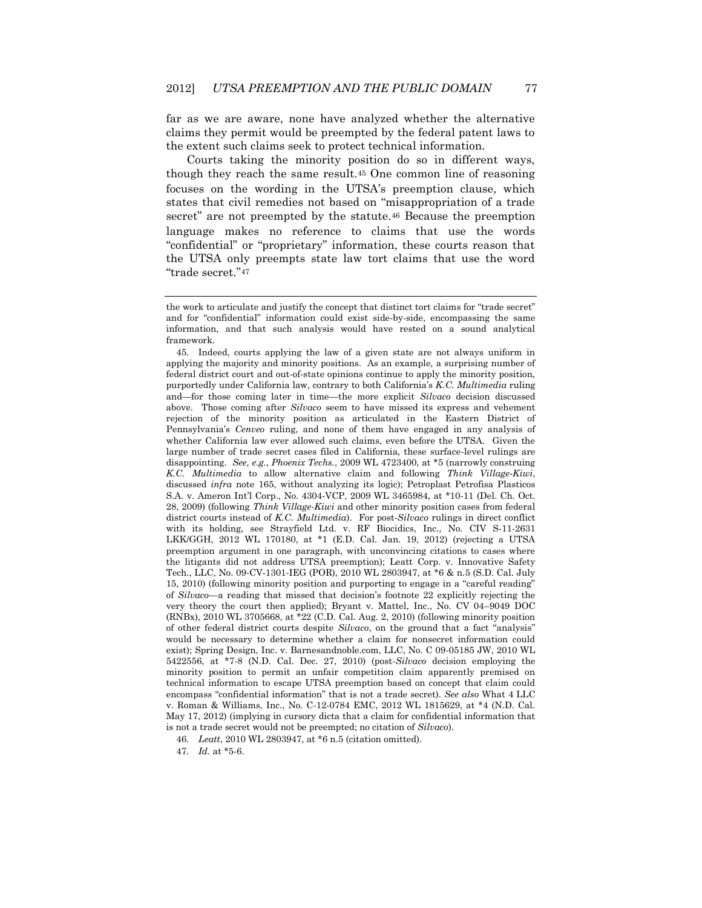far as we are aware, none have analyzed whether the alternative claims they permit would be preempted by the federal patent laws to the extent such claims seek to protect technical information.

Courts taking the minority position do so in different ways, though they reach the same result.[45] One common line of reasoning focuses on the wording in the UTSA's preemption clause, which states that civil remedies not based on "misappropriation of a trade secret" are not preempted by the statute.[46] Because the preemption language makes no reference to claims that use the words "confidential" or "proprietary" information, these courts reason that the UTSA only preempts state law tort claims that use the word "trade secret."[47]

---

the work to articulate and justify the concept that distinct tort claims for "trade secret" and for "confidential" information could exist side-by-side, encompassing the same information, and that such analysis would have rested on a sound analytical framework.

45. Indeed, courts applying the law of a given state are not always uniform in applying the majority and minority positions. As an example, a surprising number of federal district court and out-of-state opinions continue to apply the minority position, purportedly under California law, contrary to both California's *K.C. Multimedia* ruling and—for those coming later in time—the more explicit *Silvaco* decision discussed above. Those coming after *Silvaco* seem to have missed its express and vehement rejection of the minority position as articulated in the Eastern District of Pennsylvania's *Cenveo* ruling, and none of them have engaged in any analysis of whether California law ever allowed such claims, even before the UTSA. Given the large number of trade secret cases filed in California, these surface-level rulings are disappointing. *See, e.g.*, *Phoenix Techs.*, 2009 WL 4723400, at *5 (narrowly construing *K.C. Multimedia* to allow alternative claim and following *Think Village-Kiwi*, discussed *infra* note 165, without analyzing its logic); Petroplast Petrofisa Plasticos S.A. v. Ameron Int'l Corp., No. 4304-VCP, 2009 WL 3465984, at *10-11 (Del. Ch. Oct. 28, 2009) (following *Think Village-Kiwi* and other minority position cases from federal district courts instead of *K.C. Multimedia*). For post-*Silvaco* rulings in direct conflict with its holding, see Strayfield Ltd. v. RF Biocidics, Inc., No. CIV S-11-2631 LKK/GGH, 2012 WL 170180, at *1 (E.D. Cal. Jan. 19, 2012) (rejecting a UTSA preemption argument in one paragraph, with unconvincing citations to cases where the litigants did not address UTSA preemption); Leatt Corp. v. Innovative Safety Tech., LLC, No. 09-CV-1301-IEG (POR), 2010 WL 2803947, at *6 & n.5 (S.D. Cal. July 15, 2010) (following minority position and purporting to engage in a "careful reading" of *Silvaco*—a reading that missed that decision's footnote 22 explicitly rejecting the very theory the court then applied); Bryant v. Mattel, Inc., No. CV 04–9049 DOC (RNBx), 2010 WL 3705668, at *22 (C.D. Cal. Aug. 2, 2010) (following minority position of other federal district courts despite *Silvaco*, on the ground that a fact "analysis" would be necessary to determine whether a claim for nonsecret information could exist); Spring Design, Inc. v. Barnesandnoble.com, LLC, No. C 09-05185 JW, 2010 WL 5422556, at *7-8 (N.D. Cal. Dec. 27, 2010) (post-*Silvaco* decision employing the minority position to permit an unfair competition claim apparently premised on technical information to escape UTSA preemption based on concept that claim could encompass "confidential information" that is not a trade secret). *See also* What 4 LLC v. Roman & Williams, Inc., No. C-12-0784 EMC, 2012 WL 1815629, at *4 (N.D. Cal. May 17, 2012) (implying in cursory dicta that a claim for confidential information that is not a trade secret would not be preempted; no citation of *Silvaco*).

46. *Leatt*, 2010 WL 2803947, at *6 n.5 (citation omitted).

47. *Id.* at *5-6.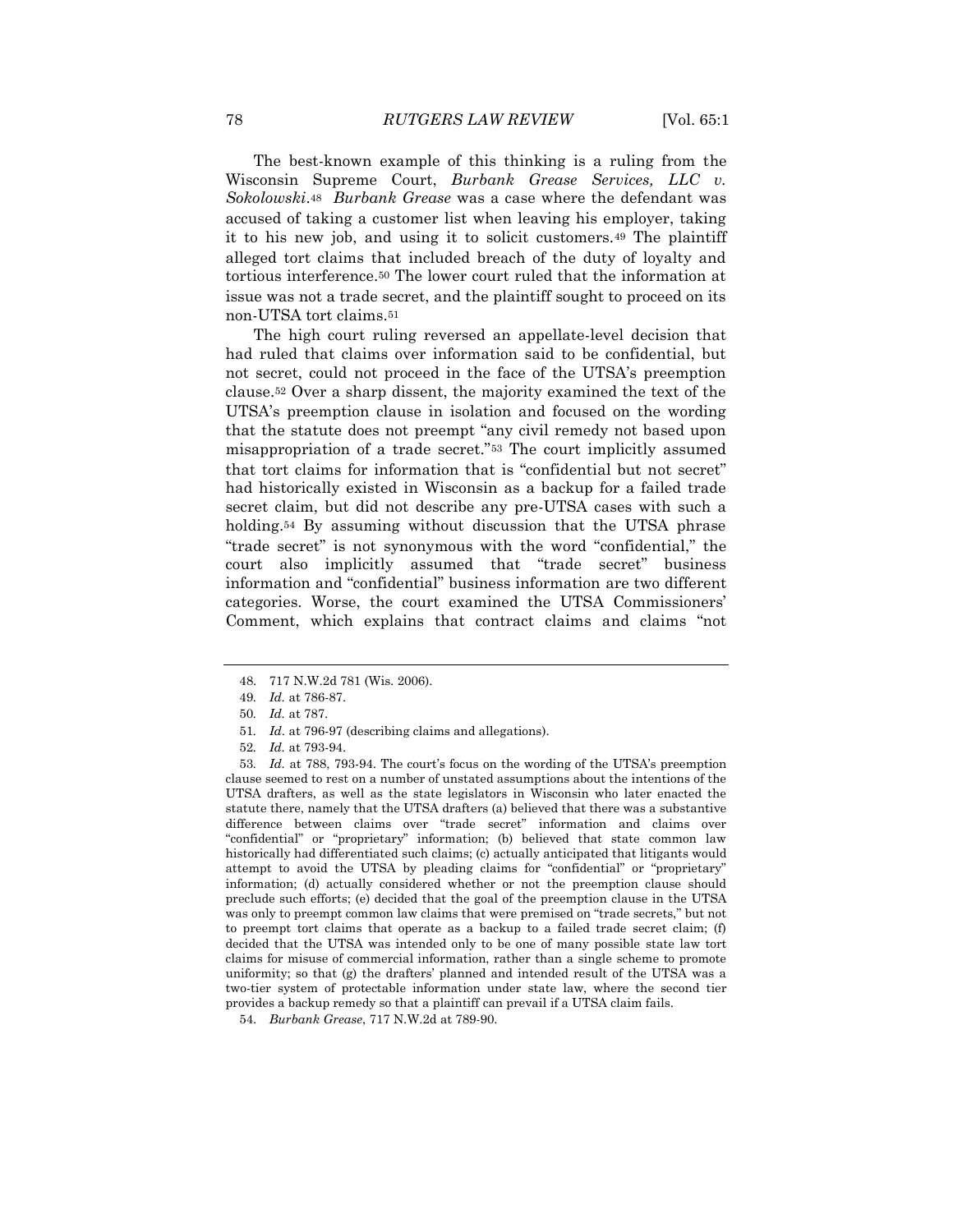The best-known example of this thinking is a ruling from the Wisconsin Supreme Court, *Burbank Grease Services, LLC v. Sokolowski*.[48] *Burbank Grease* was a case where the defendant was accused of taking a customer list when leaving his employer, taking it to his new job, and using it to solicit customers.[49] The plaintiff alleged tort claims that included breach of the duty of loyalty and tortious interference.[50] The lower court ruled that the information at issue was not a trade secret, and the plaintiff sought to proceed on its non-UTSA tort claims.[51]

The high court ruling reversed an appellate-level decision that had ruled that claims over information said to be confidential, but not secret, could not proceed in the face of the UTSA's preemption clause.[52] Over a sharp dissent, the majority examined the text of the UTSA's preemption clause in isolation and focused on the wording that the statute does not preempt "any civil remedy not based upon misappropriation of a trade secret."[53] The court implicitly assumed that tort claims for information that is "confidential but not secret" had historically existed in Wisconsin as a backup for a failed trade secret claim, but did not describe any pre-UTSA cases with such a holding.[54] By assuming without discussion that the UTSA phrase "trade secret" is not synonymous with the word "confidential," the court also implicitly assumed that "trade secret" business information and "confidential" business information are two different categories. Worse, the court examined the UTSA Commissioners' Comment, which explains that contract claims and claims "not

---

48. 717 N.W.2d 781 (Wis. 2006).

49. *Id.* at 786-87.

50. *Id.* at 787.

51. *Id*. at 796-97 (describing claims and allegations).

52. *Id.* at 793-94.

53. *Id.* at 788, 793-94. The court's focus on the wording of the UTSA's preemption clause seemed to rest on a number of unstated assumptions about the intentions of the UTSA drafters, as well as the state legislators in Wisconsin who later enacted the statute there, namely that the UTSA drafters (a) believed that there was a substantive difference between claims over "trade secret" information and claims over "confidential" or "proprietary" information; (b) believed that state common law historically had differentiated such claims; (c) actually anticipated that litigants would attempt to avoid the UTSA by pleading claims for "confidential" or "proprietary" information; (d) actually considered whether or not the preemption clause should preclude such efforts; (e) decided that the goal of the preemption clause in the UTSA was only to preempt common law claims that were premised on "trade secrets," but not to preempt tort claims that operate as a backup to a failed trade secret claim; (f) decided that the UTSA was intended only to be one of many possible state law tort claims for misuse of commercial information, rather than a single scheme to promote uniformity; so that (g) the drafters' planned and intended result of the UTSA was a two-tier system of protectable information under state law, where the second tier provides a backup remedy so that a plaintiff can prevail if a UTSA claim fails.

54. *Burbank Grease*, 717 N.W.2d at 789-90.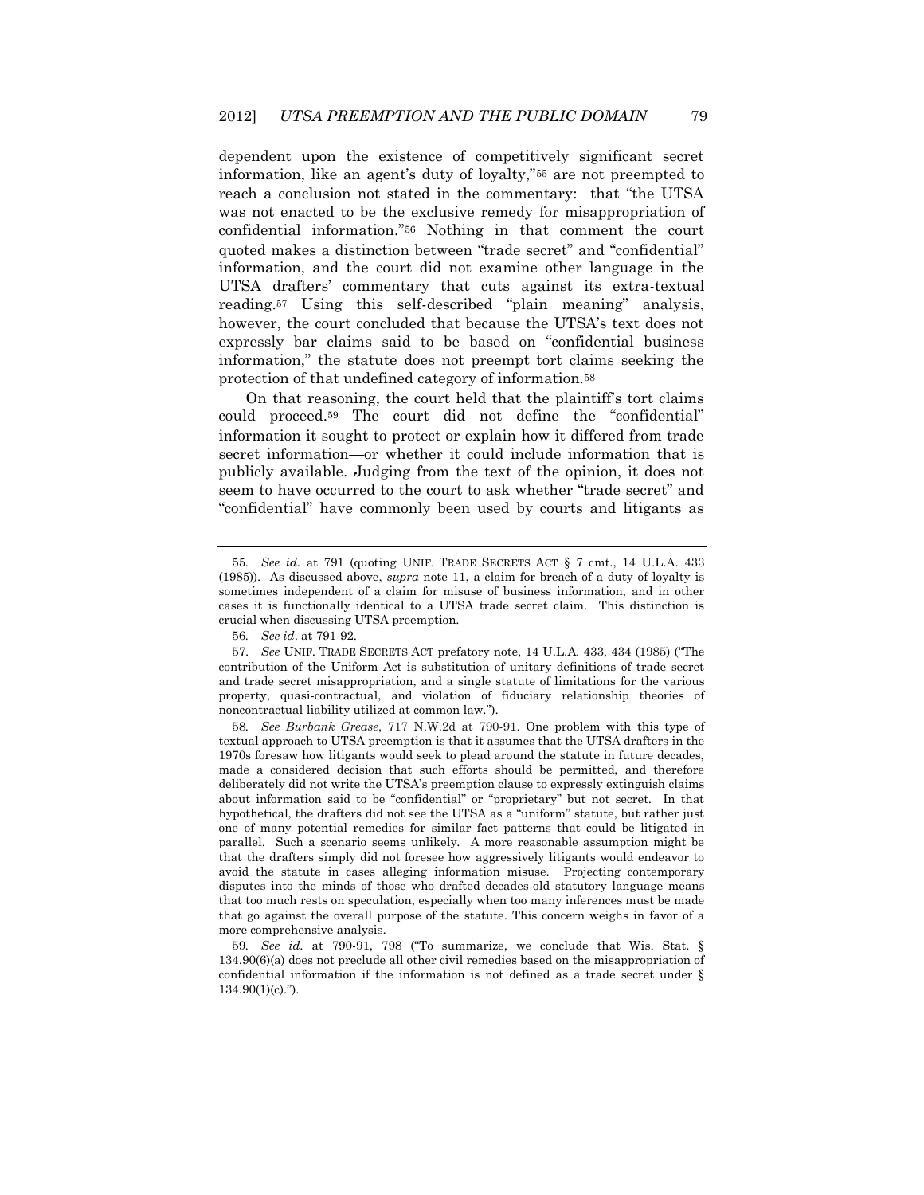dependent upon the existence of competitively significant secret information, like an agent's duty of loyalty,"[55] are not preempted to reach a conclusion not stated in the commentary: that "the UTSA was not enacted to be the exclusive remedy for misappropriation of confidential information."[56] Nothing in that comment the court quoted makes a distinction between "trade secret" and "confidential" information, and the court did not examine other language in the UTSA drafters' commentary that cuts against its extra-textual reading.[57] Using this self-described "plain meaning" analysis, however, the court concluded that because the UTSA's text does not expressly bar claims said to be based on "confidential business information," the statute does not preempt tort claims seeking the protection of that undefined category of information.[58]

On that reasoning, the court held that the plaintiff's tort claims could proceed.[59] The court did not define the "confidential" information it sought to protect or explain how it differed from trade secret information—or whether it could include information that is publicly available. Judging from the text of the opinion, it does not seem to have occurred to the court to ask whether "trade secret" and "confidential" have commonly been used by courts and litigants as

---

55. *See id.* at 791 (quoting UNIF. TRADE SECRETS ACT § 7 cmt., 14 U.L.A. 433 (1985)). As discussed above, *supra* note 11, a claim for breach of a duty of loyalty is sometimes independent of a claim for misuse of business information, and in other cases it is functionally identical to a UTSA trade secret claim. This distinction is crucial when discussing UTSA preemption.

56. *See id*. at 791-92.

57. *See* UNIF. TRADE SECRETS ACT prefatory note, 14 U.L.A. 433, 434 (1985) ("The contribution of the Uniform Act is substitution of unitary definitions of trade secret and trade secret misappropriation, and a single statute of limitations for the various property, quasi-contractual, and violation of fiduciary relationship theories of noncontractual liability utilized at common law.").

58. *See Burbank Grease*, 717 N.W.2d at 790-91. One problem with this type of textual approach to UTSA preemption is that it assumes that the UTSA drafters in the 1970s foresaw how litigants would seek to plead around the statute in future decades, made a considered decision that such efforts should be permitted, and therefore deliberately did not write the UTSA's preemption clause to expressly extinguish claims about information said to be "confidential" or "proprietary" but not secret. In that hypothetical, the drafters did not see the UTSA as a "uniform" statute, but rather just one of many potential remedies for similar fact patterns that could be litigated in parallel. Such a scenario seems unlikely. A more reasonable assumption might be that the drafters simply did not foresee how aggressively litigants would endeavor to avoid the statute in cases alleging information misuse. Projecting contemporary disputes into the minds of those who drafted decades-old statutory language means that too much rests on speculation, especially when too many inferences must be made that go against the overall purpose of the statute. This concern weighs in favor of a more comprehensive analysis.

59. *See id.* at 790-91, 798 ("To summarize, we conclude that Wis. Stat. § 134.90(6)(a) does not preclude all other civil remedies based on the misappropriation of confidential information if the information is not defined as a trade secret under § 134.90(1)(c).").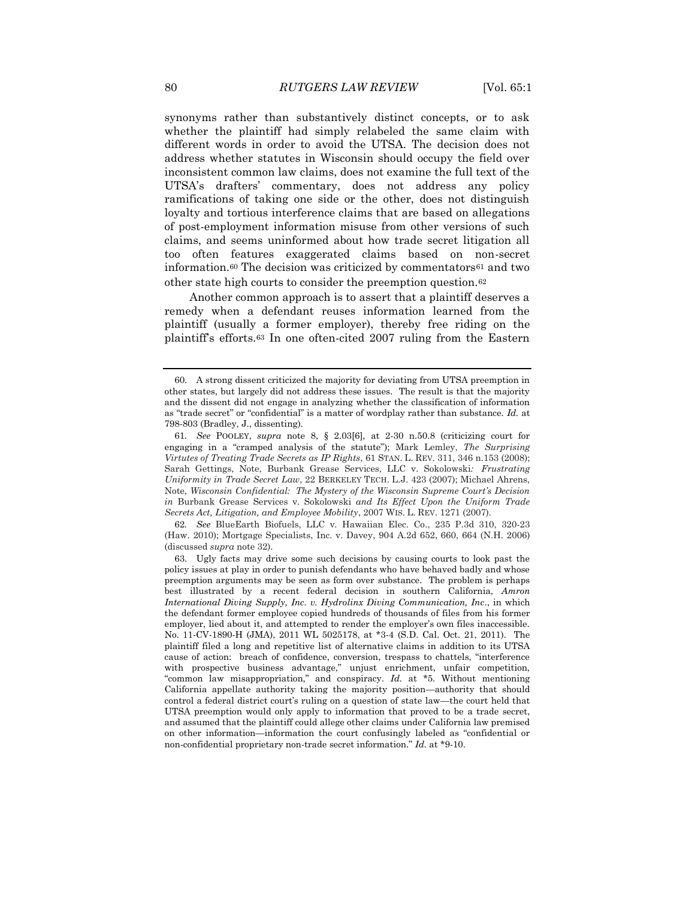synonyms rather than substantively distinct concepts, or to ask whether the plaintiff had simply relabeled the same claim with different words in order to avoid the UTSA. The decision does not address whether statutes in Wisconsin should occupy the field over inconsistent common law claims, does not examine the full text of the UTSA's drafters' commentary, does not address any policy ramifications of taking one side or the other, does not distinguish loyalty and tortious interference claims that are based on allegations of post-employment information misuse from other versions of such claims, and seems uninformed about how trade secret litigation all too often features exaggerated claims based on non-secret information.[60] The decision was criticized by commentators[61] and two other state high courts to consider the preemption question.[62]

Another common approach is to assert that a plaintiff deserves a remedy when a defendant reuses information learned from the plaintiff (usually a former employer), thereby free riding on the plaintiff's efforts.[63] In one often-cited 2007 ruling from the Eastern

---

60. A strong dissent criticized the majority for deviating from UTSA preemption in other states, but largely did not address these issues. The result is that the majority and the dissent did not engage in analyzing whether the classification of information as "trade secret" or "confidential" is a matter of wordplay rather than substance. *Id.* at 798-803 (Bradley, J., dissenting).

61. *See* POOLEY, *supra* note 8, § 2.03[6], at 2-30 n.50.8 (criticizing court for engaging in a "cramped analysis of the statute"); Mark Lemley, *The Surprising Virtutes of Treating Trade Secrets as IP Rights*, 61 STAN. L. REV. 311, 346 n.153 (2008); Sarah Gettings, Note, Burbank Grease Services, LLC v. Sokolowski*: Frustrating Uniformity in Trade Secret Law*, 22 BERKELEY TECH. L.J. 423 (2007); Michael Ahrens, Note, *Wisconsin Confidential: The Mystery of the Wisconsin Supreme Court's Decision in* Burbank Grease Services v. Sokolowski *and Its Effect Upon the Uniform Trade Secrets Act, Litigation, and Employee Mobility*, 2007 WIS. L. REV. 1271 (2007).

62. *See* BlueEarth Biofuels, LLC v. Hawaiian Elec. Co., 235 P.3d 310, 320-23 (Haw. 2010); Mortgage Specialists, Inc. v. Davey, 904 A.2d 652, 660, 664 (N.H. 2006) (discussed *supra* note 32).

63. Ugly facts may drive some such decisions by causing courts to look past the policy issues at play in order to punish defendants who have behaved badly and whose preemption arguments may be seen as form over substance. The problem is perhaps best illustrated by a recent federal decision in southern California, *Amron International Diving Supply, Inc. v. Hydrolinx Diving Communication, Inc*., in which the defendant former employee copied hundreds of thousands of files from his former employer, lied about it, and attempted to render the employer's own files inaccessible. No. 11-CV-1890-H (JMA), 2011 WL 5025178, at *3-4 (S.D. Cal. Oct. 21, 2011). The plaintiff filed a long and repetitive list of alternative claims in addition to its UTSA cause of action: breach of confidence, conversion, trespass to chattels, "interference with prospective business advantage," unjust enrichment, unfair competition, "common law misappropriation," and conspiracy. *Id.* at *5. Without mentioning California appellate authority taking the majority position—authority that should control a federal district court's ruling on a question of state law—the court held that UTSA preemption would only apply to information that proved to be a trade secret, and assumed that the plaintiff could allege other claims under California law premised on other information—information the court confusingly labeled as "confidential or non-confidential proprietary non-trade secret information." *Id.* at *9-10.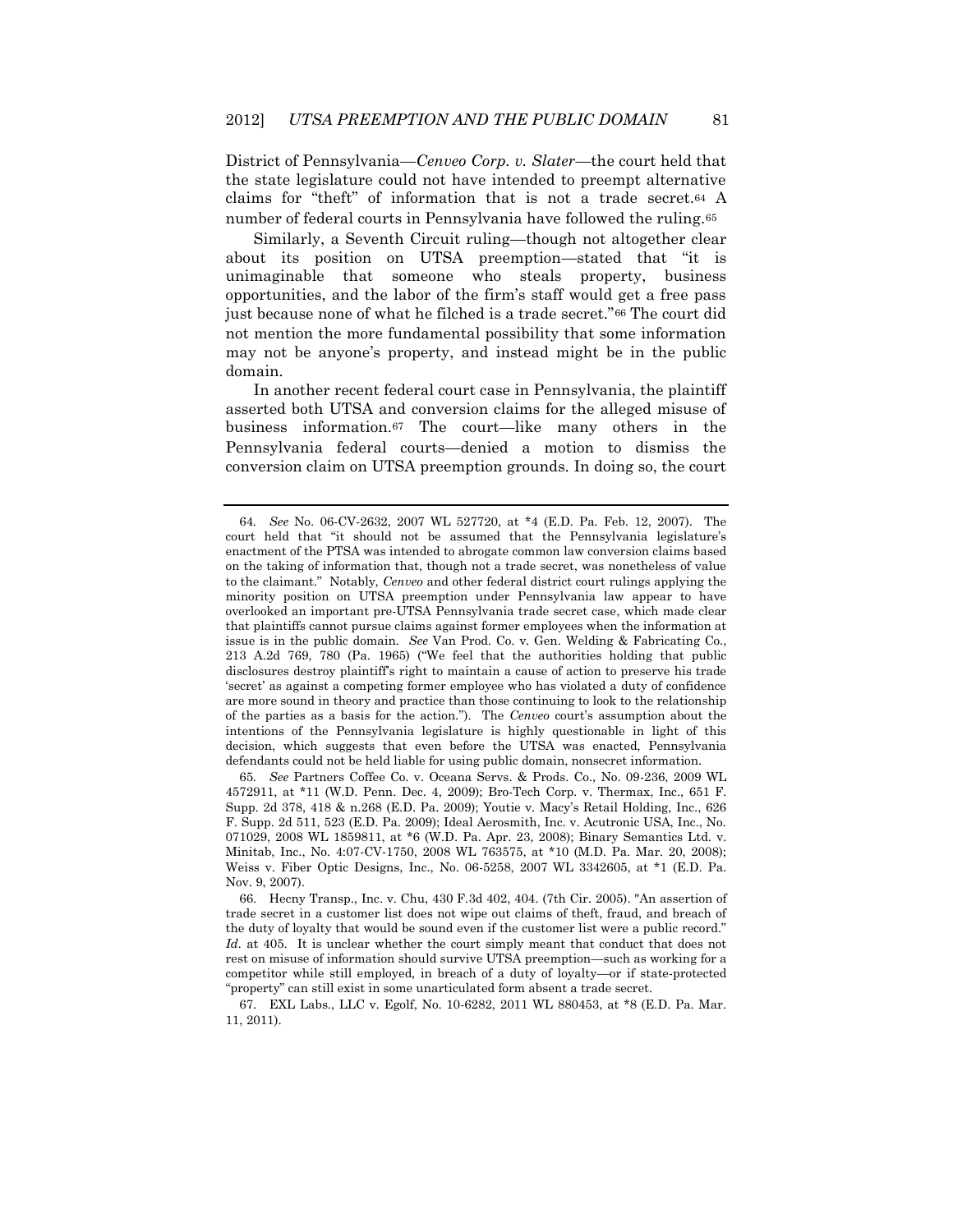District of Pennsylvania—*Cenveo Corp. v. Slater*—the court held that the state legislature could not have intended to preempt alternative claims for "theft" of information that is not a trade secret.[64] A number of federal courts in Pennsylvania have followed the ruling.[65]

Similarly, a Seventh Circuit ruling—though not altogether clear about its position on UTSA preemption—stated that "it is unimaginable that someone who steals property, business opportunities, and the labor of the firm's staff would get a free pass just because none of what he filched is a trade secret."[66] The court did not mention the more fundamental possibility that some information may not be anyone's property, and instead might be in the public domain.

In another recent federal court case in Pennsylvania, the plaintiff asserted both UTSA and conversion claims for the alleged misuse of business information.[67] The court—like many others in the Pennsylvania federal courts—denied a motion to dismiss the conversion claim on UTSA preemption grounds. In doing so, the court

---

64. *See* No. 06-CV-2632, 2007 WL 527720, at *4 (E.D. Pa. Feb. 12, 2007). The court held that "it should not be assumed that the Pennsylvania legislature's enactment of the PTSA was intended to abrogate common law conversion claims based on the taking of information that, though not a trade secret, was nonetheless of value to the claimant." Notably, *Cenveo* and other federal district court rulings applying the minority position on UTSA preemption under Pennsylvania law appear to have overlooked an important pre-UTSA Pennsylvania trade secret case, which made clear that plaintiffs cannot pursue claims against former employees when the information at issue is in the public domain. *See* Van Prod. Co. v. Gen. Welding & Fabricating Co., 213 A.2d 769, 780 (Pa. 1965) ("We feel that the authorities holding that public disclosures destroy plaintiff's right to maintain a cause of action to preserve his trade 'secret' as against a competing former employee who has violated a duty of confidence are more sound in theory and practice than those continuing to look to the relationship of the parties as a basis for the action."). The *Cenveo* court's assumption about the intentions of the Pennsylvania legislature is highly questionable in light of this decision, which suggests that even before the UTSA was enacted, Pennsylvania defendants could not be held liable for using public domain, nonsecret information.

65. *See* Partners Coffee Co. v. Oceana Servs. & Prods. Co., No. 09-236, 2009 WL 4572911, at *11 (W.D. Penn. Dec. 4, 2009); Bro-Tech Corp. v. Thermax, Inc., 651 F. Supp. 2d 378, 418 & n.268 (E.D. Pa. 2009); Youtie v. Macy's Retail Holding, Inc., 626 F. Supp. 2d 511, 523 (E.D. Pa. 2009); Ideal Aerosmith, Inc. v. Acutronic USA, Inc., No. 071029, 2008 WL 1859811, at *6 (W.D. Pa. Apr. 23, 2008); Binary Semantics Ltd. v. Minitab, Inc., No. 4:07-CV-1750, 2008 WL 763575, at *10 (M.D. Pa. Mar. 20, 2008); Weiss v. Fiber Optic Designs, Inc., No. 06-5258, 2007 WL 3342605, at *1 (E.D. Pa. Nov. 9, 2007).

66. Hecny Transp., Inc. v. Chu, 430 F.3d 402, 404. (7th Cir. 2005). "An assertion of trade secret in a customer list does not wipe out claims of theft, fraud, and breach of the duty of loyalty that would be sound even if the customer list were a public record." *Id.* at 405. It is unclear whether the court simply meant that conduct that does not rest on misuse of information should survive UTSA preemption—such as working for a competitor while still employed, in breach of a duty of loyalty—or if state-protected "property" can still exist in some unarticulated form absent a trade secret.

67. EXL Labs., LLC v. Egolf, No. 10-6282, 2011 WL 880453, at *8 (E.D. Pa. Mar. 11, 2011).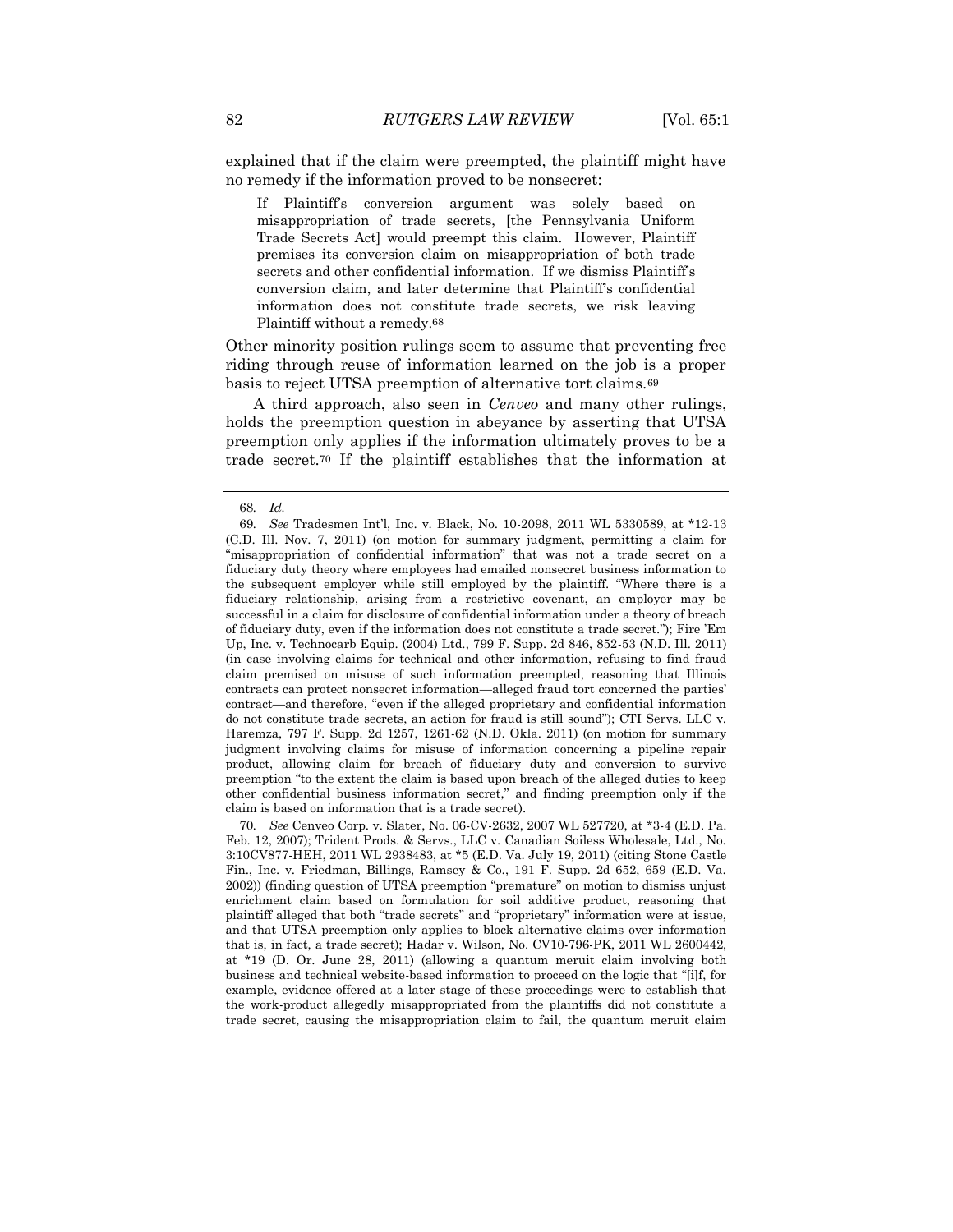explained that if the claim were preempted, the plaintiff might have no remedy if the information proved to be nonsecret:

> If Plaintiff's conversion argument was solely based on misappropriation of trade secrets, [the Pennsylvania Uniform Trade Secrets Act] would preempt this claim. However, Plaintiff premises its conversion claim on misappropriation of both trade secrets and other confidential information. If we dismiss Plaintiff's conversion claim, and later determine that Plaintiff's confidential information does not constitute trade secrets, we risk leaving Plaintiff without a remedy.[68]

Other minority position rulings seem to assume that preventing free riding through reuse of information learned on the job is a proper basis to reject UTSA preemption of alternative tort claims.[69]

A third approach, also seen in *Cenveo* and many other rulings, holds the preemption question in abeyance by asserting that UTSA preemption only applies if the information ultimately proves to be a trade secret.[70] If the plaintiff establishes that the information at

---

68. *Id.*

69. *See* Tradesmen Int'l, Inc. v. Black, No. 10-2098, 2011 WL 5330589, at *12-13 (C.D. Ill. Nov. 7, 2011) (on motion for summary judgment, permitting a claim for "misappropriation of confidential information" that was not a trade secret on a fiduciary duty theory where employees had emailed nonsecret business information to the subsequent employer while still employed by the plaintiff. "Where there is a fiduciary relationship, arising from a restrictive covenant, an employer may be successful in a claim for disclosure of confidential information under a theory of breach of fiduciary duty, even if the information does not constitute a trade secret."); Fire 'Em Up, Inc. v. Technocarb Equip. (2004) Ltd., 799 F. Supp. 2d 846, 852-53 (N.D. Ill. 2011) (in case involving claims for technical and other information, refusing to find fraud claim premised on misuse of such information preempted, reasoning that Illinois contracts can protect nonsecret information—alleged fraud tort concerned the parties' contract—and therefore, "even if the alleged proprietary and confidential information do not constitute trade secrets, an action for fraud is still sound"); CTI Servs. LLC v. Haremza, 797 F. Supp. 2d 1257, 1261-62 (N.D. Okla. 2011) (on motion for summary judgment involving claims for misuse of information concerning a pipeline repair product, allowing claim for breach of fiduciary duty and conversion to survive preemption "to the extent the claim is based upon breach of the alleged duties to keep other confidential business information secret," and finding preemption only if the claim is based on information that is a trade secret).

70. *See* Cenveo Corp. v. Slater, No. 06-CV-2632, 2007 WL 527720, at *3-4 (E.D. Pa. Feb. 12, 2007); Trident Prods. & Servs., LLC v. Canadian Soiless Wholesale, Ltd., No. 3:10CV877-HEH, 2011 WL 2938483, at *5 (E.D. Va. July 19, 2011) (citing Stone Castle Fin., Inc. v. Friedman, Billings, Ramsey & Co., 191 F. Supp. 2d 652, 659 (E.D. Va. 2002)) (finding question of UTSA preemption "premature" on motion to dismiss unjust enrichment claim based on formulation for soil additive product, reasoning that plaintiff alleged that both "trade secrets" and "proprietary" information were at issue, and that UTSA preemption only applies to block alternative claims over information that is, in fact, a trade secret); Hadar v. Wilson, No. CV10-796-PK, 2011 WL 2600442, at *19 (D. Or. June 28, 2011) (allowing a quantum meruit claim involving both business and technical website-based information to proceed on the logic that "[i]f, for example, evidence offered at a later stage of these proceedings were to establish that the work-product allegedly misappropriated from the plaintiffs did not constitute a trade secret, causing the misappropriation claim to fail, the quantum meruit claim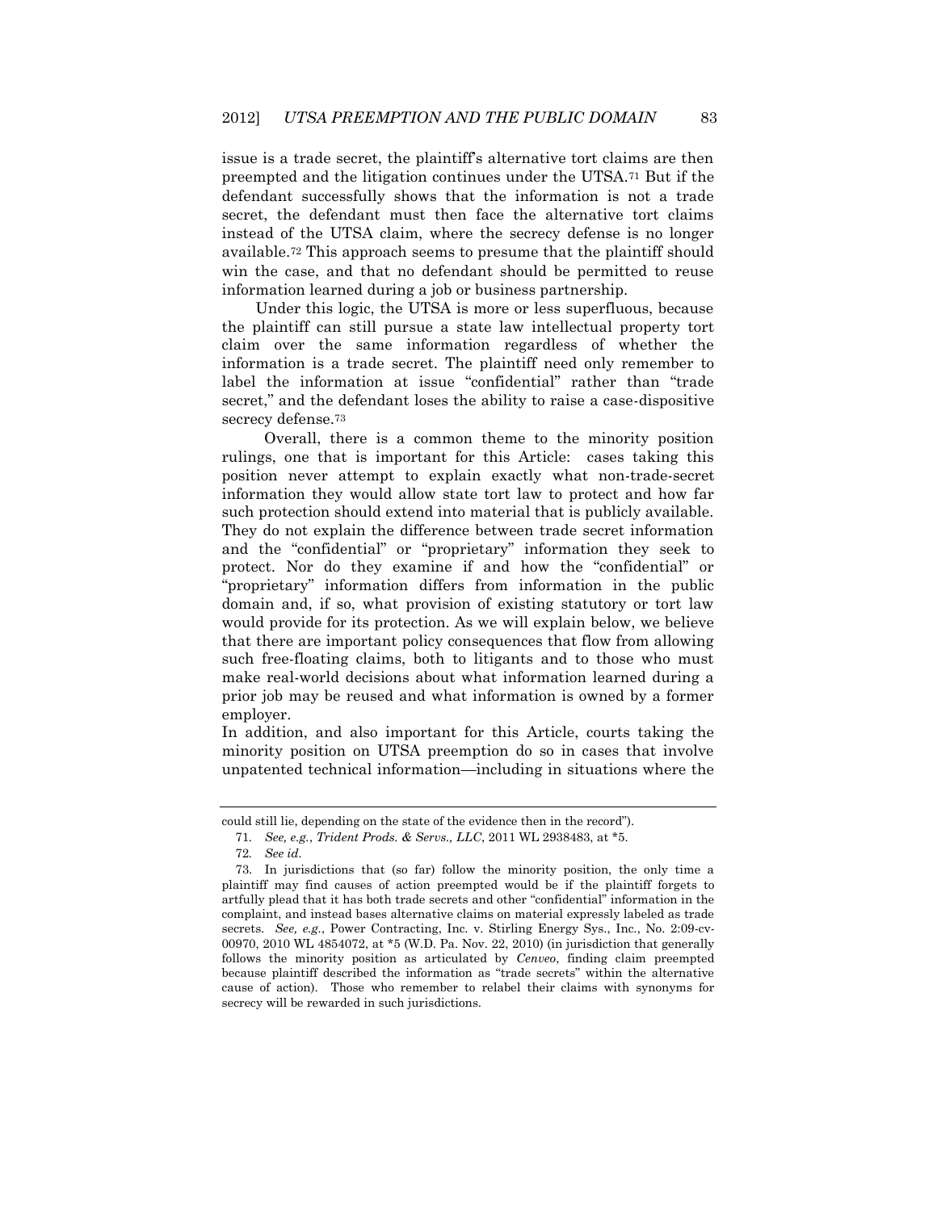issue is a trade secret, the plaintiff's alternative tort claims are then preempted and the litigation continues under the UTSA.[71] But if the defendant successfully shows that the information is not a trade secret, the defendant must then face the alternative tort claims instead of the UTSA claim, where the secrecy defense is no longer available.[72] This approach seems to presume that the plaintiff should win the case, and that no defendant should be permitted to reuse information learned during a job or business partnership.

Under this logic, the UTSA is more or less superfluous, because the plaintiff can still pursue a state law intellectual property tort claim over the same information regardless of whether the information is a trade secret. The plaintiff need only remember to label the information at issue "confidential" rather than "trade secret," and the defendant loses the ability to raise a case-dispositive secrecy defense.[73]

Overall, there is a common theme to the minority position rulings, one that is important for this Article: cases taking this position never attempt to explain exactly what non-trade-secret information they would allow state tort law to protect and how far such protection should extend into material that is publicly available. They do not explain the difference between trade secret information and the "confidential" or "proprietary" information they seek to protect. Nor do they examine if and how the "confidential" or "proprietary" information differs from information in the public domain and, if so, what provision of existing statutory or tort law would provide for its protection. As we will explain below, we believe that there are important policy consequences that flow from allowing such free-floating claims, both to litigants and to those who must make real-world decisions about what information learned during a prior job may be reused and what information is owned by a former employer.

In addition, and also important for this Article, courts taking the minority position on UTSA preemption do so in cases that involve unpatented technical information—including in situations where the

---

could still lie, depending on the state of the evidence then in the record").

71. *See, e.g.*, *Trident Prods. & Servs., LLC*, 2011 WL 2938483, at *5.

72. *See id.*

73. In jurisdictions that (so far) follow the minority position, the only time a plaintiff may find causes of action preempted would be if the plaintiff forgets to artfully plead that it has both trade secrets and other "confidential" information in the complaint, and instead bases alternative claims on material expressly labeled as trade secrets. *See, e.g.*, Power Contracting, Inc. v. Stirling Energy Sys., Inc., No. 2:09-cv-00970, 2010 WL 4854072, at *5 (W.D. Pa. Nov. 22, 2010) (in jurisdiction that generally follows the minority position as articulated by *Cenveo*, finding claim preempted because plaintiff described the information as "trade secrets" within the alternative cause of action). Those who remember to relabel their claims with synonyms for secrecy will be rewarded in such jurisdictions.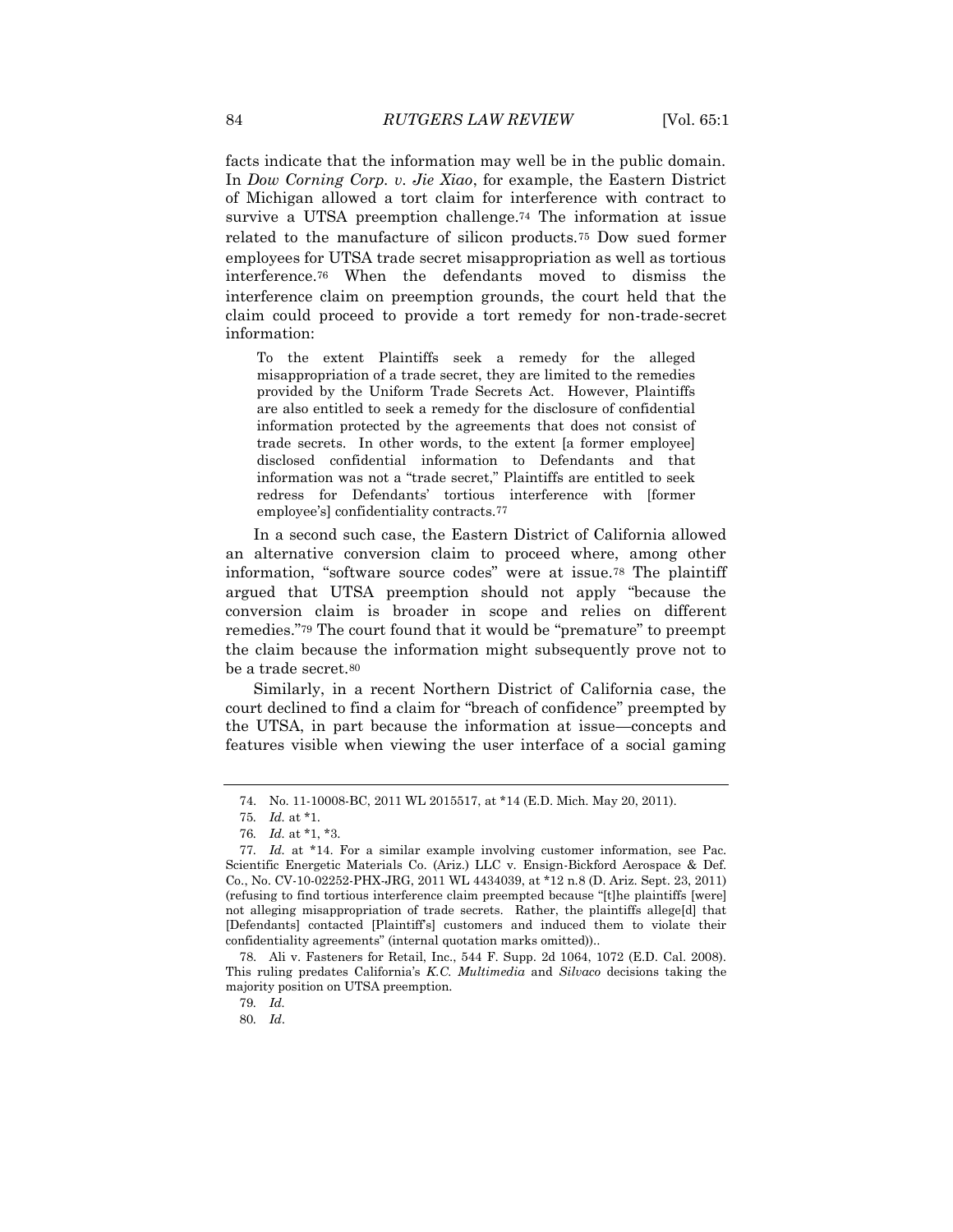facts indicate that the information may well be in the public domain. In *Dow Corning Corp. v. Jie Xiao*, for example, the Eastern District of Michigan allowed a tort claim for interference with contract to survive a UTSA preemption challenge.[74] The information at issue related to the manufacture of silicon products.[75] Dow sued former employees for UTSA trade secret misappropriation as well as tortious interference.[76] When the defendants moved to dismiss the interference claim on preemption grounds, the court held that the claim could proceed to provide a tort remedy for non-trade-secret information:

> To the extent Plaintiffs seek a remedy for the alleged misappropriation of a trade secret, they are limited to the remedies provided by the Uniform Trade Secrets Act. However, Plaintiffs are also entitled to seek a remedy for the disclosure of confidential information protected by the agreements that does not consist of trade secrets. In other words, to the extent [a former employee] disclosed confidential information to Defendants and that information was not a "trade secret," Plaintiffs are entitled to seek redress for Defendants' tortious interference with [former employee's] confidentiality contracts.[77]

In a second such case, the Eastern District of California allowed an alternative conversion claim to proceed where, among other information, "software source codes" were at issue.[78] The plaintiff argued that UTSA preemption should not apply "because the conversion claim is broader in scope and relies on different remedies."[79] The court found that it would be "premature" to preempt the claim because the information might subsequently prove not to be a trade secret.[80]

Similarly, in a recent Northern District of California case, the court declined to find a claim for "breach of confidence" preempted by the UTSA, in part because the information at issue—concepts and features visible when viewing the user interface of a social gaming

---

74. No. 11-10008-BC, 2011 WL 2015517, at *14 (E.D. Mich. May 20, 2011).

75. *Id.* at *1.

76. *Id.* at *1, *3.

77. *Id.* at *14. For a similar example involving customer information, see Pac. Scientific Energetic Materials Co. (Ariz.) LLC v. Ensign-Bickford Aerospace & Def. Co., No. CV-10-02252-PHX-JRG, 2011 WL 4434039, at *12 n.8 (D. Ariz. Sept. 23, 2011) (refusing to find tortious interference claim preempted because "[t]he plaintiffs [were] not alleging misappropriation of trade secrets. Rather, the plaintiffs allege[d] that [Defendants] contacted [Plaintiff's] customers and induced them to violate their confidentiality agreements" (internal quotation marks omitted))..

78. Ali v. Fasteners for Retail, Inc., 544 F. Supp. 2d 1064, 1072 (E.D. Cal. 2008). This ruling predates California's *K.C. Multimedia* and *Silvaco* decisions taking the majority position on UTSA preemption.

79. *Id.*

80. *Id*.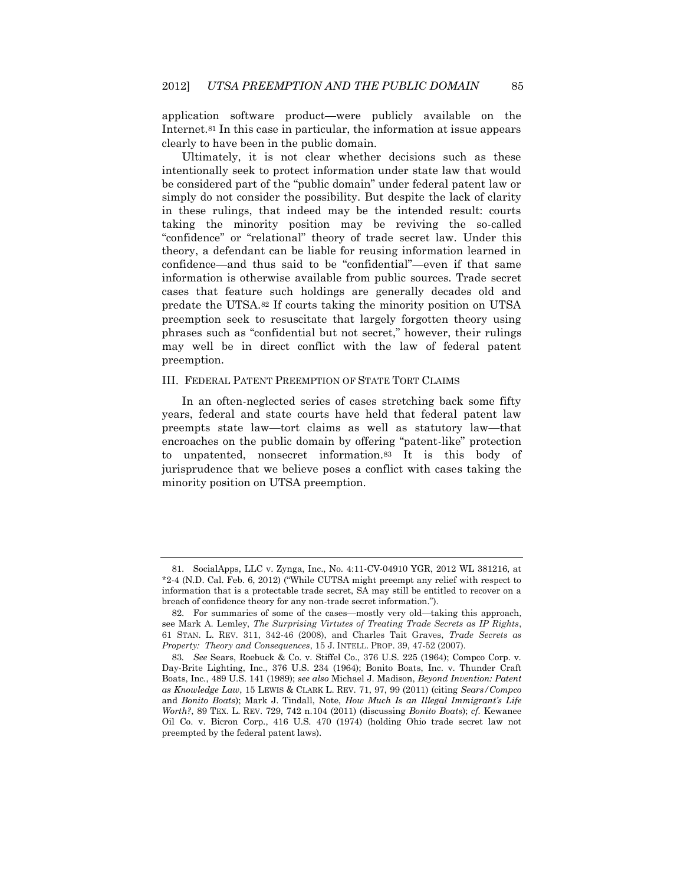application software product—were publicly available on the Internet.[81] In this case in particular, the information at issue appears clearly to have been in the public domain.

Ultimately, it is not clear whether decisions such as these intentionally seek to protect information under state law that would be considered part of the "public domain" under federal patent law or simply do not consider the possibility. But despite the lack of clarity in these rulings, that indeed may be the intended result: courts taking the minority position may be reviving the so-called "confidence" or "relational" theory of trade secret law. Under this theory, a defendant can be liable for reusing information learned in confidence—and thus said to be "confidential"—even if that same information is otherwise available from public sources. Trade secret cases that feature such holdings are generally decades old and predate the UTSA.[82] If courts taking the minority position on UTSA preemption seek to resuscitate that largely forgotten theory using phrases such as "confidential but not secret," however, their rulings may well be in direct conflict with the law of federal patent preemption.

## III. FEDERAL PATENT PREEMPTION OF STATE TORT CLAIMS

In an often-neglected series of cases stretching back some fifty years, federal and state courts have held that federal patent law preempts state law—tort claims as well as statutory law—that encroaches on the public domain by offering "patent-like" protection to unpatented, nonsecret information.[83] It is this body of jurisprudence that we believe poses a conflict with cases taking the minority position on UTSA preemption.

---

81. SocialApps, LLC v. Zynga, Inc., No. 4:11-CV-04910 YGR, 2012 WL 381216, at \*2-4 (N.D. Cal. Feb. 6, 2012) ("While CUTSA might preempt any relief with respect to information that is a protectable trade secret, SA may still be entitled to recover on a breach of confidence theory for any non-trade secret information.").

82. For summaries of some of the cases—mostly very old—taking this approach, see Mark A. Lemley, *The Surprising Virtutes of Treating Trade Secrets as IP Rights*, 61 STAN. L. REV. 311, 342-46 (2008), and Charles Tait Graves, *Trade Secrets as Property: Theory and Consequences*, 15 J. INTELL. PROP. 39, 47-52 (2007).

83. *See* Sears, Roebuck & Co. v. Stiffel Co., 376 U.S. 225 (1964); Compco Corp. v. Day-Brite Lighting, Inc., 376 U.S. 234 (1964); Bonito Boats, Inc. v. Thunder Craft Boats, Inc., 489 U.S. 141 (1989); *see also* Michael J. Madison, *Beyond Invention: Patent as Knowledge Law*, 15 LEWIS & CLARK L. REV. 71, 97, 99 (2011) (citing *Sears/Compco* and *Bonito Boats*); Mark J. Tindall, Note, *How Much Is an Illegal Immigrant's Life Worth?*, 89 TEX. L. REV. 729, 742 n.104 (2011) (discussing *Bonito Boats*); *cf.* Kewanee Oil Co. v. Bicron Corp., 416 U.S. 470 (1974) (holding Ohio trade secret law not preempted by the federal patent laws).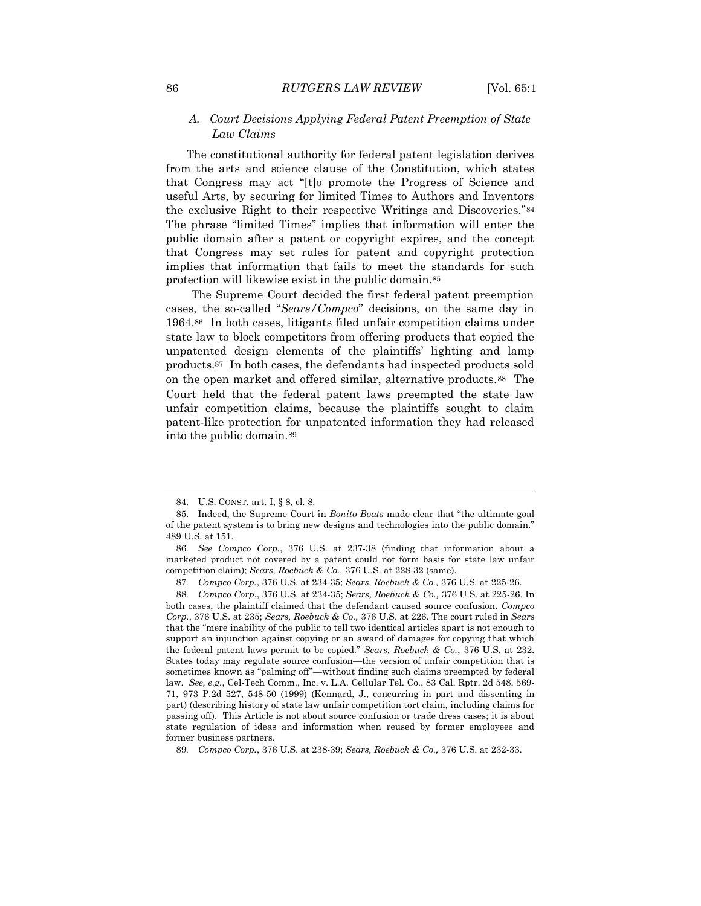### *A. Court Decisions Applying Federal Patent Preemption of State Law Claims*

The constitutional authority for federal patent legislation derives from the arts and science clause of the Constitution, which states that Congress may act "[t]o promote the Progress of Science and useful Arts, by securing for limited Times to Authors and Inventors the exclusive Right to their respective Writings and Discoveries."[84] The phrase "limited Times" implies that information will enter the public domain after a patent or copyright expires, and the concept that Congress may set rules for patent and copyright protection implies that information that fails to meet the standards for such protection will likewise exist in the public domain.[85]

The Supreme Court decided the first federal patent preemption cases, the so-called "*Sears/Compco*" decisions, on the same day in 1964.[86] In both cases, litigants filed unfair competition claims under state law to block competitors from offering products that copied the unpatented design elements of the plaintiffs' lighting and lamp products.[87] In both cases, the defendants had inspected products sold on the open market and offered similar, alternative products.[88] The Court held that the federal patent laws preempted the state law unfair competition claims, because the plaintiffs sought to claim patent-like protection for unpatented information they had released into the public domain.[89]

---

84. U.S. CONST. art. I, § 8, cl. 8.

85. Indeed, the Supreme Court in *Bonito Boats* made clear that "the ultimate goal of the patent system is to bring new designs and technologies into the public domain." 489 U.S. at 151.

86. *See Compco Corp.*, 376 U.S. at 237-38 (finding that information about a marketed product not covered by a patent could not form basis for state law unfair competition claim); *Sears, Roebuck & Co.,* 376 U.S. at 228-32 (same).

87. *Compco Corp.*, 376 U.S. at 234-35; *Sears, Roebuck & Co.,* 376 U.S. at 225-26.

88. *Compco Corp.*, 376 U.S. at 234-35; *Sears, Roebuck & Co.,* 376 U.S. at 225-26. In both cases, the plaintiff claimed that the defendant caused source confusion. *Compco Corp.*, 376 U.S. at 235; *Sears, Roebuck & Co.,* 376 U.S. at 226. The court ruled in *Sears* that the "mere inability of the public to tell two identical articles apart is not enough to support an injunction against copying or an award of damages for copying that which the federal patent laws permit to be copied." *Sears, Roebuck & Co.*, 376 U.S. at 232. States today may regulate source confusion—the version of unfair competition that is sometimes known as "palming off"—without finding such claims preempted by federal law. *See, e.g.*, Cel-Tech Comm., Inc. v. L.A. Cellular Tel. Co., 83 Cal. Rptr. 2d 548, 569-71, 973 P.2d 527, 548-50 (1999) (Kennard, J., concurring in part and dissenting in part) (describing history of state law unfair competition tort claim, including claims for passing off). This Article is not about source confusion or trade dress cases; it is about state regulation of ideas and information when reused by former employees and former business partners.

89. *Compco Corp.*, 376 U.S. at 238-39; *Sears, Roebuck & Co.,* 376 U.S. at 232-33.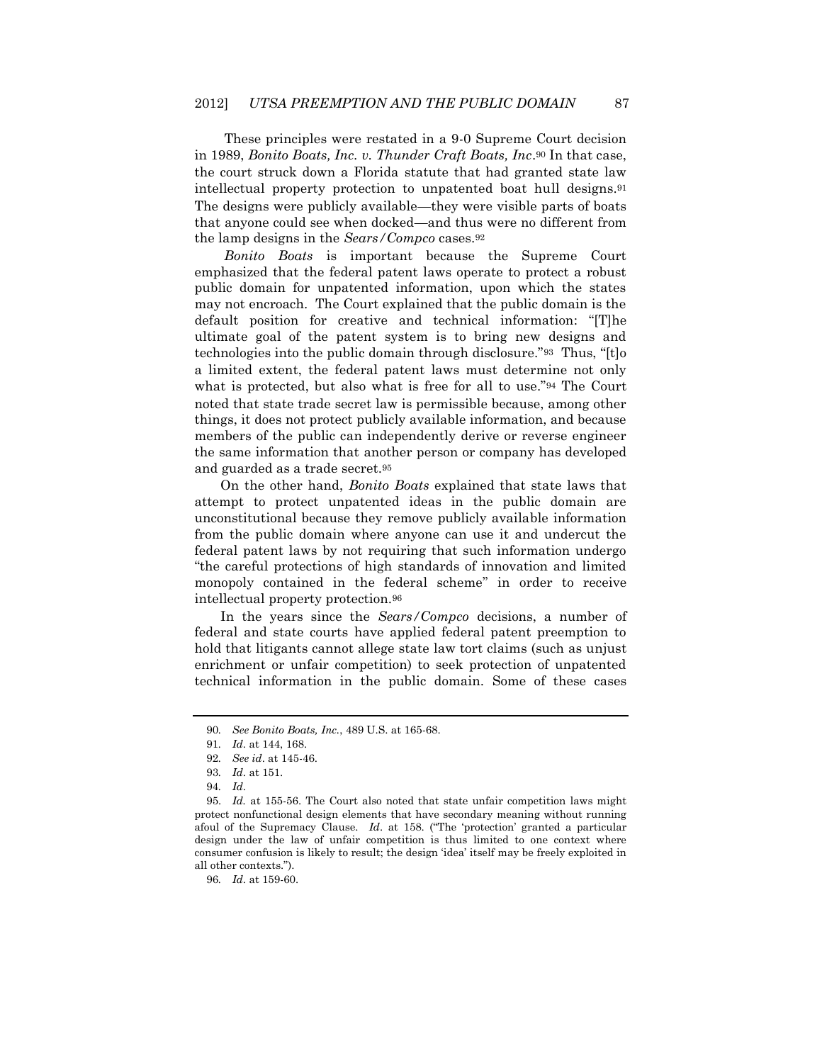These principles were restated in a 9-0 Supreme Court decision in 1989, *Bonito Boats, Inc. v. Thunder Craft Boats, Inc*.[90] In that case, the court struck down a Florida statute that had granted state law intellectual property protection to unpatented boat hull designs.[91] The designs were publicly available—they were visible parts of boats that anyone could see when docked—and thus were no different from the lamp designs in the *Sears/Compco* cases.[92]

*Bonito Boats* is important because the Supreme Court emphasized that the federal patent laws operate to protect a robust public domain for unpatented information, upon which the states may not encroach. The Court explained that the public domain is the default position for creative and technical information: "[T]he ultimate goal of the patent system is to bring new designs and technologies into the public domain through disclosure."[93] Thus, "[t]o a limited extent, the federal patent laws must determine not only what is protected, but also what is free for all to use."[94] The Court noted that state trade secret law is permissible because, among other things, it does not protect publicly available information, and because members of the public can independently derive or reverse engineer the same information that another person or company has developed and guarded as a trade secret.[95]

On the other hand, *Bonito Boats* explained that state laws that attempt to protect unpatented ideas in the public domain are unconstitutional because they remove publicly available information from the public domain where anyone can use it and undercut the federal patent laws by not requiring that such information undergo "the careful protections of high standards of innovation and limited monopoly contained in the federal scheme" in order to receive intellectual property protection.[96]

In the years since the *Sears/Compco* decisions, a number of federal and state courts have applied federal patent preemption to hold that litigants cannot allege state law tort claims (such as unjust enrichment or unfair competition) to seek protection of unpatented technical information in the public domain. Some of these cases

---

90. *See Bonito Boats, Inc.*, 489 U.S. at 165-68.

91. *Id*. at 144, 168.

92. *See id*. at 145-46.

93. *Id*. at 151.

94. *Id*.

95. *Id.* at 155-56. The Court also noted that state unfair competition laws might protect nonfunctional design elements that have secondary meaning without running afoul of the Supremacy Clause. *Id*. at 158. ("The 'protection' granted a particular design under the law of unfair competition is thus limited to one context where consumer confusion is likely to result; the design 'idea' itself may be freely exploited in all other contexts.").

96. *Id*. at 159-60.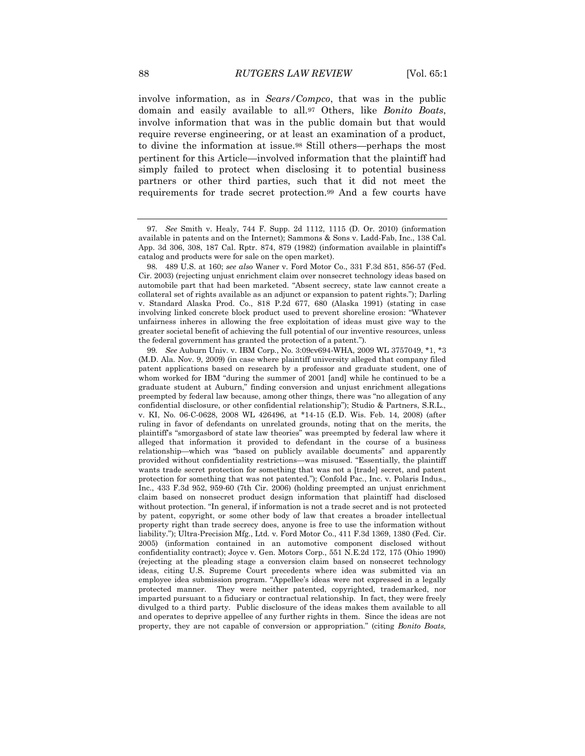involve information, as in *Sears/Compco*, that was in the public domain and easily available to all.[97] Others, like *Bonito Boats*, involve information that was in the public domain but that would require reverse engineering, or at least an examination of a product, to divine the information at issue.[98] Still others—perhaps the most pertinent for this Article—involved information that the plaintiff had simply failed to protect when disclosing it to potential business partners or other third parties, such that it did not meet the requirements for trade secret protection.[99] And a few courts have

---

97. *See* Smith v. Healy, 744 F. Supp. 2d 1112, 1115 (D. Or. 2010) (information available in patents and on the Internet); Sammons & Sons v. Ladd-Fab, Inc., 138 Cal. App. 3d 306, 308, 187 Cal. Rptr. 874, 879 (1982) (information available in plaintiff's catalog and products were for sale on the open market).

98. 489 U.S. at 160; *see also* Waner v. Ford Motor Co., 331 F.3d 851, 856-57 (Fed. Cir. 2003) (rejecting unjust enrichment claim over nonsecret technology ideas based on automobile part that had been marketed. "Absent secrecy, state law cannot create a collateral set of rights available as an adjunct or expansion to patent rights."); Darling v. Standard Alaska Prod. Co., 818 P.2d 677, 680 (Alaska 1991) (stating in case involving linked concrete block product used to prevent shoreline erosion: "Whatever unfairness inheres in allowing the free exploitation of ideas must give way to the greater societal benefit of achieving the full potential of our inventive resources, unless the federal government has granted the protection of a patent.").

99. *See* Auburn Univ. v. IBM Corp., No. 3:09cv694-WHA, 2009 WL 3757049, \*1, \*3 (M.D. Ala. Nov. 9, 2009) (in case where plaintiff university alleged that company filed patent applications based on research by a professor and graduate student, one of whom worked for IBM "during the summer of 2001 [and] while he continued to be a graduate student at Auburn," finding conversion and unjust enrichment allegations preempted by federal law because, among other things, there was "no allegation of any confidential disclosure, or other confidential relationship"); Studio & Partners, S.R.L., v. KI, No. 06-C-0628, 2008 WL 426496, at \*14-15 (E.D. Wis. Feb. 14, 2008) (after ruling in favor of defendants on unrelated grounds, noting that on the merits, the plaintiff's "smorgasbord of state law theories" was preempted by federal law where it alleged that information it provided to defendant in the course of a business relationship—which was "based on publicly available documents" and apparently provided without confidentiality restrictions—was misused. "Essentially, the plaintiff wants trade secret protection for something that was not a [trade] secret, and patent protection for something that was not patented."); Confold Pac., Inc. v. Polaris Indus., Inc., 433 F.3d 952, 959-60 (7th Cir. 2006) (holding preempted an unjust enrichment claim based on nonsecret product design information that plaintiff had disclosed without protection. "In general, if information is not a trade secret and is not protected by patent, copyright, or some other body of law that creates a broader intellectual property right than trade secrecy does, anyone is free to use the information without liability."); Ultra-Precision Mfg., Ltd. v. Ford Motor Co., 411 F.3d 1369, 1380 (Fed. Cir. 2005) (information contained in an automotive component disclosed without confidentiality contract); Joyce v. Gen. Motors Corp., 551 N.E.2d 172, 175 (Ohio 1990) (rejecting at the pleading stage a conversion claim based on nonsecret technology ideas, citing U.S. Supreme Court precedents where idea was submitted via an employee idea submission program. "Appellee's ideas were not expressed in a legally protected manner. They were neither patented, copyrighted, trademarked, nor imparted pursuant to a fiduciary or contractual relationship. In fact, they were freely divulged to a third party. Public disclosure of the ideas makes them available to all and operates to deprive appellee of any further rights in them. Since the ideas are not property, they are not capable of conversion or appropriation." (citing *Bonito Boats,*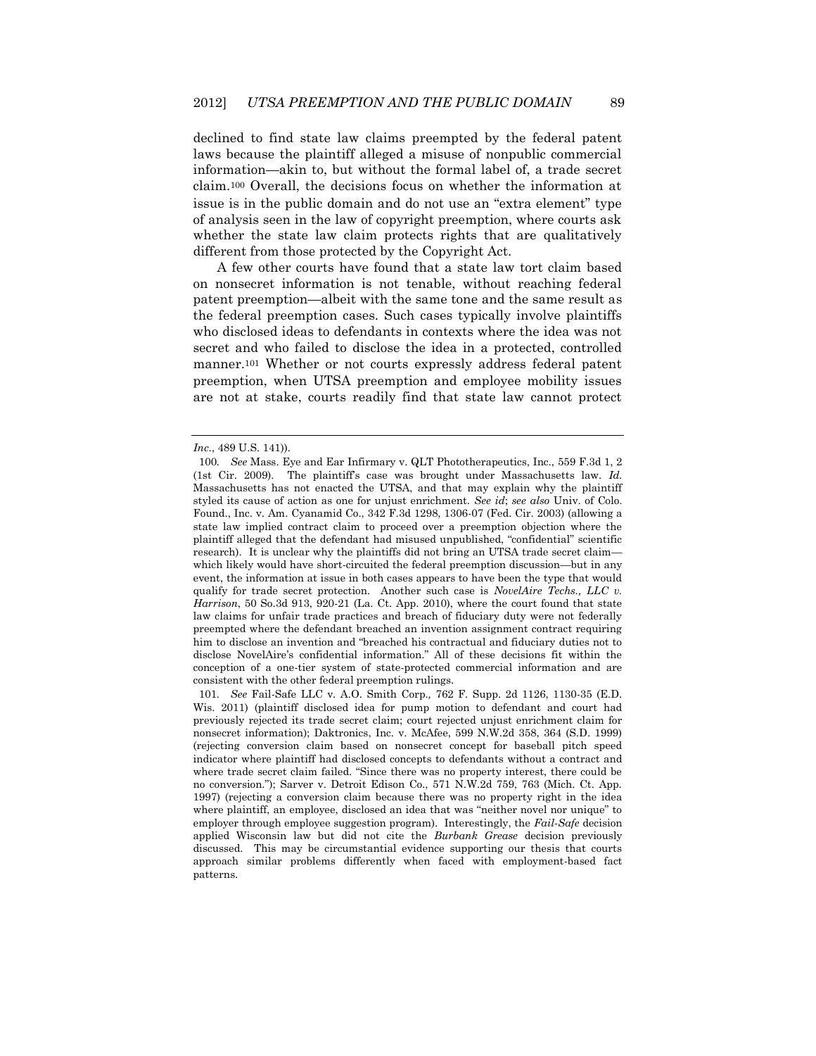declined to find state law claims preempted by the federal patent laws because the plaintiff alleged a misuse of nonpublic commercial information—akin to, but without the formal label of, a trade secret claim.[100] Overall, the decisions focus on whether the information at issue is in the public domain and do not use an "extra element" type of analysis seen in the law of copyright preemption, where courts ask whether the state law claim protects rights that are qualitatively different from those protected by the Copyright Act.

A few other courts have found that a state law tort claim based on nonsecret information is not tenable, without reaching federal patent preemption—albeit with the same tone and the same result as the federal preemption cases. Such cases typically involve plaintiffs who disclosed ideas to defendants in contexts where the idea was not secret and who failed to disclose the idea in a protected, controlled manner.[101] Whether or not courts expressly address federal patent preemption, when UTSA preemption and employee mobility issues are not at stake, courts readily find that state law cannot protect

---

*Inc.*, 489 U.S. 141)).

100. *See* Mass. Eye and Ear Infirmary v. QLT Phototherapeutics, Inc., 559 F.3d 1, 2 (1st Cir. 2009). The plaintiff's case was brought under Massachusetts law. *Id.* Massachusetts has not enacted the UTSA, and that may explain why the plaintiff styled its cause of action as one for unjust enrichment. *See id*; *see also* Univ. of Colo. Found., Inc. v. Am. Cyanamid Co., 342 F.3d 1298, 1306-07 (Fed. Cir. 2003) (allowing a state law implied contract claim to proceed over a preemption objection where the plaintiff alleged that the defendant had misused unpublished, "confidential" scientific research). It is unclear why the plaintiffs did not bring an UTSA trade secret claim—which likely would have short-circuited the federal preemption discussion—but in any event, the information at issue in both cases appears to have been the type that would qualify for trade secret protection. Another such case is *NovelAire Techs., LLC v. Harrison*, 50 So.3d 913, 920-21 (La. Ct. App. 2010), where the court found that state law claims for unfair trade practices and breach of fiduciary duty were not federally preempted where the defendant breached an invention assignment contract requiring him to disclose an invention and "breached his contractual and fiduciary duties not to disclose NovelAire's confidential information." All of these decisions fit within the conception of a one-tier system of state-protected commercial information and are consistent with the other federal preemption rulings.

101. *See* Fail-Safe LLC v. A.O. Smith Corp., 762 F. Supp. 2d 1126, 1130-35 (E.D. Wis. 2011) (plaintiff disclosed idea for pump motion to defendant and court had previously rejected its trade secret claim; court rejected unjust enrichment claim for nonsecret information); Daktronics, Inc. v. McAfee, 599 N.W.2d 358, 364 (S.D. 1999) (rejecting conversion claim based on nonsecret concept for baseball pitch speed indicator where plaintiff had disclosed concepts to defendants without a contract and where trade secret claim failed. "Since there was no property interest, there could be no conversion."); Sarver v. Detroit Edison Co., 571 N.W.2d 759, 763 (Mich. Ct. App. 1997) (rejecting a conversion claim because there was no property right in the idea where plaintiff, an employee, disclosed an idea that was "neither novel nor unique" to employer through employee suggestion program). Interestingly, the *Fail-Safe* decision applied Wisconsin law but did not cite the *Burbank Grease* decision previously discussed. This may be circumstantial evidence supporting our thesis that courts approach similar problems differently when faced with employment-based fact patterns.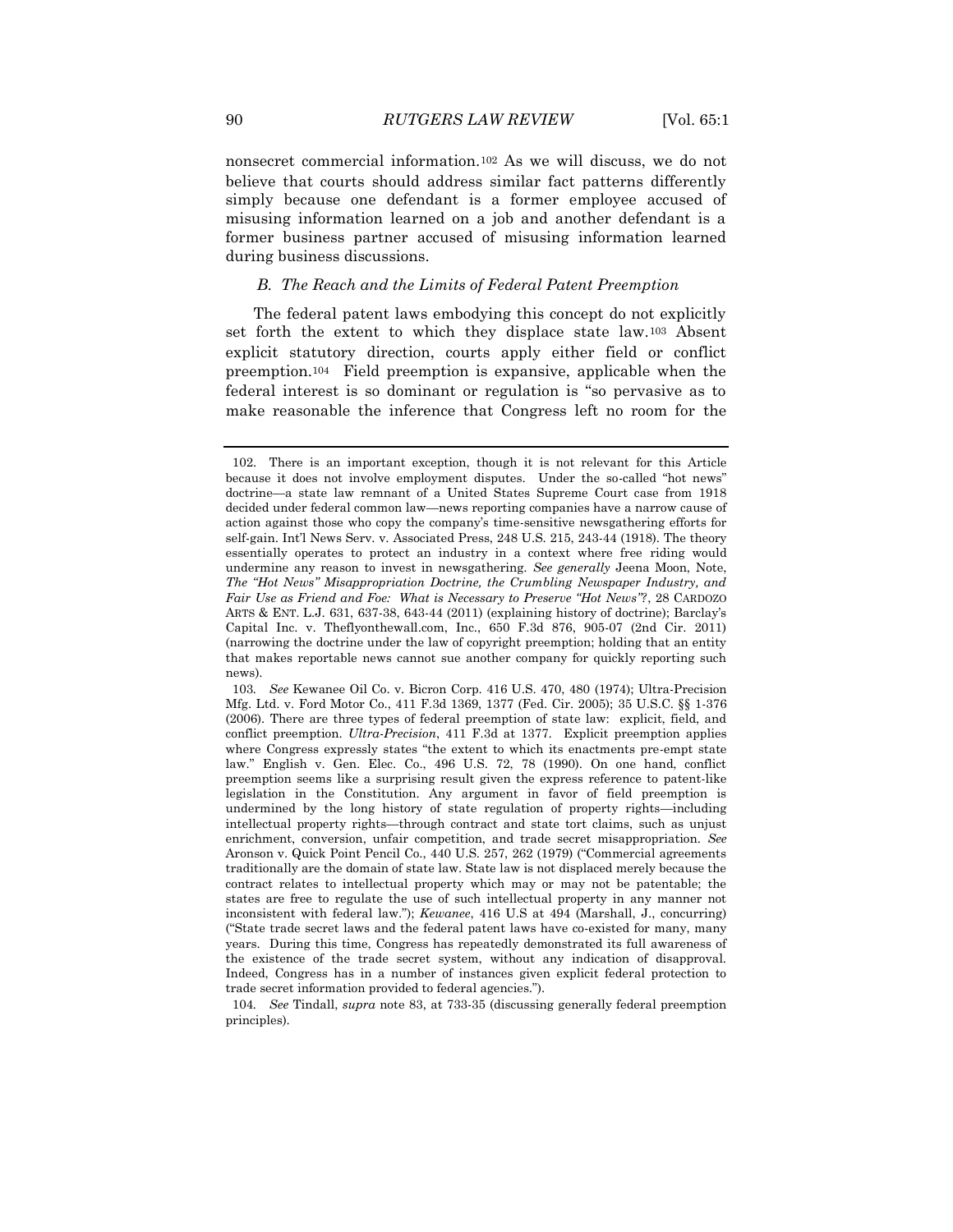nonsecret commercial information.[102] As we will discuss, we do not believe that courts should address similar fact patterns differently simply because one defendant is a former employee accused of misusing information learned on a job and another defendant is a former business partner accused of misusing information learned during business discussions.

### *B. The Reach and the Limits of Federal Patent Preemption*

The federal patent laws embodying this concept do not explicitly set forth the extent to which they displace state law.[103] Absent explicit statutory direction, courts apply either field or conflict preemption.[104] Field preemption is expansive, applicable when the federal interest is so dominant or regulation is "so pervasive as to make reasonable the inference that Congress left no room for the

---

102. There is an important exception, though it is not relevant for this Article because it does not involve employment disputes. Under the so-called "hot news" doctrine—a state law remnant of a United States Supreme Court case from 1918 decided under federal common law—news reporting companies have a narrow cause of action against those who copy the company's time-sensitive newsgathering efforts for self-gain. Int'l News Serv. v. Associated Press, 248 U.S. 215, 243-44 (1918). The theory essentially operates to protect an industry in a context where free riding would undermine any reason to invest in newsgathering. *See generally* Jeena Moon, Note, *The "Hot News" Misappropriation Doctrine, the Crumbling Newspaper Industry, and Fair Use as Friend and Foe: What is Necessary to Preserve "Hot News"?*, 28 CARDOZO ARTS & ENT. L.J. 631, 637-38, 643-44 (2011) (explaining history of doctrine); Barclay's Capital Inc. v. Theflyonthewall.com, Inc., 650 F.3d 876, 905-07 (2nd Cir. 2011) (narrowing the doctrine under the law of copyright preemption; holding that an entity that makes reportable news cannot sue another company for quickly reporting such news).

103. *See* Kewanee Oil Co. v. Bicron Corp. 416 U.S. 470, 480 (1974); Ultra-Precision Mfg. Ltd. v. Ford Motor Co., 411 F.3d 1369, 1377 (Fed. Cir. 2005); 35 U.S.C. §§ 1-376 (2006). There are three types of federal preemption of state law: explicit, field, and conflict preemption. *Ultra-Precision*, 411 F.3d at 1377. Explicit preemption applies where Congress expressly states "the extent to which its enactments pre-empt state law." English v. Gen. Elec. Co., 496 U.S. 72, 78 (1990). On one hand, conflict preemption seems like a surprising result given the express reference to patent-like legislation in the Constitution. Any argument in favor of field preemption is undermined by the long history of state regulation of property rights—including intellectual property rights—through contract and state tort claims, such as unjust enrichment, conversion, unfair competition, and trade secret misappropriation. *See* Aronson v. Quick Point Pencil Co., 440 U.S. 257, 262 (1979) ("Commercial agreements traditionally are the domain of state law. State law is not displaced merely because the contract relates to intellectual property which may or may not be patentable; the states are free to regulate the use of such intellectual property in any manner not inconsistent with federal law."); *Kewanee*, 416 U.S at 494 (Marshall, J., concurring) ("State trade secret laws and the federal patent laws have co-existed for many, many years. During this time, Congress has repeatedly demonstrated its full awareness of the existence of the trade secret system, without any indication of disapproval. Indeed, Congress has in a number of instances given explicit federal protection to trade secret information provided to federal agencies.").

104. *See* Tindall, *supra* note 83, at 733-35 (discussing generally federal preemption principles).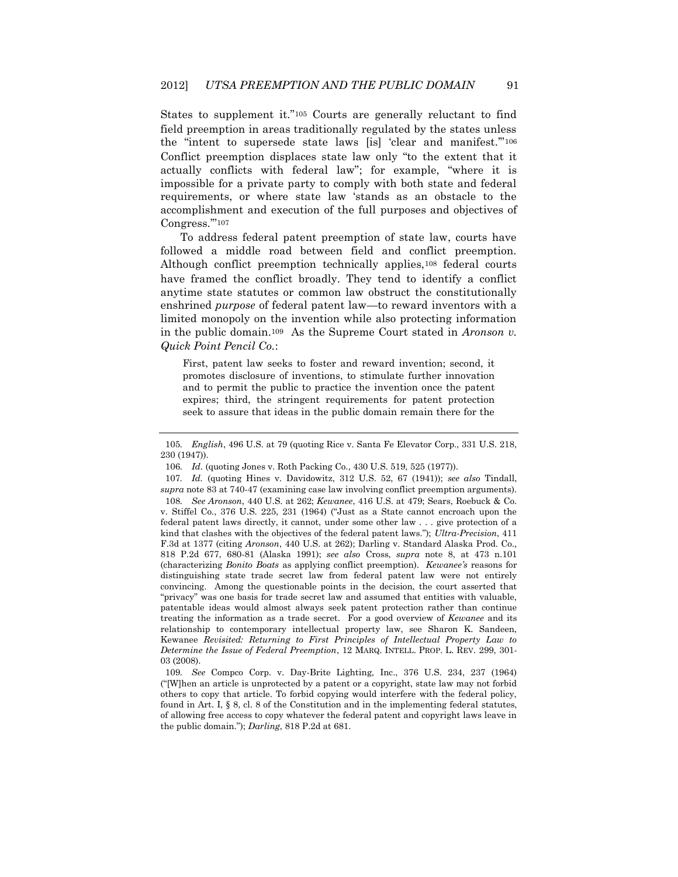States to supplement it."[105] Courts are generally reluctant to find field preemption in areas traditionally regulated by the states unless the "intent to supersede state laws [is] 'clear and manifest.'"[106] Conflict preemption displaces state law only "to the extent that it actually conflicts with federal law"; for example, "where it is impossible for a private party to comply with both state and federal requirements, or where state law 'stands as an obstacle to the accomplishment and execution of the full purposes and objectives of Congress.'"[107]

To address federal patent preemption of state law, courts have followed a middle road between field and conflict preemption. Although conflict preemption technically applies,[108] federal courts have framed the conflict broadly. They tend to identify a conflict anytime state statutes or common law obstruct the constitutionally enshrined *purpose* of federal patent law—to reward inventors with a limited monopoly on the invention while also protecting information in the public domain.[109] As the Supreme Court stated in *Aronson v. Quick Point Pencil Co.*:

> First, patent law seeks to foster and reward invention; second, it promotes disclosure of inventions, to stimulate further innovation and to permit the public to practice the invention once the patent expires; third, the stringent requirements for patent protection seek to assure that ideas in the public domain remain there for the

---

105. *English*, 496 U.S. at 79 (quoting Rice v. Santa Fe Elevator Corp., 331 U.S. 218, 230 (1947)).

106. *Id.* (quoting Jones v. Roth Packing Co., 430 U.S. 519, 525 (1977)).

107. *Id.* (quoting Hines v. Davidowitz, 312 U.S. 52, 67 (1941)); *see also* Tindall, *supra* note 83 at 740-47 (examining case law involving conflict preemption arguments).

108. *See Aronson*, 440 U.S. at 262; *Kewanee*, 416 U.S. at 479; Sears, Roebuck & Co. v. Stiffel Co., 376 U.S. 225, 231 (1964) ("Just as a State cannot encroach upon the federal patent laws directly, it cannot, under some other law . . . give protection of a kind that clashes with the objectives of the federal patent laws."); *Ultra-Precision*, 411 F.3d at 1377 (citing *Aronson*, 440 U.S. at 262); Darling v. Standard Alaska Prod. Co., 818 P.2d 677, 680-81 (Alaska 1991); *see also* Cross, *supra* note 8, at 473 n.101 (characterizing *Bonito Boats* as applying conflict preemption). *Kewanee's* reasons for distinguishing state trade secret law from federal patent law were not entirely convincing. Among the questionable points in the decision, the court asserted that "privacy" was one basis for trade secret law and assumed that entities with valuable, patentable ideas would almost always seek patent protection rather than continue treating the information as a trade secret. For a good overview of *Kewanee* and its relationship to contemporary intellectual property law, see Sharon K. Sandeen, Kewanee *Revisited: Returning to First Principles of Intellectual Property Law to Determine the Issue of Federal Preemption*, 12 MARQ. INTELL. PROP. L. REV. 299, 301-03 (2008).

109. *See* Compco Corp. v. Day-Brite Lighting, Inc., 376 U.S. 234, 237 (1964) ("[W]hen an article is unprotected by a patent or a copyright, state law may not forbid others to copy that article. To forbid copying would interfere with the federal policy, found in Art. I, § 8, cl. 8 of the Constitution and in the implementing federal statutes, of allowing free access to copy whatever the federal patent and copyright laws leave in the public domain."); *Darling*, 818 P.2d at 681.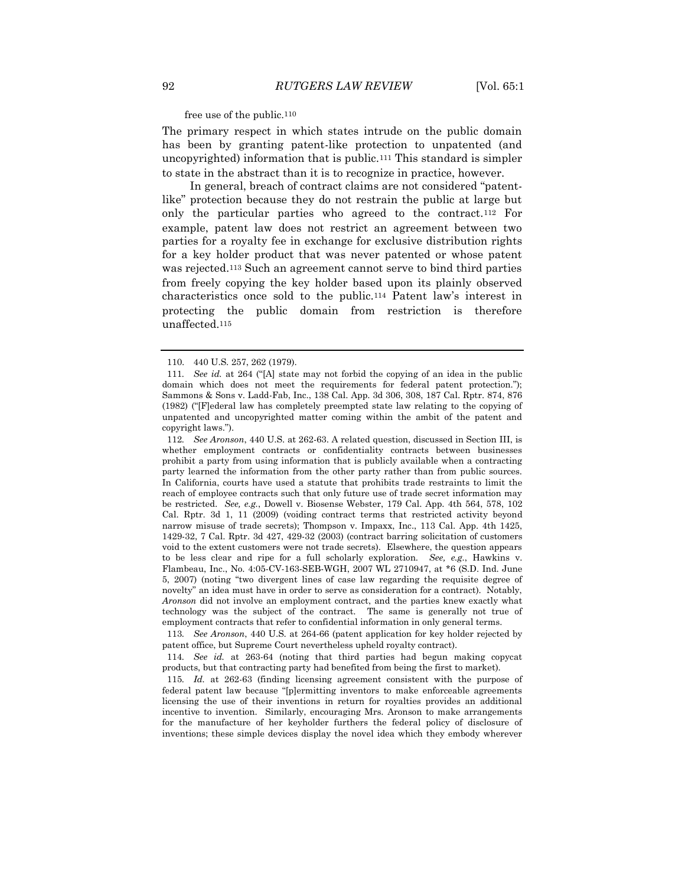free use of the public.[110]

The primary respect in which states intrude on the public domain has been by granting patent-like protection to unpatented (and uncopyrighted) information that is public.[111] This standard is simpler to state in the abstract than it is to recognize in practice, however.

In general, breach of contract claims are not considered "patent-like" protection because they do not restrain the public at large but only the particular parties who agreed to the contract.[112] For example, patent law does not restrict an agreement between two parties for a royalty fee in exchange for exclusive distribution rights for a key holder product that was never patented or whose patent was rejected.[113] Such an agreement cannot serve to bind third parties from freely copying the key holder based upon its plainly observed characteristics once sold to the public.[114] Patent law's interest in protecting the public domain from restriction is therefore unaffected.[115]

---

110. 440 U.S. 257, 262 (1979).

111. *See id.* at 264 ("[A] state may not forbid the copying of an idea in the public domain which does not meet the requirements for federal patent protection."); Sammons & Sons v. Ladd-Fab, Inc., 138 Cal. App. 3d 306, 308, 187 Cal. Rptr. 874, 876 (1982) ("[F]ederal law has completely preempted state law relating to the copying of unpatented and uncopyrighted matter coming within the ambit of the patent and copyright laws.").

112. *See Aronson*, 440 U.S. at 262-63. A related question, discussed in Section III, is whether employment contracts or confidentiality contracts between businesses prohibit a party from using information that is publicly available when a contracting party learned the information from the other party rather than from public sources. In California, courts have used a statute that prohibits trade restraints to limit the reach of employee contracts such that only future use of trade secret information may be restricted. *See, e.g.*, Dowell v. Biosense Webster, 179 Cal. App. 4th 564, 578, 102 Cal. Rptr. 3d 1, 11 (2009) (voiding contract terms that restricted activity beyond narrow misuse of trade secrets); Thompson v. Impaxx, Inc., 113 Cal. App. 4th 1425, 1429-32, 7 Cal. Rptr. 3d 427, 429-32 (2003) (contract barring solicitation of customers void to the extent customers were not trade secrets). Elsewhere, the question appears to be less clear and ripe for a full scholarly exploration. *See, e.g.*, Hawkins v. Flambeau, Inc., No. 4:05-CV-163-SEB-WGH, 2007 WL 2710947, at *6 (S.D. Ind. June 5, 2007) (noting "two divergent lines of case law regarding the requisite degree of novelty" an idea must have in order to serve as consideration for a contract). Notably, *Aronson* did not involve an employment contract, and the parties knew exactly what technology was the subject of the contract. The same is generally not true of employment contracts that refer to confidential information in only general terms.

113. *See Aronson*, 440 U.S. at 264-66 (patent application for key holder rejected by patent office, but Supreme Court nevertheless upheld royalty contract).

114. *See id.* at 263-64 (noting that third parties had begun making copycat products, but that contracting party had benefited from being the first to market).

115. *Id.* at 262-63 (finding licensing agreement consistent with the purpose of federal patent law because "[p]ermitting inventors to make enforceable agreements licensing the use of their inventions in return for royalties provides an additional incentive to invention. Similarly, encouraging Mrs. Aronson to make arrangements for the manufacture of her keyholder furthers the federal policy of disclosure of inventions; these simple devices display the novel idea which they embody wherever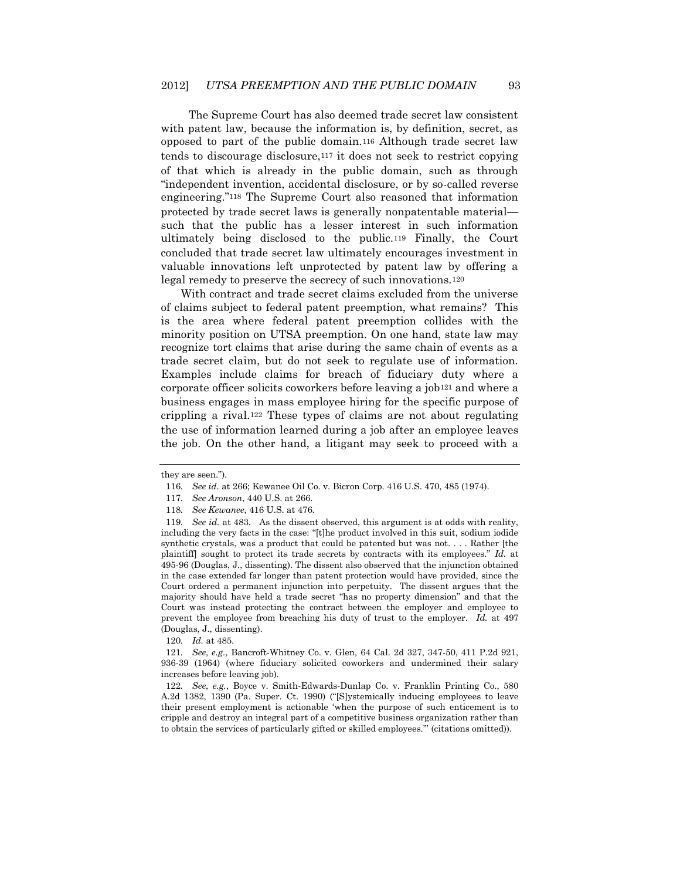The Supreme Court has also deemed trade secret law consistent with patent law, because the information is, by definition, secret, as opposed to part of the public domain.[116] Although trade secret law tends to discourage disclosure,[117] it does not seek to restrict copying of that which is already in the public domain, such as through "independent invention, accidental disclosure, or by so-called reverse engineering."[118] The Supreme Court also reasoned that information protected by trade secret laws is generally nonpatentable material—such that the public has a lesser interest in such information ultimately being disclosed to the public.[119] Finally, the Court concluded that trade secret law ultimately encourages investment in valuable innovations left unprotected by patent law by offering a legal remedy to preserve the secrecy of such innovations.[120]

With contract and trade secret claims excluded from the universe of claims subject to federal patent preemption, what remains? This is the area where federal patent preemption collides with the minority position on UTSA preemption. On one hand, state law may recognize tort claims that arise during the same chain of events as a trade secret claim, but do not seek to regulate use of information. Examples include claims for breach of fiduciary duty where a corporate officer solicits coworkers before leaving a job[121] and where a business engages in mass employee hiring for the specific purpose of crippling a rival.[122] These types of claims are not about regulating the use of information learned during a job after an employee leaves the job. On the other hand, a litigant may seek to proceed with a

---

they are seen.").

116. *See id.* at 266; Kewanee Oil Co. v. Bicron Corp. 416 U.S. 470, 485 (1974).

117. *See Aronson*, 440 U.S. at 266.

118. *See Kewanee*, 416 U.S. at 476.

119. *See id.* at 483. As the dissent observed, this argument is at odds with reality, including the very facts in the case: "[t]he product involved in this suit, sodium iodide synthetic crystals, was a product that could be patented but was not. . . . Rather [the plaintiff] sought to protect its trade secrets by contracts with its employees." *Id.* at 495-96 (Douglas, J., dissenting). The dissent also observed that the injunction obtained in the case extended far longer than patent protection would have provided, since the Court ordered a permanent injunction into perpetuity. The dissent argues that the majority should have held a trade secret "has no property dimension" and that the Court was instead protecting the contract between the employer and employee to prevent the employee from breaching his duty of trust to the employer. *Id.* at 497 (Douglas, J., dissenting).

120. *Id.* at 485.

121. *See, e.g.*, Bancroft-Whitney Co. v. Glen, 64 Cal. 2d 327, 347-50, 411 P.2d 921, 936-39 (1964) (where fiduciary solicited coworkers and undermined their salary increases before leaving job).

122. *See, e.g.*, Boyce v. Smith-Edwards-Dunlap Co. v. Franklin Printing Co., 580 A.2d 1382, 1390 (Pa. Super. Ct. 1990) ("[S]ystemically inducing employees to leave their present employment is actionable 'when the purpose of such enticement is to cripple and destroy an integral part of a competitive business organization rather than to obtain the services of particularly gifted or skilled employees.'" (citations omitted)).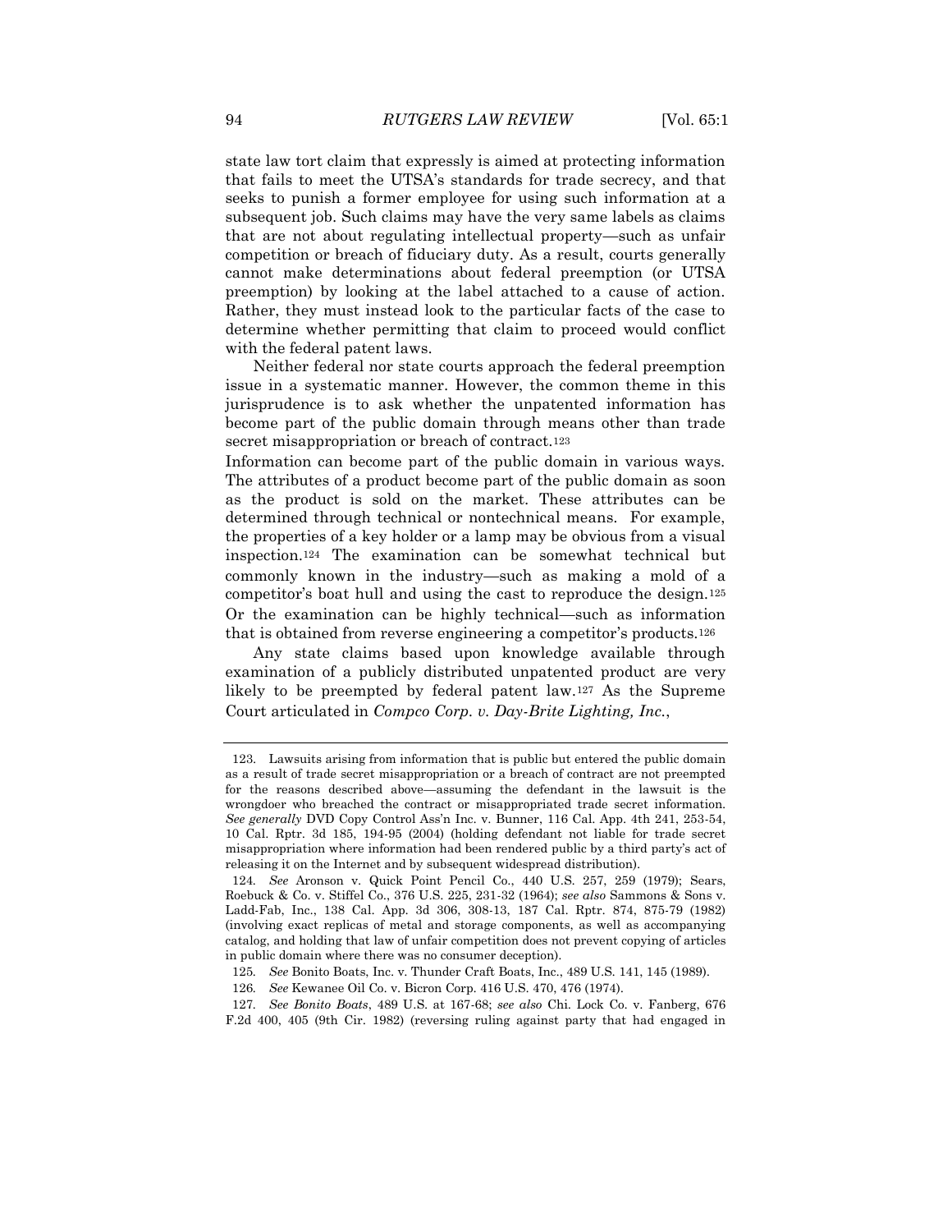state law tort claim that expressly is aimed at protecting information that fails to meet the UTSA's standards for trade secrecy, and that seeks to punish a former employee for using such information at a subsequent job. Such claims may have the very same labels as claims that are not about regulating intellectual property—such as unfair competition or breach of fiduciary duty. As a result, courts generally cannot make determinations about federal preemption (or UTSA preemption) by looking at the label attached to a cause of action. Rather, they must instead look to the particular facts of the case to determine whether permitting that claim to proceed would conflict with the federal patent laws.

Neither federal nor state courts approach the federal preemption issue in a systematic manner. However, the common theme in this jurisprudence is to ask whether the unpatented information has become part of the public domain through means other than trade secret misappropriation or breach of contract.[123]

Information can become part of the public domain in various ways. The attributes of a product become part of the public domain as soon as the product is sold on the market. These attributes can be determined through technical or nontechnical means. For example, the properties of a key holder or a lamp may be obvious from a visual inspection.[124] The examination can be somewhat technical but commonly known in the industry—such as making a mold of a competitor's boat hull and using the cast to reproduce the design.[125] Or the examination can be highly technical—such as information that is obtained from reverse engineering a competitor's products.[126]

Any state claims based upon knowledge available through examination of a publicly distributed unpatented product are very likely to be preempted by federal patent law.[127] As the Supreme Court articulated in *Compco Corp. v. Day-Brite Lighting, Inc.*,

---

123. Lawsuits arising from information that is public but entered the public domain as a result of trade secret misappropriation or a breach of contract are not preempted for the reasons described above—assuming the defendant in the lawsuit is the wrongdoer who breached the contract or misappropriated trade secret information. *See generally* DVD Copy Control Ass'n Inc. v. Bunner, 116 Cal. App. 4th 241, 253-54, 10 Cal. Rptr. 3d 185, 194-95 (2004) (holding defendant not liable for trade secret misappropriation where information had been rendered public by a third party's act of releasing it on the Internet and by subsequent widespread distribution).

124. *See* Aronson v. Quick Point Pencil Co., 440 U.S. 257, 259 (1979); Sears, Roebuck & Co. v. Stiffel Co., 376 U.S. 225, 231-32 (1964); *see also* Sammons & Sons v. Ladd-Fab, Inc., 138 Cal. App. 3d 306, 308-13, 187 Cal. Rptr. 874, 875-79 (1982) (involving exact replicas of metal and storage components, as well as accompanying catalog, and holding that law of unfair competition does not prevent copying of articles in public domain where there was no consumer deception).

125. *See* Bonito Boats, Inc. v. Thunder Craft Boats, Inc., 489 U.S. 141, 145 (1989).

126. *See* Kewanee Oil Co. v. Bicron Corp. 416 U.S. 470, 476 (1974).

127. *See Bonito Boats*, 489 U.S. at 167-68; *see also* Chi. Lock Co. v. Fanberg, 676 F.2d 400, 405 (9th Cir. 1982) (reversing ruling against party that had engaged in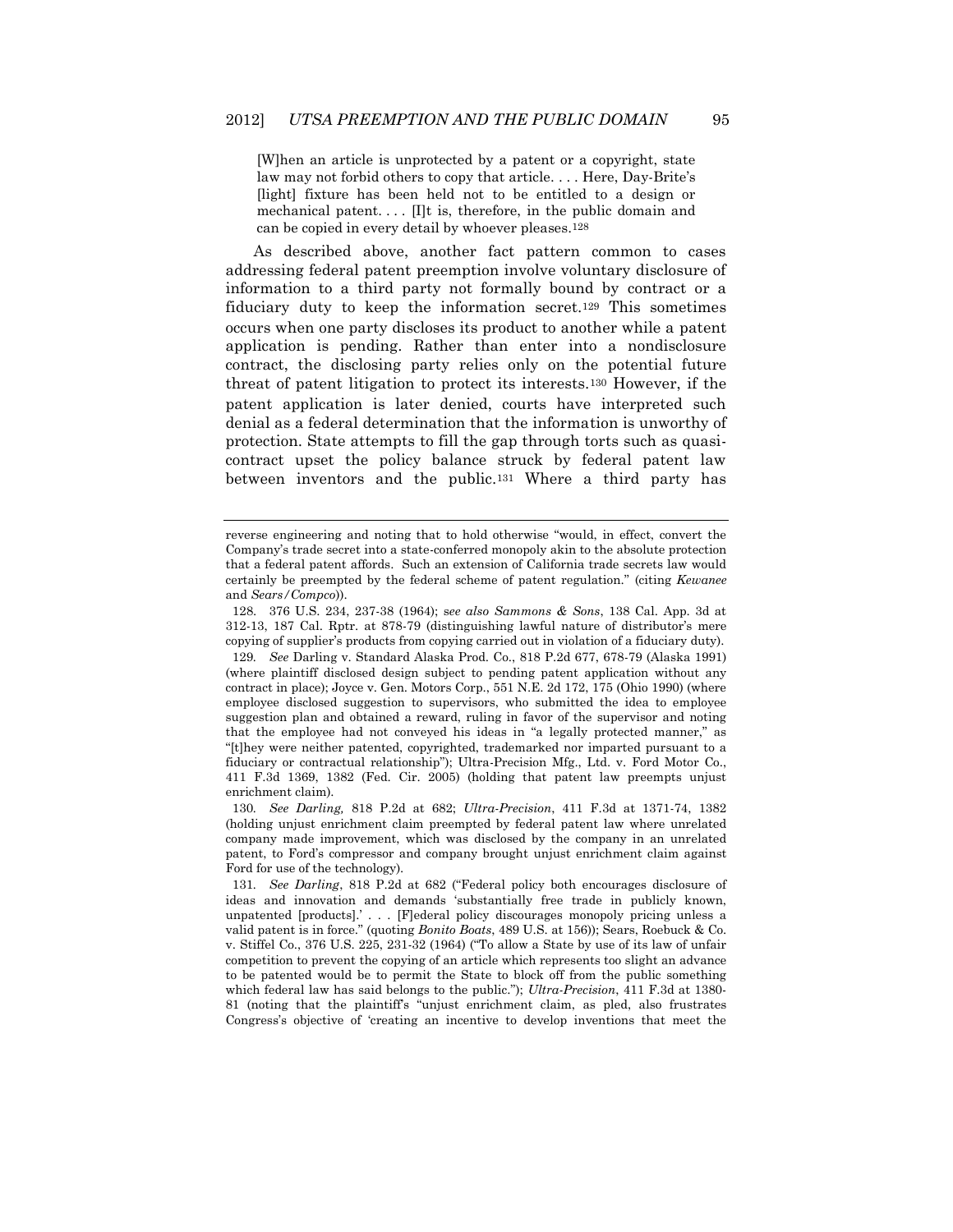> [W]hen an article is unprotected by a patent or a copyright, state law may not forbid others to copy that article. . . . Here, Day-Brite's [light] fixture has been held not to be entitled to a design or mechanical patent. . . . [I]t is, therefore, in the public domain and can be copied in every detail by whoever pleases.[128]

As described above, another fact pattern common to cases addressing federal patent preemption involve voluntary disclosure of information to a third party not formally bound by contract or a fiduciary duty to keep the information secret.[129] This sometimes occurs when one party discloses its product to another while a patent application is pending. Rather than enter into a nondisclosure contract, the disclosing party relies only on the potential future threat of patent litigation to protect its interests.[130] However, if the patent application is later denied, courts have interpreted such denial as a federal determination that the information is unworthy of protection. State attempts to fill the gap through torts such as quasi-contract upset the policy balance struck by federal patent law between inventors and the public.[131] Where a third party has

---

reverse engineering and noting that to hold otherwise "would, in effect, convert the Company's trade secret into a state-conferred monopoly akin to the absolute protection that a federal patent affords. Such an extension of California trade secrets law would certainly be preempted by the federal scheme of patent regulation." (citing *Kewanee* and *Sears/Compco*)).

128. 376 U.S. 234, 237-38 (1964); *see also Sammons & Sons*, 138 Cal. App. 3d at 312-13, 187 Cal. Rptr. at 878-79 (distinguishing lawful nature of distributor's mere copying of supplier's products from copying carried out in violation of a fiduciary duty).

129. *See* Darling v. Standard Alaska Prod. Co., 818 P.2d 677, 678-79 (Alaska 1991) (where plaintiff disclosed design subject to pending patent application without any contract in place); Joyce v. Gen. Motors Corp., 551 N.E. 2d 172, 175 (Ohio 1990) (where employee disclosed suggestion to supervisors, who submitted the idea to employee suggestion plan and obtained a reward, ruling in favor of the supervisor and noting that the employee had not conveyed his ideas in "a legally protected manner," as "[t]hey were neither patented, copyrighted, trademarked nor imparted pursuant to a fiduciary or contractual relationship"); Ultra-Precision Mfg., Ltd. v. Ford Motor Co., 411 F.3d 1369, 1382 (Fed. Cir. 2005) (holding that patent law preempts unjust enrichment claim).

130. *See Darling,* 818 P.2d at 682; *Ultra-Precision*, 411 F.3d at 1371-74, 1382 (holding unjust enrichment claim preempted by federal patent law where unrelated company made improvement, which was disclosed by the company in an unrelated patent, to Ford's compressor and company brought unjust enrichment claim against Ford for use of the technology).

131. *See Darling*, 818 P.2d at 682 ("Federal policy both encourages disclosure of ideas and innovation and demands 'substantially free trade in publicly known, unpatented [products].' . . . [F]ederal policy discourages monopoly pricing unless a valid patent is in force." (quoting *Bonito Boats*, 489 U.S. at 156)); Sears, Roebuck & Co. v. Stiffel Co., 376 U.S. 225, 231-32 (1964) ("To allow a State by use of its law of unfair competition to prevent the copying of an article which represents too slight an advance to be patented would be to permit the State to block off from the public something which federal law has said belongs to the public."); *Ultra-Precision*, 411 F.3d at 1380-81 (noting that the plaintiff's "unjust enrichment claim, as pled, also frustrates Congress's objective of 'creating an incentive to develop inventions that meet the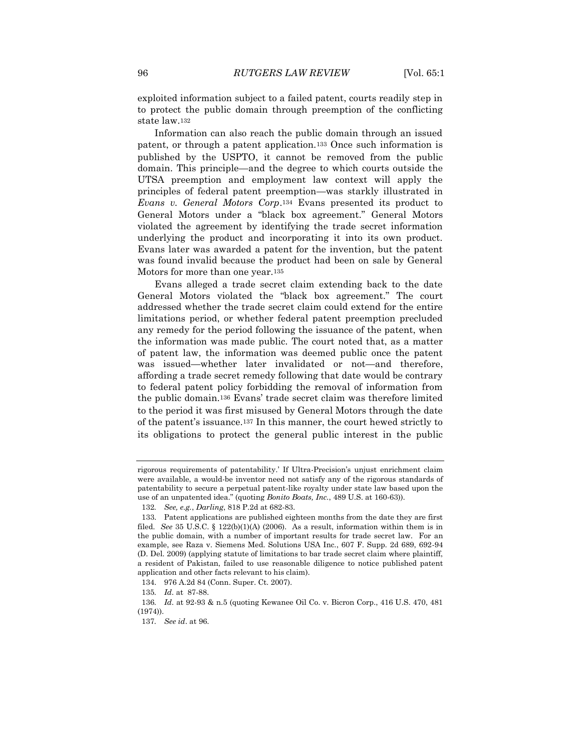exploited information subject to a failed patent, courts readily step in to protect the public domain through preemption of the conflicting state law.[132]

Information can also reach the public domain through an issued patent, or through a patent application.[133] Once such information is published by the USPTO, it cannot be removed from the public domain. This principle—and the degree to which courts outside the UTSA preemption and employment law context will apply the principles of federal patent preemption—was starkly illustrated in *Evans v. General Motors Corp*.[134] Evans presented its product to General Motors under a "black box agreement." General Motors violated the agreement by identifying the trade secret information underlying the product and incorporating it into its own product. Evans later was awarded a patent for the invention, but the patent was found invalid because the product had been on sale by General Motors for more than one year.[135]

Evans alleged a trade secret claim extending back to the date General Motors violated the "black box agreement." The court addressed whether the trade secret claim could extend for the entire limitations period, or whether federal patent preemption precluded any remedy for the period following the issuance of the patent, when the information was made public. The court noted that, as a matter of patent law, the information was deemed public once the patent was issued—whether later invalidated or not—and therefore, affording a trade secret remedy following that date would be contrary to federal patent policy forbidding the removal of information from the public domain.[136] Evans' trade secret claim was therefore limited to the period it was first misused by General Motors through the date of the patent's issuance.[137] In this manner, the court hewed strictly to its obligations to protect the general public interest in the public

---

rigorous requirements of patentability.' If Ultra-Precision's unjust enrichment claim were available, a would-be inventor need not satisfy any of the rigorous standards of patentability to secure a perpetual patent-like royalty under state law based upon the use of an unpatented idea." (quoting *Bonito Boats, Inc.*, 489 U.S. at 160-63)).

132. *See, e.g.*, *Darling*, 818 P.2d at 682-83.

133. Patent applications are published eighteen months from the date they are first filed. *See* 35 U.S.C. § 122(b)(1)(A) (2006). As a result, information within them is in the public domain, with a number of important results for trade secret law. For an example, see Raza v. Siemens Med. Solutions USA Inc., 607 F. Supp. 2d 689, 692-94 (D. Del. 2009) (applying statute of limitations to bar trade secret claim where plaintiff, a resident of Pakistan, failed to use reasonable diligence to notice published patent application and other facts relevant to his claim).

134. 976 A.2d 84 (Conn. Super. Ct. 2007).

135. *Id*. at 87-88.

136. *Id*. at 92-93 & n.5 (quoting Kewanee Oil Co. v. Bicron Corp., 416 U.S. 470, 481 (1974)).

137. *See id*. at 96.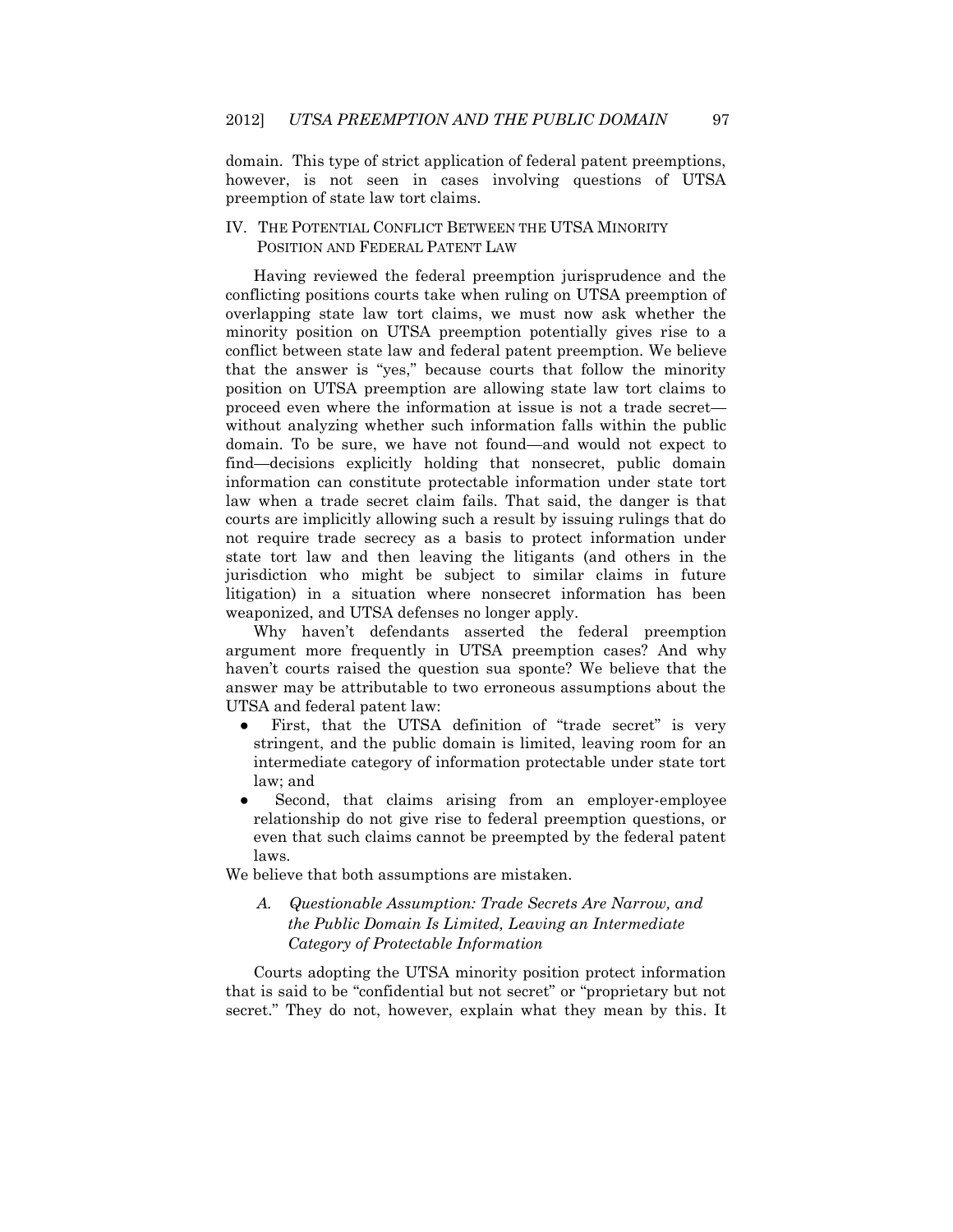domain. This type of strict application of federal patent preemptions, however, is not seen in cases involving questions of UTSA preemption of state law tort claims.

## IV. THE POTENTIAL CONFLICT BETWEEN THE UTSA MINORITY POSITION AND FEDERAL PATENT LAW

Having reviewed the federal preemption jurisprudence and the conflicting positions courts take when ruling on UTSA preemption of overlapping state law tort claims, we must now ask whether the minority position on UTSA preemption potentially gives rise to a conflict between state law and federal patent preemption. We believe that the answer is "yes," because courts that follow the minority position on UTSA preemption are allowing state law tort claims to proceed even where the information at issue is not a trade secret—without analyzing whether such information falls within the public domain. To be sure, we have not found—and would not expect to find—decisions explicitly holding that nonsecret, public domain information can constitute protectable information under state tort law when a trade secret claim fails. That said, the danger is that courts are implicitly allowing such a result by issuing rulings that do not require trade secrecy as a basis to protect information under state tort law and then leaving the litigants (and others in the jurisdiction who might be subject to similar claims in future litigation) in a situation where nonsecret information has been weaponized, and UTSA defenses no longer apply.

Why haven't defendants asserted the federal preemption argument more frequently in UTSA preemption cases? And why haven't courts raised the question sua sponte? We believe that the answer may be attributable to two erroneous assumptions about the UTSA and federal patent law:

- First, that the UTSA definition of "trade secret" is very stringent, and the public domain is limited, leaving room for an intermediate category of information protectable under state tort law; and
- Second, that claims arising from an employer-employee relationship do not give rise to federal preemption questions, or even that such claims cannot be preempted by the federal patent laws.

We believe that both assumptions are mistaken.

### *A. Questionable Assumption: Trade Secrets Are Narrow, and the Public Domain Is Limited, Leaving an Intermediate Category of Protectable Information*

Courts adopting the UTSA minority position protect information that is said to be "confidential but not secret" or "proprietary but not secret." They do not, however, explain what they mean by this. It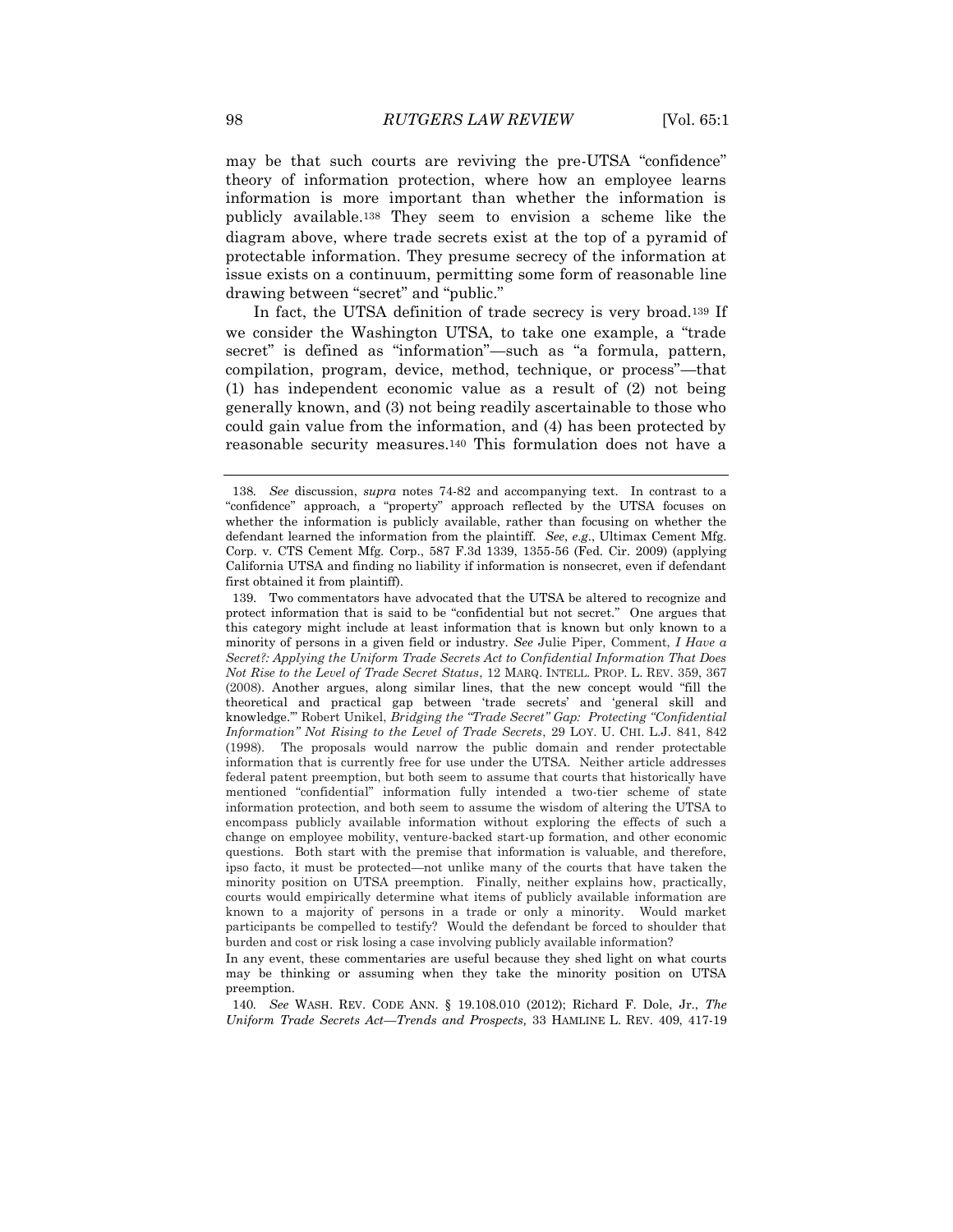may be that such courts are reviving the pre-UTSA "confidence" theory of information protection, where how an employee learns information is more important than whether the information is publicly available.[138] They seem to envision a scheme like the diagram above, where trade secrets exist at the top of a pyramid of protectable information. They presume secrecy of the information at issue exists on a continuum, permitting some form of reasonable line drawing between "secret" and "public."

In fact, the UTSA definition of trade secrecy is very broad.[139] If we consider the Washington UTSA, to take one example, a "trade secret" is defined as "information"—such as "a formula, pattern, compilation, program, device, method, technique, or process"—that (1) has independent economic value as a result of (2) not being generally known, and (3) not being readily ascertainable to those who could gain value from the information, and (4) has been protected by reasonable security measures.[140] This formulation does not have a

---

138. *See* discussion, *supra* notes 74-82 and accompanying text. In contrast to a "confidence" approach, a "property" approach reflected by the UTSA focuses on whether the information is publicly available, rather than focusing on whether the defendant learned the information from the plaintiff. *See, e.g.*, Ultimax Cement Mfg. Corp. v. CTS Cement Mfg. Corp., 587 F.3d 1339, 1355-56 (Fed. Cir. 2009) (applying California UTSA and finding no liability if information is nonsecret, even if defendant first obtained it from plaintiff).

139. Two commentators have advocated that the UTSA be altered to recognize and protect information that is said to be "confidential but not secret." One argues that this category might include at least information that is known but only known to a minority of persons in a given field or industry. *See* Julie Piper, Comment, *I Have a Secret?: Applying the Uniform Trade Secrets Act to Confidential Information That Does Not Rise to the Level of Trade Secret Status*, 12 MARQ. INTELL. PROP. L. REV. 359, 367 (2008). Another argues, along similar lines, that the new concept would "fill the theoretical and practical gap between 'trade secrets' and 'general skill and knowledge.'" Robert Unikel, *Bridging the "Trade Secret" Gap: Protecting "Confidential Information" Not Rising to the Level of Trade Secrets*, 29 LOY. U. CHI. L.J. 841, 842 (1998). The proposals would narrow the public domain and render protectable information that is currently free for use under the UTSA. Neither article addresses federal patent preemption, but both seem to assume that courts that historically have mentioned "confidential" information fully intended a two-tier scheme of state information protection, and both seem to assume the wisdom of altering the UTSA to encompass publicly available information without exploring the effects of such a change on employee mobility, venture-backed start-up formation, and other economic questions. Both start with the premise that information is valuable, and therefore, ipso facto, it must be protected—not unlike many of the courts that have taken the minority position on UTSA preemption. Finally, neither explains how, practically, courts would empirically determine what items of publicly available information are known to a majority of persons in a trade or only a minority. Would market participants be compelled to testify? Would the defendant be forced to shoulder that burden and cost or risk losing a case involving publicly available information?

In any event, these commentaries are useful because they shed light on what courts may be thinking or assuming when they take the minority position on UTSA preemption.

140. *See* WASH. REV. CODE ANN. § 19.108.010 (2012); Richard F. Dole, Jr., *The Uniform Trade Secrets Act—Trends and Prospects,* 33 HAMLINE L. REV. 409, 417-19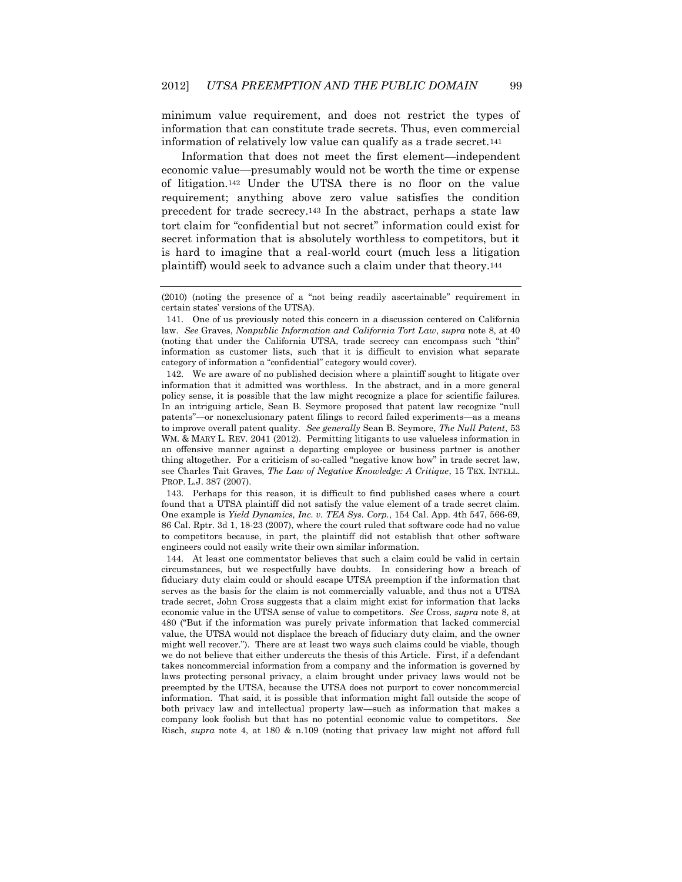minimum value requirement, and does not restrict the types of information that can constitute trade secrets. Thus, even commercial information of relatively low value can qualify as a trade secret.[141]

Information that does not meet the first element—independent economic value—presumably would not be worth the time or expense of litigation.[142] Under the UTSA there is no floor on the value requirement; anything above zero value satisfies the condition precedent for trade secrecy.[143] In the abstract, perhaps a state law tort claim for "confidential but not secret" information could exist for secret information that is absolutely worthless to competitors, but it is hard to imagine that a real-world court (much less a litigation plaintiff) would seek to advance such a claim under that theory.[144]

---

(2010) (noting the presence of a "not being readily ascertainable" requirement in certain states' versions of the UTSA).

141. One of us previously noted this concern in a discussion centered on California law. *See* Graves, *Nonpublic Information and California Tort Law*, *supra* note 8, at 40 (noting that under the California UTSA, trade secrecy can encompass such "thin" information as customer lists, such that it is difficult to envision what separate category of information a "confidential" category would cover).

142. We are aware of no published decision where a plaintiff sought to litigate over information that it admitted was worthless. In the abstract, and in a more general policy sense, it is possible that the law might recognize a place for scientific failures. In an intriguing article, Sean B. Seymore proposed that patent law recognize "null patents"—or nonexclusionary patent filings to record failed experiments—as a means to improve overall patent quality. *See generally* Sean B. Seymore, *The Null Patent*, 53 WM. & MARY L. REV. 2041 (2012). Permitting litigants to use valueless information in an offensive manner against a departing employee or business partner is another thing altogether. For a criticism of so-called "negative know how" in trade secret law, see Charles Tait Graves, *The Law of Negative Knowledge: A Critique*, 15 TEX. INTELL. PROP. L.J. 387 (2007).

143. Perhaps for this reason, it is difficult to find published cases where a court found that a UTSA plaintiff did not satisfy the value element of a trade secret claim. One example is *Yield Dynamics, Inc. v. TEA Sys. Corp.*, 154 Cal. App. 4th 547, 566-69, 86 Cal. Rptr. 3d 1, 18-23 (2007), where the court ruled that software code had no value to competitors because, in part, the plaintiff did not establish that other software engineers could not easily write their own similar information.

144. At least one commentator believes that such a claim could be valid in certain circumstances, but we respectfully have doubts. In considering how a breach of fiduciary duty claim could or should escape UTSA preemption if the information that serves as the basis for the claim is not commercially valuable, and thus not a UTSA trade secret, John Cross suggests that a claim might exist for information that lacks economic value in the UTSA sense of value to competitors. *See* Cross, *supra* note 8, at 480 ("But if the information was purely private information that lacked commercial value, the UTSA would not displace the breach of fiduciary duty claim, and the owner might well recover."). There are at least two ways such claims could be viable, though we do not believe that either undercuts the thesis of this Article. First, if a defendant takes noncommercial information from a company and the information is governed by laws protecting personal privacy, a claim brought under privacy laws would not be preempted by the UTSA, because the UTSA does not purport to cover noncommercial information. That said, it is possible that information might fall outside the scope of both privacy law and intellectual property law—such as information that makes a company look foolish but that has no potential economic value to competitors. *See* Risch, *supra* note 4, at 180 & n.109 (noting that privacy law might not afford full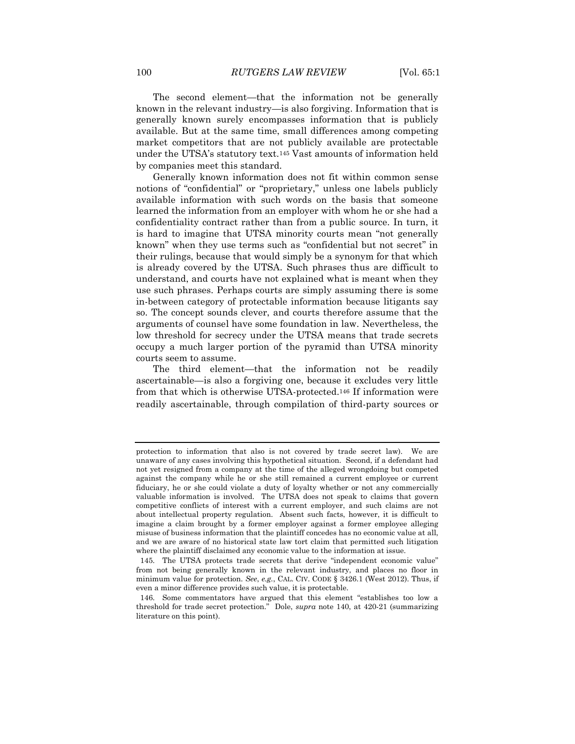The second element—that the information not be generally known in the relevant industry—is also forgiving. Information that is generally known surely encompasses information that is publicly available. But at the same time, small differences among competing market competitors that are not publicly available are protectable under the UTSA's statutory text.[145] Vast amounts of information held by companies meet this standard.

Generally known information does not fit within common sense notions of "confidential" or "proprietary," unless one labels publicly available information with such words on the basis that someone learned the information from an employer with whom he or she had a confidentiality contract rather than from a public source. In turn, it is hard to imagine that UTSA minority courts mean "not generally known" when they use terms such as "confidential but not secret" in their rulings, because that would simply be a synonym for that which is already covered by the UTSA. Such phrases thus are difficult to understand, and courts have not explained what is meant when they use such phrases. Perhaps courts are simply assuming there is some in-between category of protectable information because litigants say so. The concept sounds clever, and courts therefore assume that the arguments of counsel have some foundation in law. Nevertheless, the low threshold for secrecy under the UTSA means that trade secrets occupy a much larger portion of the pyramid than UTSA minority courts seem to assume.

The third element—that the information not be readily ascertainable—is also a forgiving one, because it excludes very little from that which is otherwise UTSA-protected.[146] If information were readily ascertainable, through compilation of third-party sources or

---

protection to information that also is not covered by trade secret law). We are unaware of any cases involving this hypothetical situation. Second, if a defendant had not yet resigned from a company at the time of the alleged wrongdoing but competed against the company while he or she still remained a current employee or current fiduciary, he or she could violate a duty of loyalty whether or not any commercially valuable information is involved. The UTSA does not speak to claims that govern competitive conflicts of interest with a current employer, and such claims are not about intellectual property regulation. Absent such facts, however, it is difficult to imagine a claim brought by a former employer against a former employee alleging misuse of business information that the plaintiff concedes has no economic value at all, and we are aware of no historical state law tort claim that permitted such litigation where the plaintiff disclaimed any economic value to the information at issue.

145. The UTSA protects trade secrets that derive "independent economic value" from not being generally known in the relevant industry, and places no floor in minimum value for protection. *See, e.g.*, CAL. CIV. CODE § 3426.1 (West 2012). Thus, if even a minor difference provides such value, it is protectable.

146. Some commentators have argued that this element "establishes too low a threshold for trade secret protection." Dole, *supra* note 140, at 420-21 (summarizing literature on this point).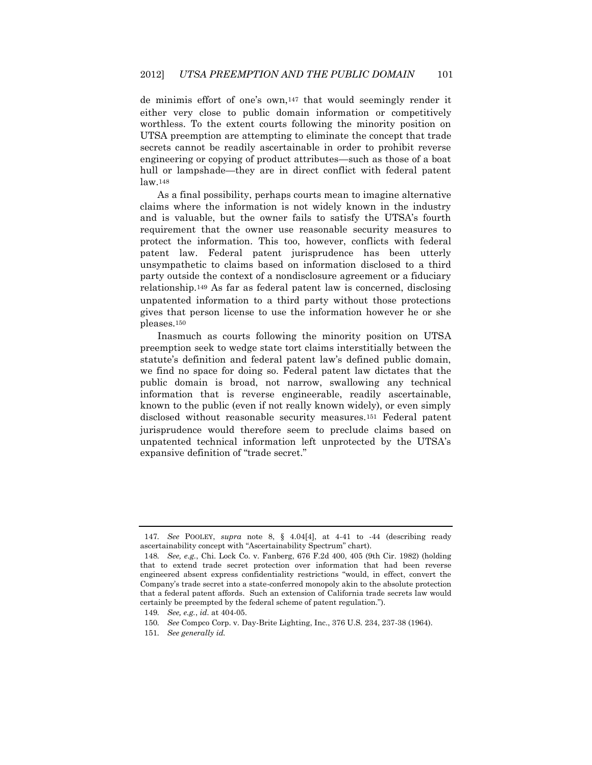de minimis effort of one's own,[147] that would seemingly render it either very close to public domain information or competitively worthless. To the extent courts following the minority position on UTSA preemption are attempting to eliminate the concept that trade secrets cannot be readily ascertainable in order to prohibit reverse engineering or copying of product attributes—such as those of a boat hull or lampshade—they are in direct conflict with federal patent law.[148]

As a final possibility, perhaps courts mean to imagine alternative claims where the information is not widely known in the industry and is valuable, but the owner fails to satisfy the UTSA's fourth requirement that the owner use reasonable security measures to protect the information. This too, however, conflicts with federal patent law. Federal patent jurisprudence has been utterly unsympathetic to claims based on information disclosed to a third party outside the context of a nondisclosure agreement or a fiduciary relationship.[149] As far as federal patent law is concerned, disclosing unpatented information to a third party without those protections gives that person license to use the information however he or she pleases.[150]

Inasmuch as courts following the minority position on UTSA preemption seek to wedge state tort claims interstitially between the statute's definition and federal patent law's defined public domain, we find no space for doing so. Federal patent law dictates that the public domain is broad, not narrow, swallowing any technical information that is reverse engineerable, readily ascertainable, known to the public (even if not really known widely), or even simply disclosed without reasonable security measures.[151] Federal patent jurisprudence would therefore seem to preclude claims based on unpatented technical information left unprotected by the UTSA's expansive definition of "trade secret."

---

147. *See* POOLEY, *supra* note 8, § 4.04[4], at 4-41 to -44 (describing ready ascertainability concept with "Ascertainability Spectrum" chart).

148. *See, e.g.*, Chi. Lock Co. v. Fanberg, 676 F.2d 400, 405 (9th Cir. 1982) (holding that to extend trade secret protection over information that had been reverse engineered absent express confidentiality restrictions "would, in effect, convert the Company's trade secret into a state-conferred monopoly akin to the absolute protection that a federal patent affords. Such an extension of California trade secrets law would certainly be preempted by the federal scheme of patent regulation.").

149. *See, e.g.*, *id.* at 404-05.

150. *See* Compco Corp. v. Day-Brite Lighting, Inc., 376 U.S. 234, 237-38 (1964).

151. *See generally id.*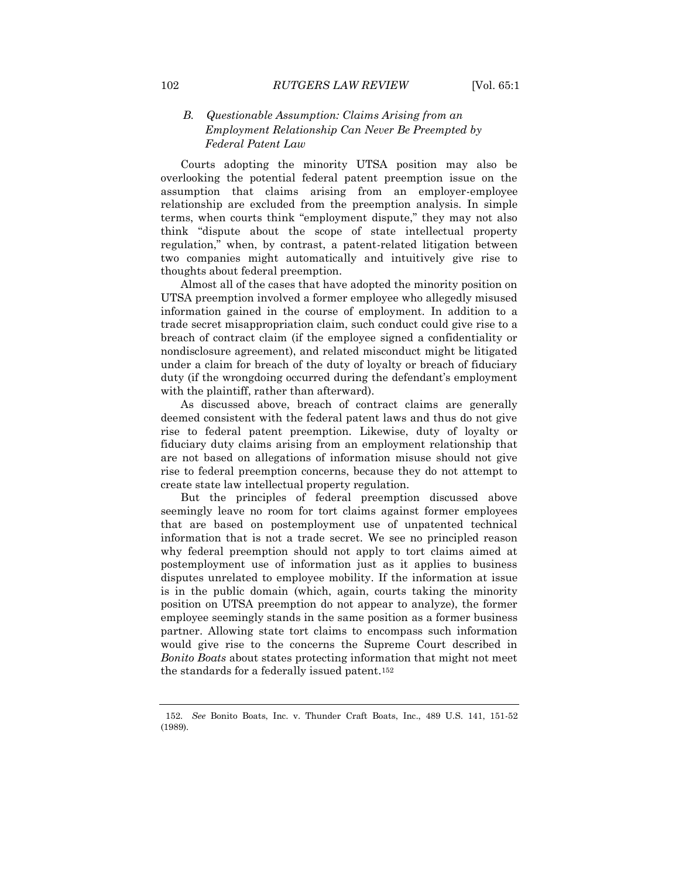### *B. Questionable Assumption: Claims Arising from an Employment Relationship Can Never Be Preempted by Federal Patent Law*

Courts adopting the minority UTSA position may also be overlooking the potential federal patent preemption issue on the assumption that claims arising from an employer-employee relationship are excluded from the preemption analysis. In simple terms, when courts think "employment dispute," they may not also think "dispute about the scope of state intellectual property regulation," when, by contrast, a patent-related litigation between two companies might automatically and intuitively give rise to thoughts about federal preemption.

Almost all of the cases that have adopted the minority position on UTSA preemption involved a former employee who allegedly misused information gained in the course of employment. In addition to a trade secret misappropriation claim, such conduct could give rise to a breach of contract claim (if the employee signed a confidentiality or nondisclosure agreement), and related misconduct might be litigated under a claim for breach of the duty of loyalty or breach of fiduciary duty (if the wrongdoing occurred during the defendant's employment with the plaintiff, rather than afterward).

As discussed above, breach of contract claims are generally deemed consistent with the federal patent laws and thus do not give rise to federal patent preemption. Likewise, duty of loyalty or fiduciary duty claims arising from an employment relationship that are not based on allegations of information misuse should not give rise to federal preemption concerns, because they do not attempt to create state law intellectual property regulation.

But the principles of federal preemption discussed above seemingly leave no room for tort claims against former employees that are based on postemployment use of unpatented technical information that is not a trade secret. We see no principled reason why federal preemption should not apply to tort claims aimed at postemployment use of information just as it applies to business disputes unrelated to employee mobility. If the information at issue is in the public domain (which, again, courts taking the minority position on UTSA preemption do not appear to analyze), the former employee seemingly stands in the same position as a former business partner. Allowing state tort claims to encompass such information would give rise to the concerns the Supreme Court described in *Bonito Boats* about states protecting information that might not meet the standards for a federally issued patent.[152]

---

152. *See* Bonito Boats, Inc. v. Thunder Craft Boats, Inc., 489 U.S. 141, 151-52 (1989).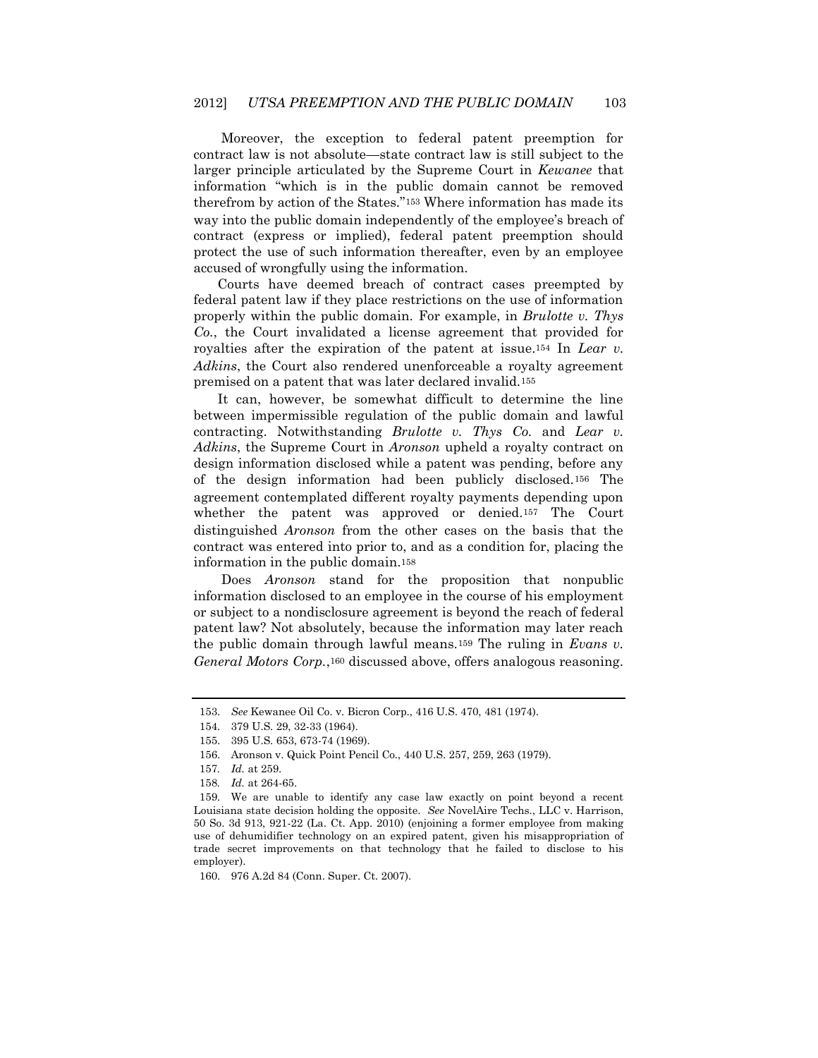Moreover, the exception to federal patent preemption for contract law is not absolute—state contract law is still subject to the larger principle articulated by the Supreme Court in *Kewanee* that information "which is in the public domain cannot be removed therefrom by action of the States."[153] Where information has made its way into the public domain independently of the employee's breach of contract (express or implied), federal patent preemption should protect the use of such information thereafter, even by an employee accused of wrongfully using the information.

Courts have deemed breach of contract cases preempted by federal patent law if they place restrictions on the use of information properly within the public domain. For example, in *Brulotte v. Thys Co.*, the Court invalidated a license agreement that provided for royalties after the expiration of the patent at issue.[154] In *Lear v. Adkins*, the Court also rendered unenforceable a royalty agreement premised on a patent that was later declared invalid.[155]

It can, however, be somewhat difficult to determine the line between impermissible regulation of the public domain and lawful contracting. Notwithstanding *Brulotte v. Thys Co.* and *Lear v. Adkins*, the Supreme Court in *Aronson* upheld a royalty contract on design information disclosed while a patent was pending, before any of the design information had been publicly disclosed.[156] The agreement contemplated different royalty payments depending upon whether the patent was approved or denied.[157] The Court distinguished *Aronson* from the other cases on the basis that the contract was entered into prior to, and as a condition for, placing the information in the public domain.[158]

Does *Aronson* stand for the proposition that nonpublic information disclosed to an employee in the course of his employment or subject to a nondisclosure agreement is beyond the reach of federal patent law? Not absolutely, because the information may later reach the public domain through lawful means.[159] The ruling in *Evans v. General Motors Corp.*,[160] discussed above, offers analogous reasoning.

---

153. *See* Kewanee Oil Co. v. Bicron Corp., 416 U.S. 470, 481 (1974).

154. 379 U.S. 29, 32-33 (1964).

155. 395 U.S. 653, 673-74 (1969).

156. Aronson v. Quick Point Pencil Co., 440 U.S. 257, 259, 263 (1979).

157. *Id.* at 259.

158. *Id.* at 264-65.

159. We are unable to identify any case law exactly on point beyond a recent Louisiana state decision holding the opposite. *See* NovelAire Techs., LLC v. Harrison, 50 So. 3d 913, 921-22 (La. Ct. App. 2010) (enjoining a former employee from making use of dehumidifier technology on an expired patent, given his misappropriation of trade secret improvements on that technology that he failed to disclose to his employer).

160. 976 A.2d 84 (Conn. Super. Ct. 2007).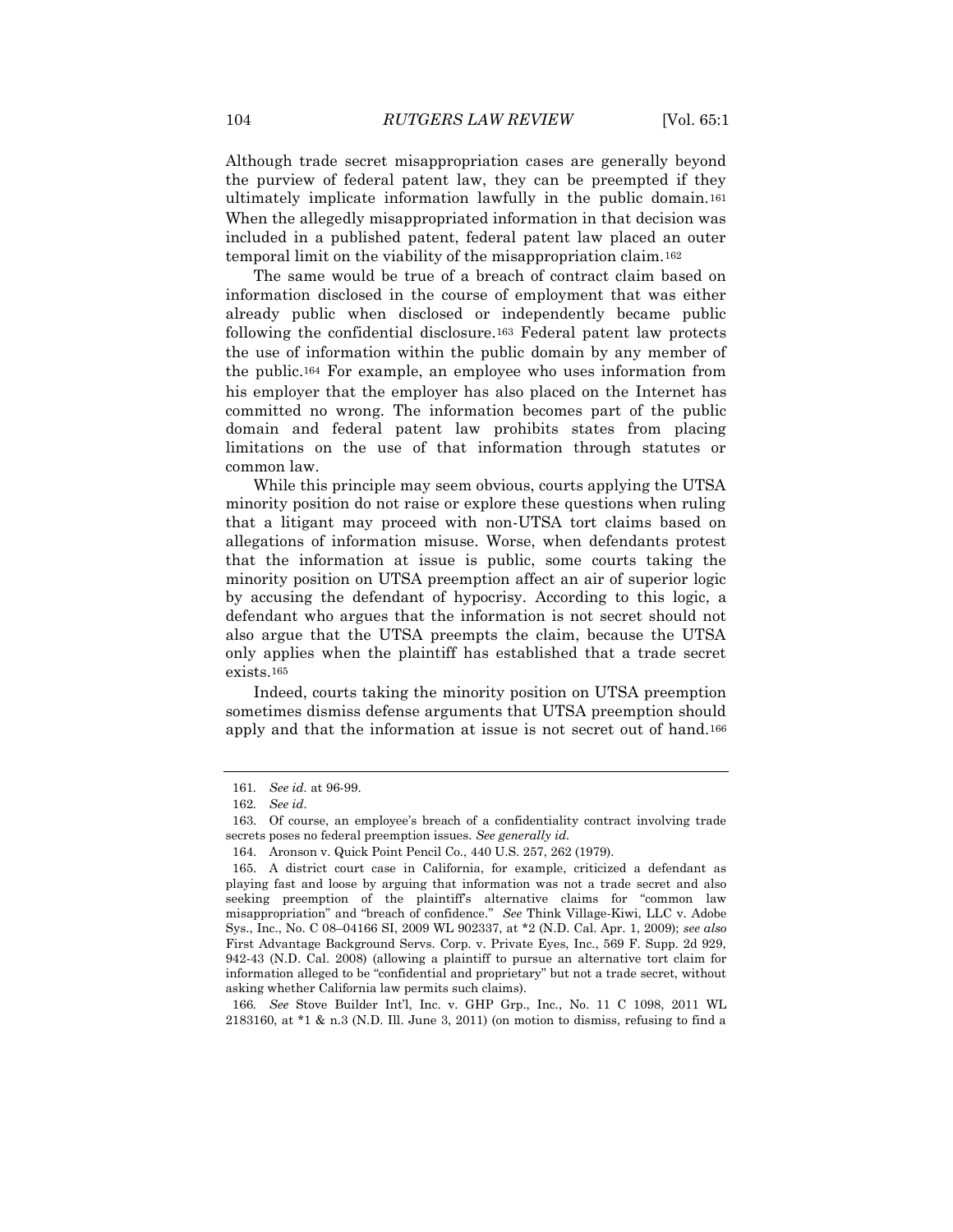Although trade secret misappropriation cases are generally beyond the purview of federal patent law, they can be preempted if they ultimately implicate information lawfully in the public domain.[161] When the allegedly misappropriated information in that decision was included in a published patent, federal patent law placed an outer temporal limit on the viability of the misappropriation claim.[162]

The same would be true of a breach of contract claim based on information disclosed in the course of employment that was either already public when disclosed or independently became public following the confidential disclosure.[163] Federal patent law protects the use of information within the public domain by any member of the public.[164] For example, an employee who uses information from his employer that the employer has also placed on the Internet has committed no wrong. The information becomes part of the public domain and federal patent law prohibits states from placing limitations on the use of that information through statutes or common law.

While this principle may seem obvious, courts applying the UTSA minority position do not raise or explore these questions when ruling that a litigant may proceed with non-UTSA tort claims based on allegations of information misuse. Worse, when defendants protest that the information at issue is public, some courts taking the minority position on UTSA preemption affect an air of superior logic by accusing the defendant of hypocrisy. According to this logic, a defendant who argues that the information is not secret should not also argue that the UTSA preempts the claim, because the UTSA only applies when the plaintiff has established that a trade secret exists.[165]

Indeed, courts taking the minority position on UTSA preemption sometimes dismiss defense arguments that UTSA preemption should apply and that the information at issue is not secret out of hand.[166]

---

161. *See id.* at 96-99.

162. *See id.*

163. Of course, an employee's breach of a confidentiality contract involving trade secrets poses no federal preemption issues. *See generally id.*

164. Aronson v. Quick Point Pencil Co., 440 U.S. 257, 262 (1979).

165. A district court case in California, for example, criticized a defendant as playing fast and loose by arguing that information was not a trade secret and also seeking preemption of the plaintiff's alternative claims for "common law misappropriation" and "breach of confidence." *See* Think Village-Kiwi, LLC v. Adobe Sys., Inc., No. C 08–04166 SI, 2009 WL 902337, at *2 (N.D. Cal. Apr. 1, 2009); *see also* First Advantage Background Servs. Corp. v. Private Eyes, Inc., 569 F. Supp. 2d 929, 942-43 (N.D. Cal. 2008) (allowing a plaintiff to pursue an alternative tort claim for information alleged to be "confidential and proprietary" but not a trade secret, without asking whether California law permits such claims).

166. *See* Stove Builder Int'l, Inc. v. GHP Grp., Inc., No. 11 C 1098, 2011 WL 2183160, at *1 & n.3 (N.D. Ill. June 3, 2011) (on motion to dismiss, refusing to find a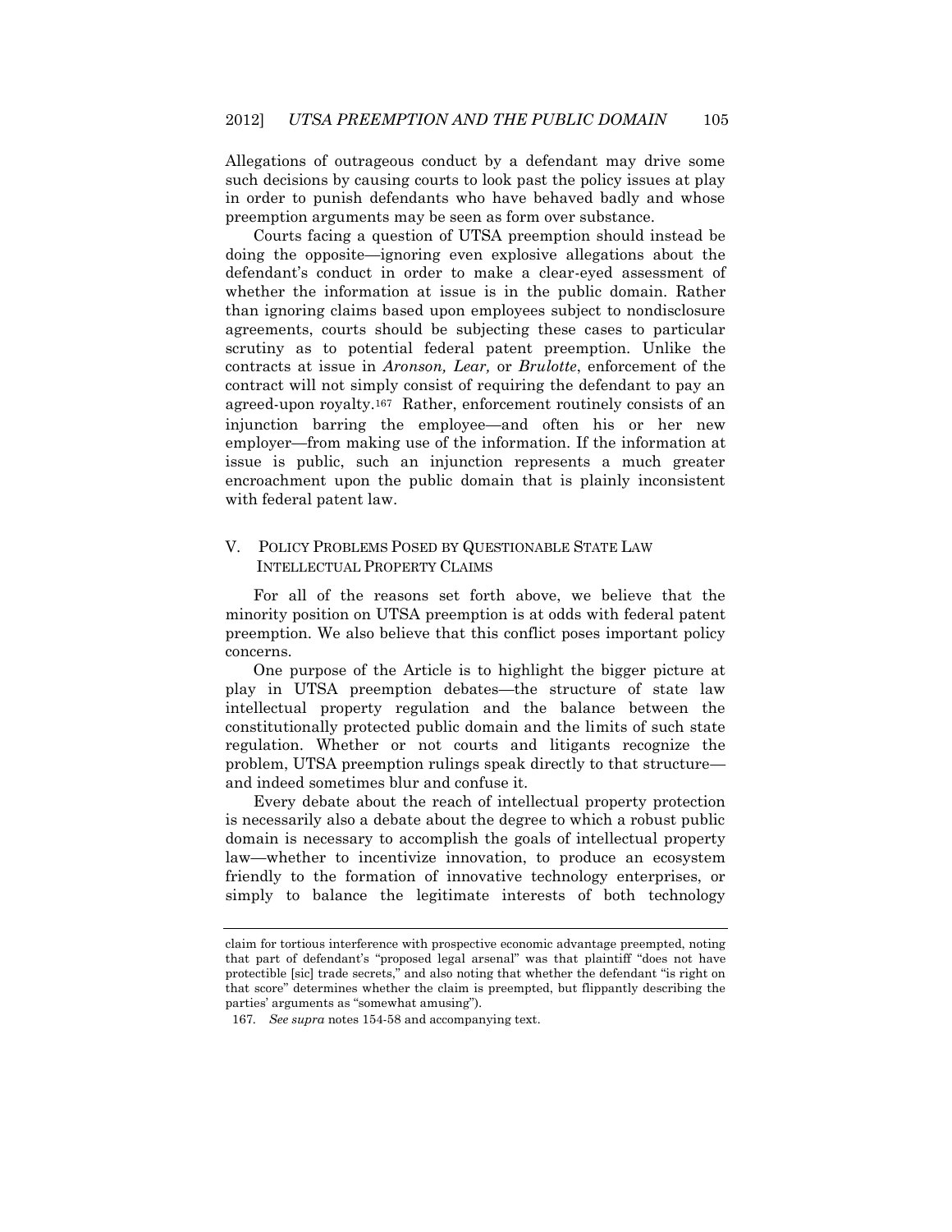Allegations of outrageous conduct by a defendant may drive some such decisions by causing courts to look past the policy issues at play in order to punish defendants who have behaved badly and whose preemption arguments may be seen as form over substance.

Courts facing a question of UTSA preemption should instead be doing the opposite—ignoring even explosive allegations about the defendant's conduct in order to make a clear-eyed assessment of whether the information at issue is in the public domain. Rather than ignoring claims based upon employees subject to nondisclosure agreements, courts should be subjecting these cases to particular scrutiny as to potential federal patent preemption. Unlike the contracts at issue in *Aronson, Lear,* or *Brulotte*, enforcement of the contract will not simply consist of requiring the defendant to pay an agreed-upon royalty.[167] Rather, enforcement routinely consists of an injunction barring the employee—and often his or her new employer—from making use of the information. If the information at issue is public, such an injunction represents a much greater encroachment upon the public domain that is plainly inconsistent with federal patent law.

## V. POLICY PROBLEMS POSED BY QUESTIONABLE STATE LAW INTELLECTUAL PROPERTY CLAIMS

For all of the reasons set forth above, we believe that the minority position on UTSA preemption is at odds with federal patent preemption. We also believe that this conflict poses important policy concerns.

One purpose of the Article is to highlight the bigger picture at play in UTSA preemption debates—the structure of state law intellectual property regulation and the balance between the constitutionally protected public domain and the limits of such state regulation. Whether or not courts and litigants recognize the problem, UTSA preemption rulings speak directly to that structure—and indeed sometimes blur and confuse it.

Every debate about the reach of intellectual property protection is necessarily also a debate about the degree to which a robust public domain is necessary to accomplish the goals of intellectual property law—whether to incentivize innovation, to produce an ecosystem friendly to the formation of innovative technology enterprises, or simply to balance the legitimate interests of both technology

---

claim for tortious interference with prospective economic advantage preempted, noting that part of defendant's "proposed legal arsenal" was that plaintiff "does not have protectible [sic] trade secrets," and also noting that whether the defendant "is right on that score" determines whether the claim is preempted, but flippantly describing the parties' arguments as "somewhat amusing").

167. *See supra* notes 154-58 and accompanying text.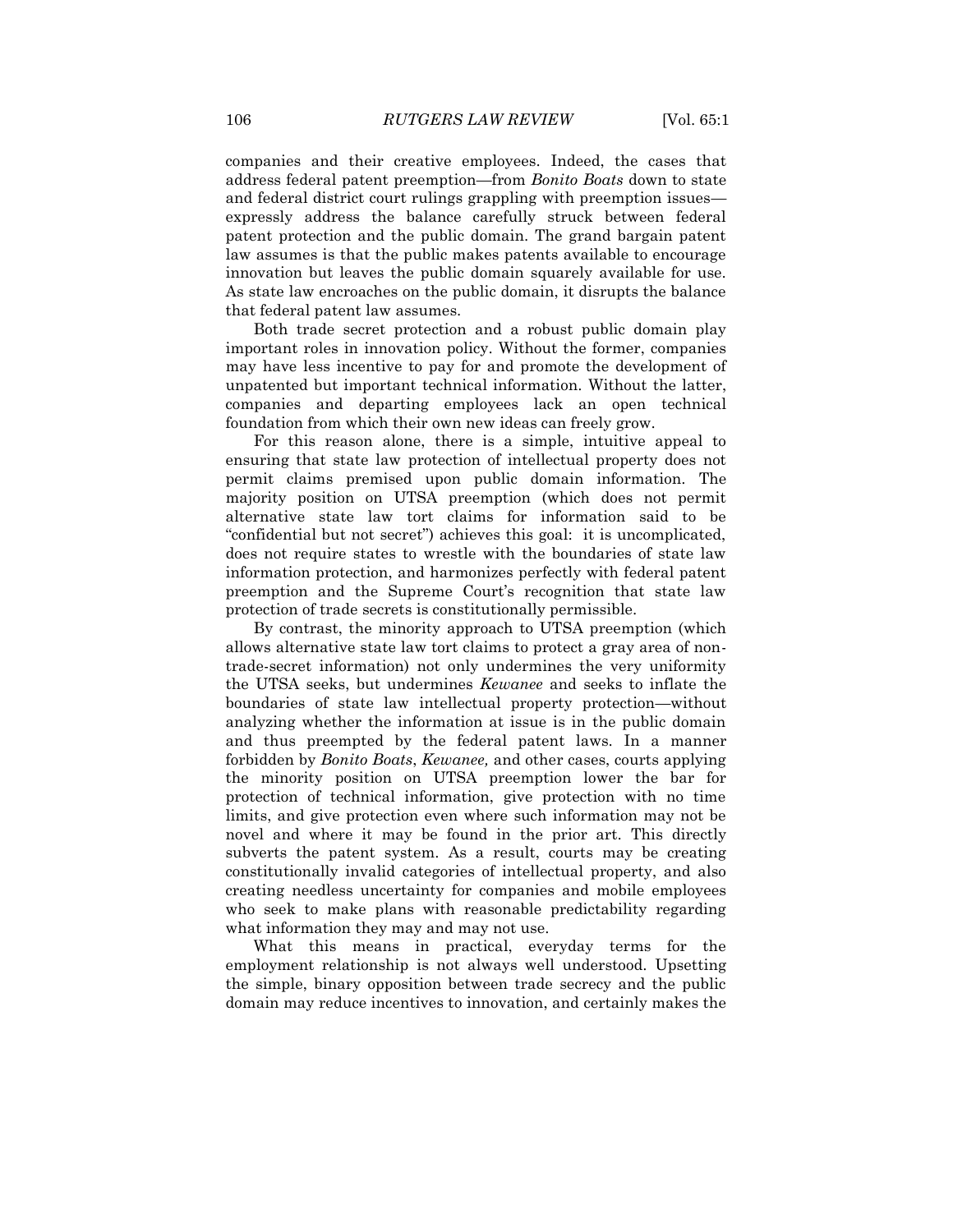companies and their creative employees. Indeed, the cases that address federal patent preemption—from *Bonito Boats* down to state and federal district court rulings grappling with preemption issues—expressly address the balance carefully struck between federal patent protection and the public domain. The grand bargain patent law assumes is that the public makes patents available to encourage innovation but leaves the public domain squarely available for use. As state law encroaches on the public domain, it disrupts the balance that federal patent law assumes.

Both trade secret protection and a robust public domain play important roles in innovation policy. Without the former, companies may have less incentive to pay for and promote the development of unpatented but important technical information. Without the latter, companies and departing employees lack an open technical foundation from which their own new ideas can freely grow.

For this reason alone, there is a simple, intuitive appeal to ensuring that state law protection of intellectual property does not permit claims premised upon public domain information. The majority position on UTSA preemption (which does not permit alternative state law tort claims for information said to be "confidential but not secret") achieves this goal: it is uncomplicated, does not require states to wrestle with the boundaries of state law information protection, and harmonizes perfectly with federal patent preemption and the Supreme Court's recognition that state law protection of trade secrets is constitutionally permissible.

By contrast, the minority approach to UTSA preemption (which allows alternative state law tort claims to protect a gray area of non-trade-secret information) not only undermines the very uniformity the UTSA seeks, but undermines *Kewanee* and seeks to inflate the boundaries of state law intellectual property protection—without analyzing whether the information at issue is in the public domain and thus preempted by the federal patent laws. In a manner forbidden by *Bonito Boats*, *Kewanee,* and other cases, courts applying the minority position on UTSA preemption lower the bar for protection of technical information, give protection with no time limits, and give protection even where such information may not be novel and where it may be found in the prior art. This directly subverts the patent system. As a result, courts may be creating constitutionally invalid categories of intellectual property, and also creating needless uncertainty for companies and mobile employees who seek to make plans with reasonable predictability regarding what information they may and may not use.

What this means in practical, everyday terms for the employment relationship is not always well understood. Upsetting the simple, binary opposition between trade secrecy and the public domain may reduce incentives to innovation, and certainly makes the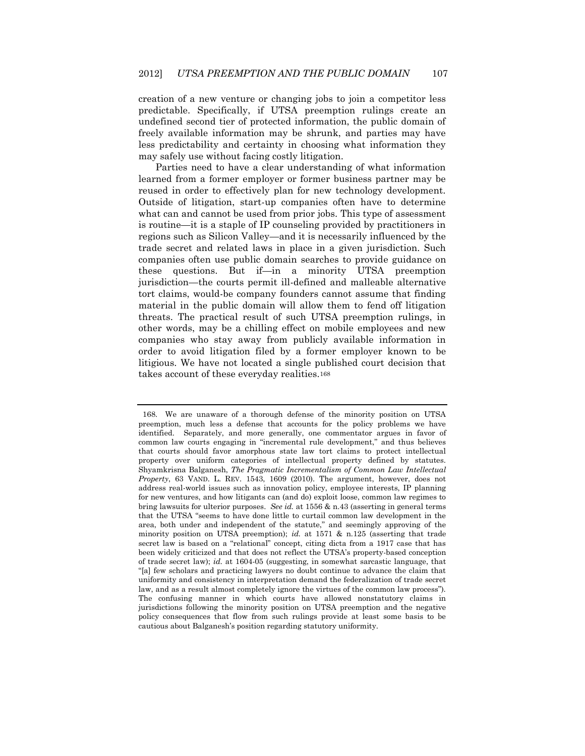creation of a new venture or changing jobs to join a competitor less predictable. Specifically, if UTSA preemption rulings create an undefined second tier of protected information, the public domain of freely available information may be shrunk, and parties may have less predictability and certainty in choosing what information they may safely use without facing costly litigation.

Parties need to have a clear understanding of what information learned from a former employer or former business partner may be reused in order to effectively plan for new technology development. Outside of litigation, start-up companies often have to determine what can and cannot be used from prior jobs. This type of assessment is routine—it is a staple of IP counseling provided by practitioners in regions such as Silicon Valley—and it is necessarily influenced by the trade secret and related laws in place in a given jurisdiction. Such companies often use public domain searches to provide guidance on these questions. But if—in a minority UTSA preemption jurisdiction—the courts permit ill-defined and malleable alternative tort claims, would-be company founders cannot assume that finding material in the public domain will allow them to fend off litigation threats. The practical result of such UTSA preemption rulings, in other words, may be a chilling effect on mobile employees and new companies who stay away from publicly available information in order to avoid litigation filed by a former employer known to be litigious. We have not located a single published court decision that takes account of these everyday realities.[168]

---

168. We are unaware of a thorough defense of the minority position on UTSA preemption, much less a defense that accounts for the policy problems we have identified. Separately, and more generally, one commentator argues in favor of common law courts engaging in "incremental rule development," and thus believes that courts should favor amorphous state law tort claims to protect intellectual property over uniform categories of intellectual property defined by statutes. Shyamkrisna Balganesh, *The Pragmatic Incrementalism of Common Law Intellectual Property*, 63 VAND. L. REV. 1543, 1609 (2010). The argument, however, does not address real-world issues such as innovation policy, employee interests, IP planning for new ventures, and how litigants can (and do) exploit loose, common law regimes to bring lawsuits for ulterior purposes. *See id.* at 1556 & n.43 (asserting in general terms that the UTSA "seems to have done little to curtail common law development in the area, both under and independent of the statute," and seemingly approving of the minority position on UTSA preemption); *id.* at 1571 & n.125 (asserting that trade secret law is based on a "relational" concept, citing dicta from a 1917 case that has been widely criticized and that does not reflect the UTSA's property-based conception of trade secret law); *id.* at 1604-05 (suggesting, in somewhat sarcastic language, that "[a] few scholars and practicing lawyers no doubt continue to advance the claim that uniformity and consistency in interpretation demand the federalization of trade secret law, and as a result almost completely ignore the virtues of the common law process"). The confusing manner in which courts have allowed nonstatutory claims in jurisdictions following the minority position on UTSA preemption and the negative policy consequences that flow from such rulings provide at least some basis to be cautious about Balganesh's position regarding statutory uniformity.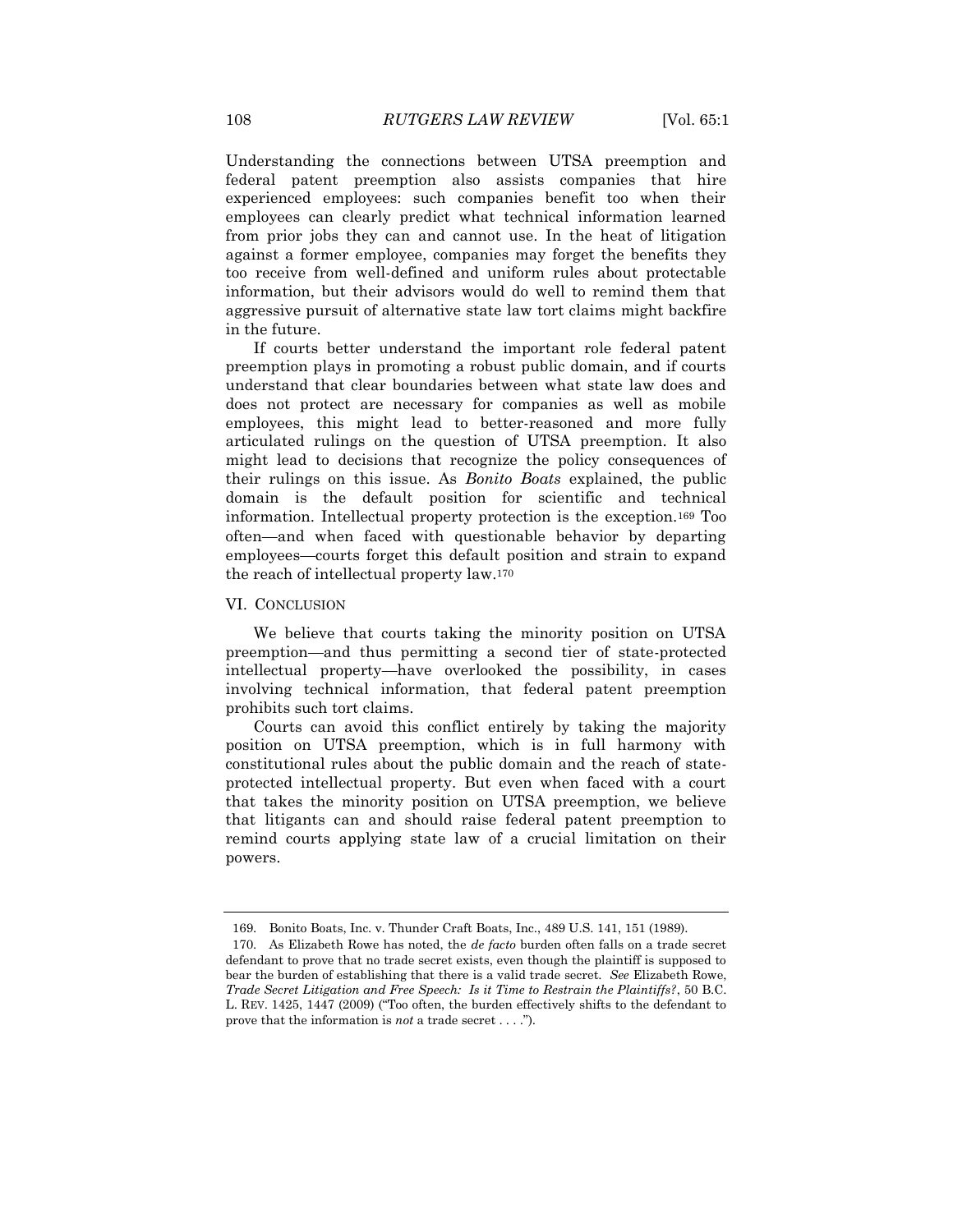Understanding the connections between UTSA preemption and federal patent preemption also assists companies that hire experienced employees: such companies benefit too when their employees can clearly predict what technical information learned from prior jobs they can and cannot use. In the heat of litigation against a former employee, companies may forget the benefits they too receive from well-defined and uniform rules about protectable information, but their advisors would do well to remind them that aggressive pursuit of alternative state law tort claims might backfire in the future.

If courts better understand the important role federal patent preemption plays in promoting a robust public domain, and if courts understand that clear boundaries between what state law does and does not protect are necessary for companies as well as mobile employees, this might lead to better-reasoned and more fully articulated rulings on the question of UTSA preemption. It also might lead to decisions that recognize the policy consequences of their rulings on this issue. As *Bonito Boats* explained, the public domain is the default position for scientific and technical information. Intellectual property protection is the exception.[169] Too often—and when faced with questionable behavior by departing employees—courts forget this default position and strain to expand the reach of intellectual property law.[170]

## VI. CONCLUSION

We believe that courts taking the minority position on UTSA preemption—and thus permitting a second tier of state-protected intellectual property—have overlooked the possibility, in cases involving technical information, that federal patent preemption prohibits such tort claims.

Courts can avoid this conflict entirely by taking the majority position on UTSA preemption, which is in full harmony with constitutional rules about the public domain and the reach of state-protected intellectual property. But even when faced with a court that takes the minority position on UTSA preemption, we believe that litigants can and should raise federal patent preemption to remind courts applying state law of a crucial limitation on their powers.

---

169. Bonito Boats, Inc. v. Thunder Craft Boats, Inc., 489 U.S. 141, 151 (1989).

170. As Elizabeth Rowe has noted, the *de facto* burden often falls on a trade secret defendant to prove that no trade secret exists, even though the plaintiff is supposed to bear the burden of establishing that there is a valid trade secret. *See* Elizabeth Rowe, *Trade Secret Litigation and Free Speech: Is it Time to Restrain the Plaintiffs?*, 50 B.C. L. REV. 1425, 1447 (2009) ("Too often, the burden effectively shifts to the defendant to prove that the information is *not* a trade secret . . . .").